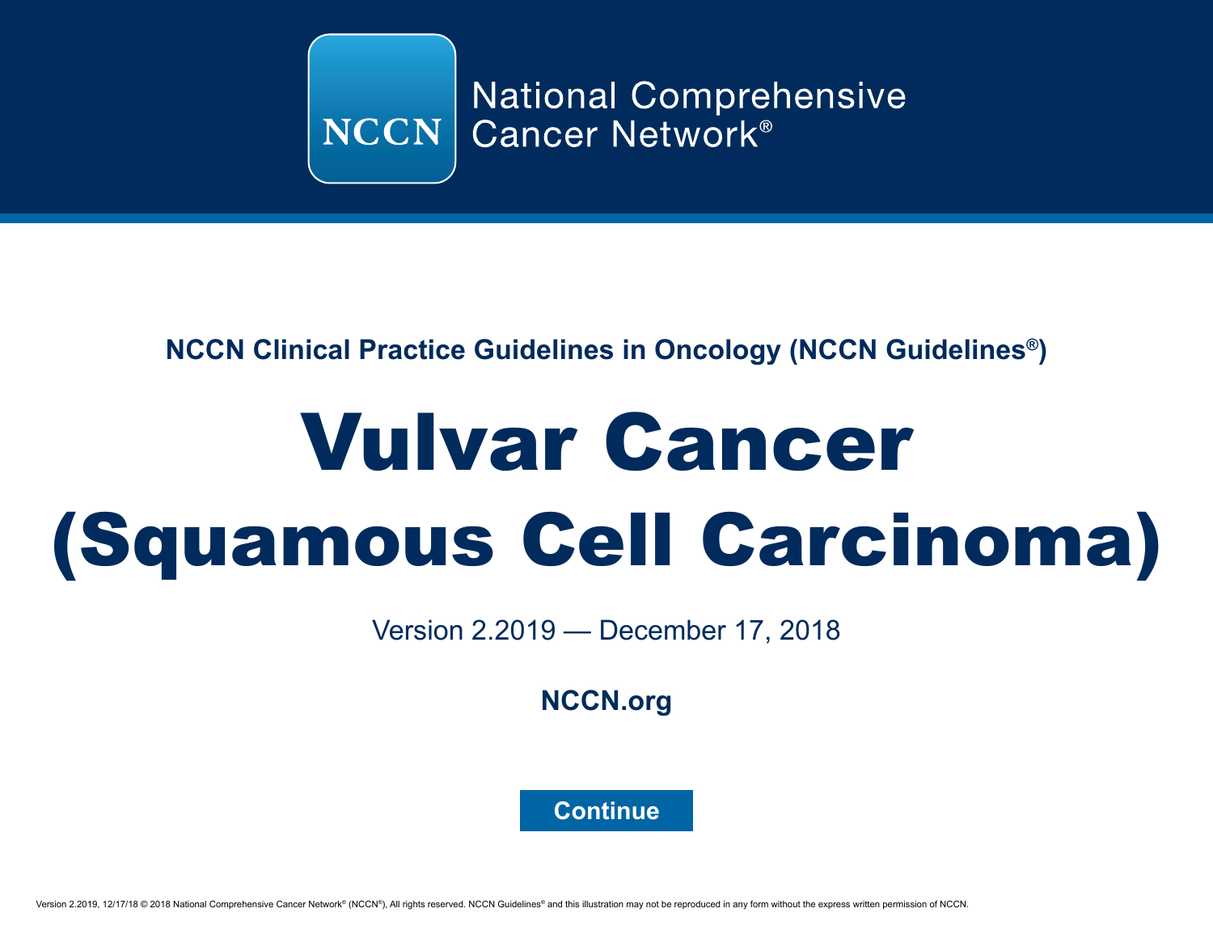National Comprehensive Cancer Network®

**NCCN Clinical Practice Guidelines in Oncology (NCCN Guidelines®)**

# Vulvar Cancer (Squamous Cell Carcinoma)

Version 2.2019 — December 17, 2018

**NCCN.org**

**Continue**

Version 2.2019, 12/17/18 © 2018 National Comprehensive Cancer Network® (NCCN®), All rights reserved. NCCN Guidelines® and this illustration may not be reproduced in any form without the express written permission of NCCN.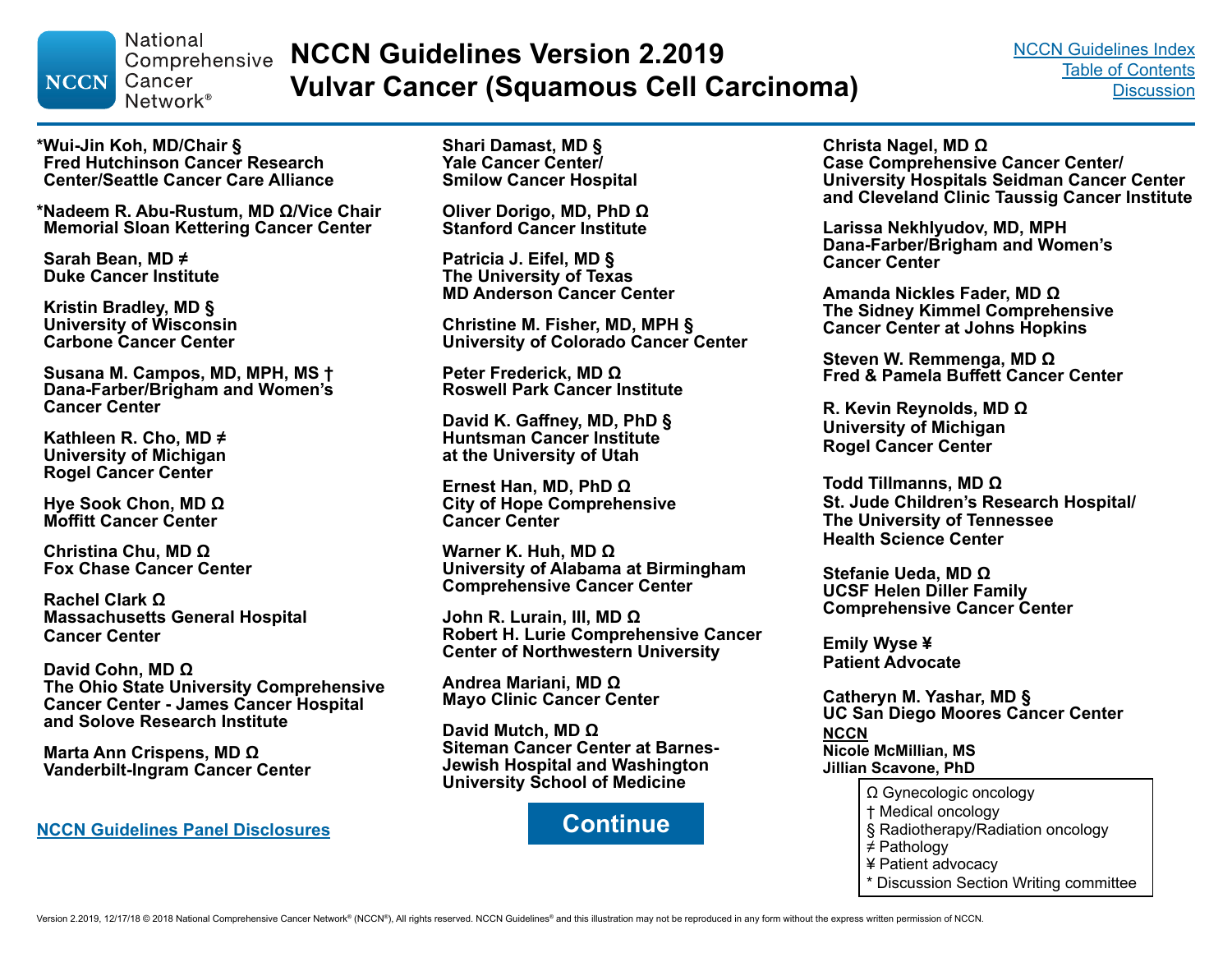# NCCN Guidelines Version 2.2019
# Vulvar Cancer (Squamous Cell Carcinoma)

NCCN Guidelines Index
Table of Contents
Discussion

**\*Wui-Jin Koh, MD/Chair §**
**Fred Hutchinson Cancer Research Center/Seattle Cancer Care Alliance**

**\*Nadeem R. Abu-Rustum, MD Ω/Vice Chair**
**Memorial Sloan Kettering Cancer Center**

**Sarah Bean, MD ≠**
**Duke Cancer Institute**

**Kristin Bradley, MD §**
**University of Wisconsin Carbone Cancer Center**

**Susana M. Campos, MD, MPH, MS †**
**Dana-Farber/Brigham and Women's Cancer Center**

**Kathleen R. Cho, MD ≠**
**University of Michigan Rogel Cancer Center**

**Hye Sook Chon, MD Ω**
**Moffitt Cancer Center**

**Christina Chu, MD Ω**
**Fox Chase Cancer Center**

**Rachel Clark Ω**
**Massachusetts General Hospital Cancer Center**

**David Cohn, MD Ω**
**The Ohio State University Comprehensive Cancer Center - James Cancer Hospital and Solove Research Institute**

**Marta Ann Crispens, MD Ω**
**Vanderbilt-Ingram Cancer Center**

**Shari Damast, MD §**
**Yale Cancer Center/ Smilow Cancer Hospital**

**Oliver Dorigo, MD, PhD Ω**
**Stanford Cancer Institute**

**Patricia J. Eifel, MD §**
**The University of Texas MD Anderson Cancer Center**

**Christine M. Fisher, MD, MPH §**
**University of Colorado Cancer Center**

**Peter Frederick, MD Ω**
**Roswell Park Cancer Institute**

**David K. Gaffney, MD, PhD §**
**Huntsman Cancer Institute at the University of Utah**

**Ernest Han, MD, PhD Ω**
**City of Hope Comprehensive Cancer Center**

**Warner K. Huh, MD Ω**
**University of Alabama at Birmingham Comprehensive Cancer Center**

**John R. Lurain, III, MD Ω**
**Robert H. Lurie Comprehensive Cancer Center of Northwestern University**

**Andrea Mariani, MD Ω**
**Mayo Clinic Cancer Center**

**David Mutch, MD Ω**
**Siteman Cancer Center at Barnes-Jewish Hospital and Washington University School of Medicine**

**Christa Nagel, MD Ω**
**Case Comprehensive Cancer Center/ University Hospitals Seidman Cancer Center and Cleveland Clinic Taussig Cancer Institute**

**Larissa Nekhlyudov, MD, MPH**
**Dana-Farber/Brigham and Women's Cancer Center**

**Amanda Nickles Fader, MD Ω**
**The Sidney Kimmel Comprehensive Cancer Center at Johns Hopkins**

**Steven W. Remmenga, MD Ω**
**Fred & Pamela Buffett Cancer Center**

**R. Kevin Reynolds, MD Ω**
**University of Michigan Rogel Cancer Center**

**Todd Tillmanns, MD Ω**
**St. Jude Children's Research Hospital/ The University of Tennessee Health Science Center**

**Stefanie Ueda, MD Ω**
**UCSF Helen Diller Family Comprehensive Cancer Center**

**Emily Wyse ¥**
**Patient Advocate**

**Catheryn M. Yashar, MD §**
**UC San Diego Moores Cancer Center**

**NCCN**
**Nicole McMillian, MS**
**Jillian Scavone, PhD**

Ω Gynecologic oncology
† Medical oncology
§ Radiotherapy/Radiation oncology
≠ Pathology
¥ Patient advocacy
\* Discussion Section Writing committee

NCCN Guidelines Panel Disclosures

Continue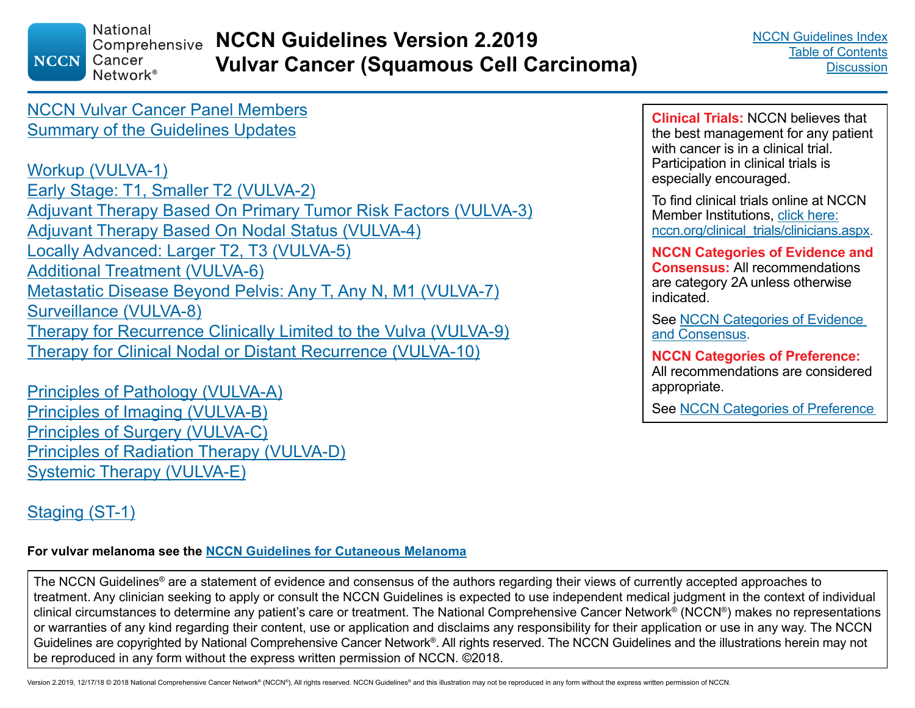# NCCN Guidelines Version 2.2019
# Vulvar Cancer (Squamous Cell Carcinoma)

NCCN Guidelines Index
Table of Contents
Discussion

NCCN Vulvar Cancer Panel Members
Summary of the Guidelines Updates

Workup (VULVA-1)
Early Stage: T1, Smaller T2 (VULVA-2)
Adjuvant Therapy Based On Primary Tumor Risk Factors (VULVA-3)
Adjuvant Therapy Based On Nodal Status (VULVA-4)
Locally Advanced: Larger T2, T3 (VULVA-5)
Additional Treatment (VULVA-6)
Metastatic Disease Beyond Pelvis: Any T, Any N, M1 (VULVA-7)
Surveillance (VULVA-8)
Therapy for Recurrence Clinically Limited to the Vulva (VULVA-9)
Therapy for Clinical Nodal or Distant Recurrence (VULVA-10)

Principles of Pathology (VULVA-A)
Principles of Imaging (VULVA-B)
Principles of Surgery (VULVA-C)
Principles of Radiation Therapy (VULVA-D)
Systemic Therapy (VULVA-E)

Staging (ST-1)

**Clinical Trials:** NCCN believes that the best management for any patient with cancer is in a clinical trial. Participation in clinical trials is especially encouraged.

To find clinical trials online at NCCN Member Institutions, click here: nccn.org/clinical_trials/clinicians.aspx.

**NCCN Categories of Evidence and Consensus:** All recommendations are category 2A unless otherwise indicated.

See NCCN Categories of Evidence and Consensus.

**NCCN Categories of Preference:** All recommendations are considered appropriate.

See NCCN Categories of Preference

**For vulvar melanoma see the NCCN Guidelines for Cutaneous Melanoma**

The NCCN Guidelines® are a statement of evidence and consensus of the authors regarding their views of currently accepted approaches to treatment. Any clinician seeking to apply or consult the NCCN Guidelines is expected to use independent medical judgment in the context of individual clinical circumstances to determine any patient's care or treatment. The National Comprehensive Cancer Network® (NCCN®) makes no representations or warranties of any kind regarding their content, use or application and disclaims any responsibility for their application or use in any way. The NCCN Guidelines are copyrighted by National Comprehensive Cancer Network®. All rights reserved. The NCCN Guidelines and the illustrations herein may not be reproduced in any form without the express written permission of NCCN. ©2018.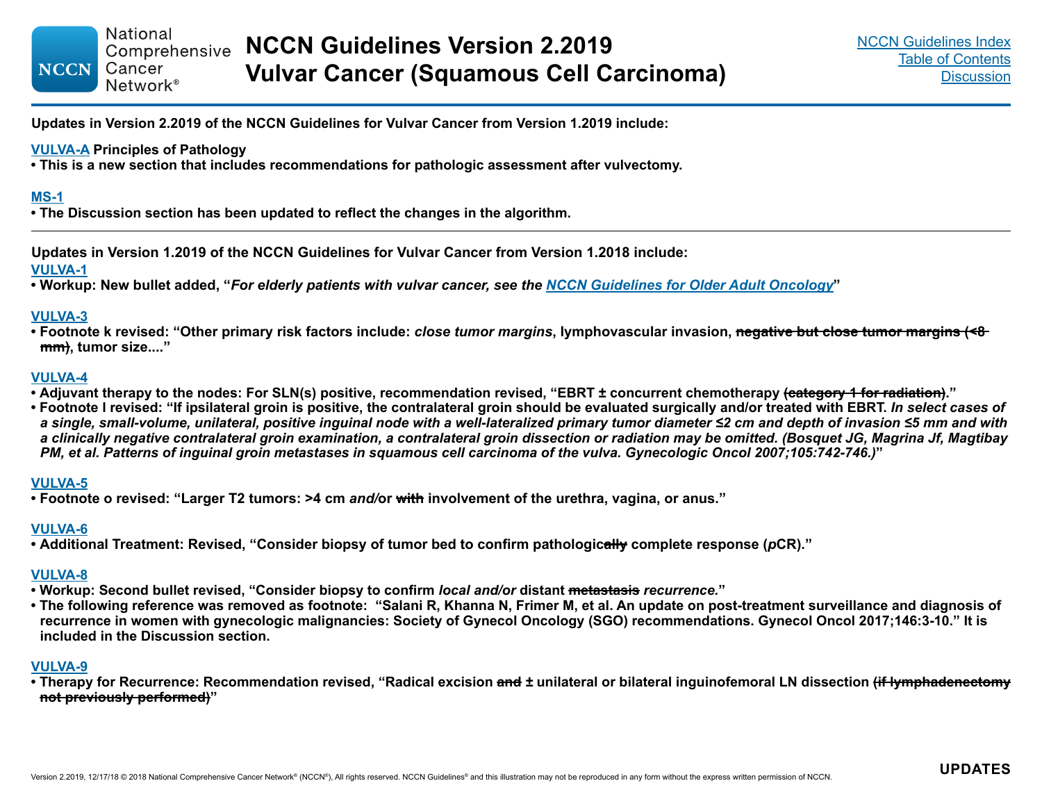**Updates in Version 2.2019 of the NCCN Guidelines for Vulvar Cancer from Version 1.2019 include:**

**VULVA-A Principles of Pathology**
- **This is a new section that includes recommendations for pathologic assessment after vulvectomy.**

**MS-1**
- **The Discussion section has been updated to reflect the changes in the algorithm.**

---

**Updates in Version 1.2019 of the NCCN Guidelines for Vulvar Cancer from Version 1.2018 include:**

**VULVA-1**
- **Workup: New bullet added, "*For elderly patients with vulvar cancer, see the NCCN Guidelines for Older Adult Oncology*"**

**VULVA-3**
- **Footnote k revised: "Other primary risk factors include: *close tumor margins*, lymphovascular invasion, ~~negative but close tumor margins (<8 mm)~~, tumor size...."**

**VULVA-4**
- **Adjuvant therapy to the nodes: For SLN(s) positive, recommendation revised, "EBRT ± concurrent chemotherapy ~~(category 1 for radiation)~~."**
- **Footnote l revised: "If ipsilateral groin is positive, the contralateral groin should be evaluated surgically and/or treated with EBRT. *In select cases of a single, small-volume, unilateral, positive inguinal node with a well-lateralized primary tumor diameter ≤2 cm and depth of invasion ≤5 mm and with a clinically negative contralateral groin examination, a contralateral groin dissection or radiation may be omitted. (Bosquet JG, Magrina Jf, Magtibay PM, et al. Patterns of inguinal groin metastases in squamous cell carcinoma of the vulva. Gynecologic Oncol 2007;105:742-746.)*"**

**VULVA-5**
- **Footnote o revised: "Larger T2 tumors: >4 cm *and/*or ~~with~~ involvement of the urethra, vagina, or anus."**

**VULVA-6**
- **Additional Treatment: Revised, "Consider biopsy of tumor bed to confirm pathologic~~ally~~ complete response (*p*CR)."**

**VULVA-8**
- **Workup: Second bullet revised, "Consider biopsy to confirm *local and/or* distant ~~metastasis~~ *recurrence.*"**
- **The following reference was removed as footnote: "Salani R, Khanna N, Frimer M, et al. An update on post-treatment surveillance and diagnosis of recurrence in women with gynecologic malignancies: Society of Gynecol Oncology (SGO) recommendations. Gynecol Oncol 2017;146:3-10." It is included in the Discussion section.**

**VULVA-9**
- **Therapy for Recurrence: Recommendation revised, "Radical excision ~~and~~ ± unilateral or bilateral inguinofemoral LN dissection ~~(if lymphadenectomy not previously performed)~~"**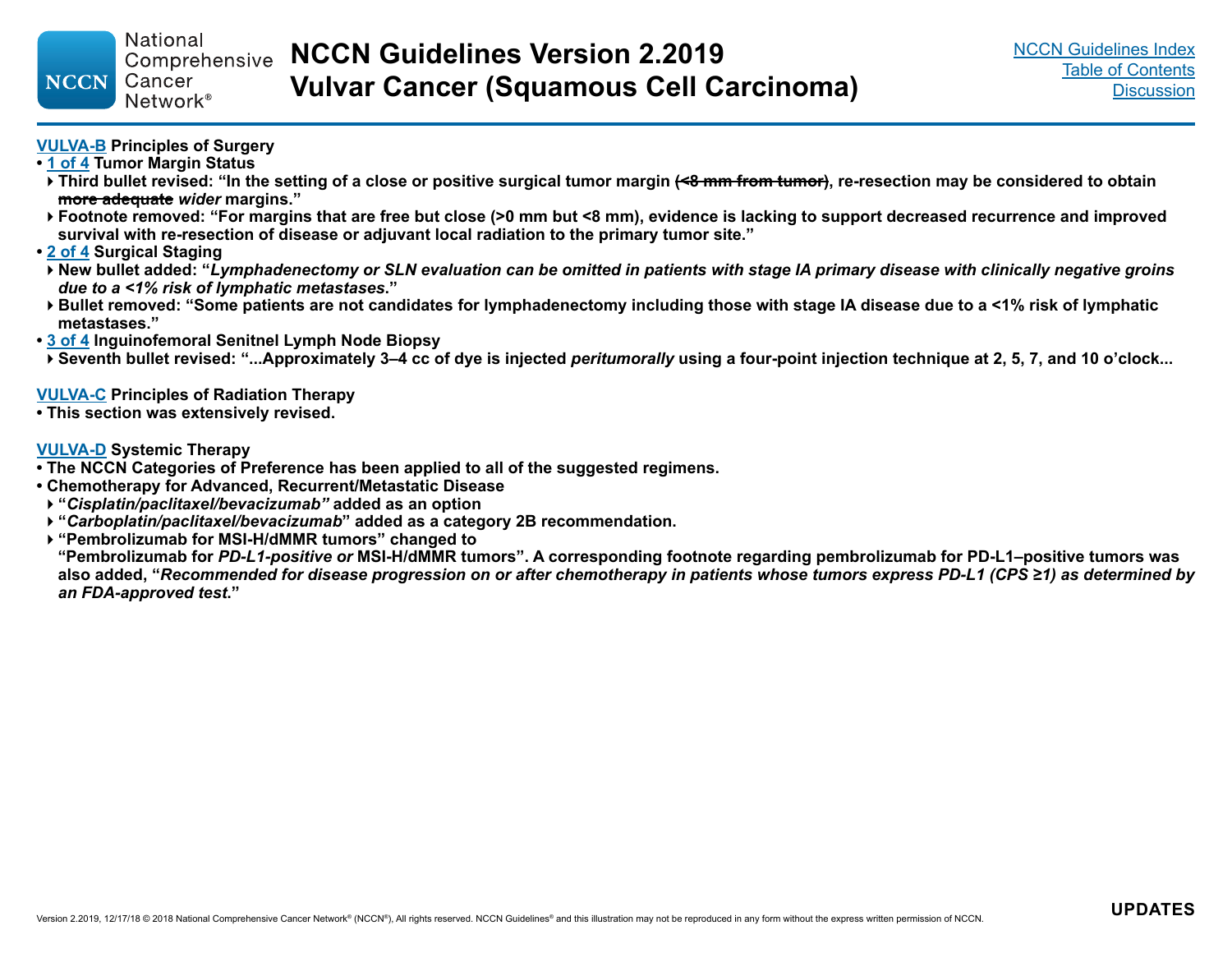**VULVA-B Principles of Surgery**

- **1 of 4 Tumor Margin Status**
  - **Third bullet revised: "In the setting of a close or positive surgical tumor margin ~~(<8 mm from tumor)~~, re-resection may be considered to obtain ~~more adequate~~ *wider* margins."**
  - **Footnote removed: "For margins that are free but close (>0 mm but <8 mm), evidence is lacking to support decreased recurrence and improved survival with re-resection of disease or adjuvant local radiation to the primary tumor site."**
- **2 of 4 Surgical Staging**
  - **New bullet added: "*Lymphadenectomy or SLN evaluation can be omitted in patients with stage IA primary disease with clinically negative groins due to a <1% risk of lymphatic metastases*."**
  - **Bullet removed: "Some patients are not candidates for lymphadenectomy including those with stage IA disease due to a <1% risk of lymphatic metastases."**
- **3 of 4 Inguinofemoral Senitnel Lymph Node Biopsy**
  - **Seventh bullet revised: "...Approximately 3–4 cc of dye is injected *peritumorally* using a four-point injection technique at 2, 5, 7, and 10 o'clock...**

**VULVA-C Principles of Radiation Therapy**

- **This section was extensively revised.**

**VULVA-D Systemic Therapy**

- **The NCCN Categories of Preference has been applied to all of the suggested regimens.**
- **Chemotherapy for Advanced, Recurrent/Metastatic Disease**
  - **"*Cisplatin/paclitaxel/bevacizumab"* added as an option**
  - **"*Carboplatin/paclitaxel/bevacizumab*" added as a category 2B recommendation.**
  - **"Pembrolizumab for MSI-H/dMMR tumors" changed to "Pembrolizumab for *PD-L1-positive or* MSI-H/dMMR tumors". A corresponding footnote regarding pembrolizumab for PD-L1–positive tumors was also added, "*Recommended for disease progression on or after chemotherapy in patients whose tumors express PD-L1 (CPS ≥1) as determined by an FDA-approved test*."**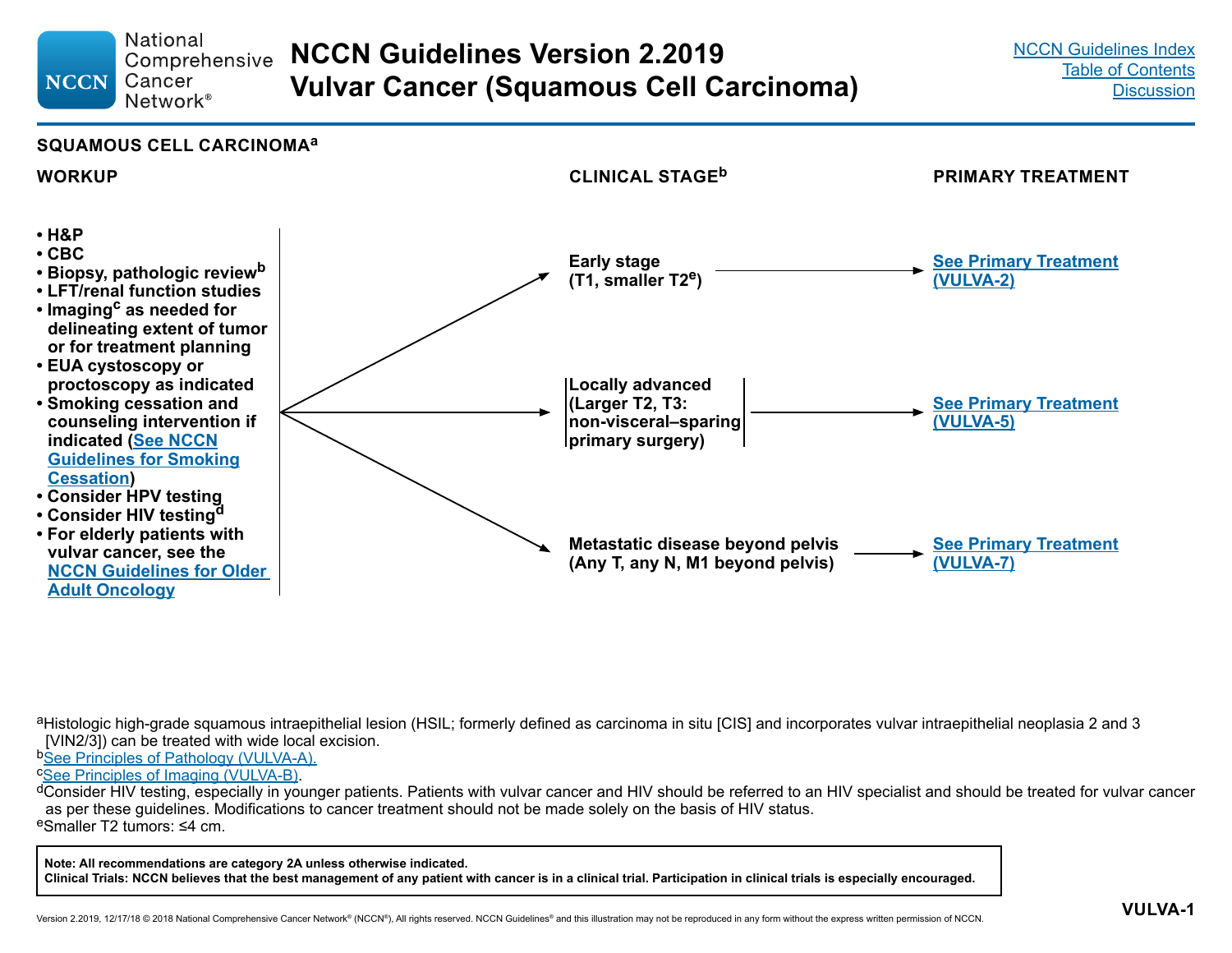## SQUAMOUS CELL CARCINOMA[a]

### WORKUP

- H&P
- CBC
- Biopsy, pathologic review[b]
- LFT/renal function studies
- Imaging[c] as needed for delineating extent of tumor or for treatment planning
- EUA cystoscopy or proctoscopy as indicated
- Smoking cessation and counseling intervention if indicated (See NCCN Guidelines for Smoking Cessation)
- Consider HPV testing
- Consider HIV testing[d]
- For elderly patients with vulvar cancer, see the NCCN Guidelines for Older Adult Oncology

| CLINICAL STAGE[b] | PRIMARY TREATMENT |
| --- | --- |
| Early stage (T1, smaller T2[e]) | See Primary Treatment (VULVA-2) |
| Locally advanced (Larger T2, T3: non-visceral–sparing primary surgery) | See Primary Treatment (VULVA-5) |
| Metastatic disease beyond pelvis (Any T, any N, M1 beyond pelvis) | See Primary Treatment (VULVA-7) |

[a]Histologic high-grade squamous intraepithelial lesion (HSIL; formerly defined as carcinoma in situ [CIS] and incorporates vulvar intraepithelial neoplasia 2 and 3 [VIN2/3]) can be treated with wide local excision.
[b]See Principles of Pathology (VULVA-A).
[c]See Principles of Imaging (VULVA-B).
[d]Consider HIV testing, especially in younger patients. Patients with vulvar cancer and HIV should be referred to an HIV specialist and should be treated for vulvar cancer as per these guidelines. Modifications to cancer treatment should not be made solely on the basis of HIV status.
[e]Smaller T2 tumors: ≤4 cm.

**Note: All recommendations are category 2A unless otherwise indicated.**
**Clinical Trials: NCCN believes that the best management of any patient with cancer is in a clinical trial. Participation in clinical trials is especially encouraged.**

VULVA-1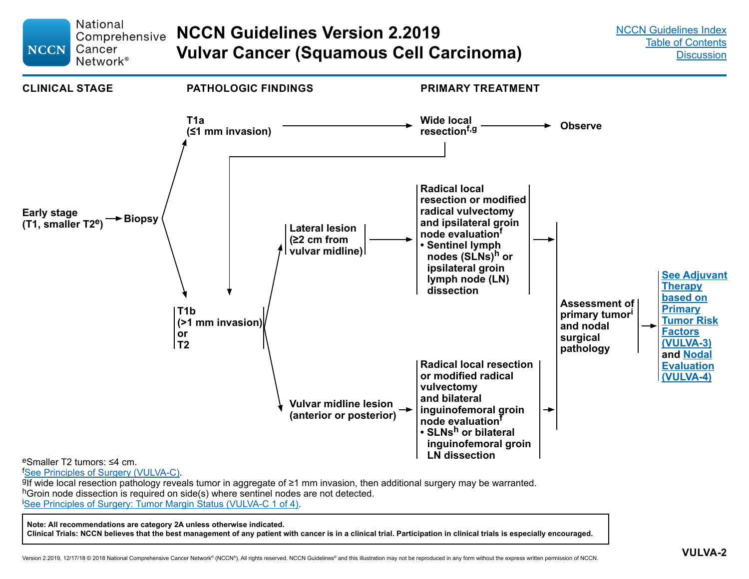# NCCN Guidelines Version 2.2019
# Vulvar Cancer (Squamous Cell Carcinoma)

NCCN Guidelines Index
Table of Contents
Discussion

| CLINICAL STAGE | PATHOLOGIC FINDINGS | | PRIMARY TREATMENT | |
|---|---|---|---|---|
| **Early stage (T1, smaller T2[e])** → **Biopsy** | **T1a (≤1 mm invasion)** | | → **Wide local resection[f,g]** | → **Observe** |
| | **T1b (>1 mm invasion) or T2** (includes T1a after wide local resection) | **Lateral lesion (≥2 cm from vulvar midline)** | → **Radical local resection or modified radical vulvectomy and ipsilateral groin node evaluation[f]**<br>• **Sentinel lymph nodes (SLNs)[h] or ipsilateral groin lymph node (LN) dissection** | → **Assessment of primary tumor[i] and nodal surgical pathology** → **See Adjuvant Therapy based on Primary Tumor Risk Factors (VULVA-3) and Nodal Evaluation (VULVA-4)** |
| | | **Vulvar midline lesion (anterior or posterior)** | → **Radical local resection or modified radical vulvectomy and bilateral inguinofemoral groin node evaluation[f]**<br>• **SLNs[h] or bilateral inguinofemoral groin LN dissection** | → **Assessment of primary tumor[i] and nodal surgical pathology** → **See Adjuvant Therapy based on Primary Tumor Risk Factors (VULVA-3) and Nodal Evaluation (VULVA-4)** |

[e]Smaller T2 tumors: ≤4 cm.
[f]See Principles of Surgery (VULVA-C).
[g]If wide local resection pathology reveals tumor in aggregate of ≥1 mm invasion, then additional surgery may be warranted.
[h]Groin node dissection is required on side(s) where sentinel nodes are not detected.
[i]See Principles of Surgery: Tumor Margin Status (VULVA-C 1 of 4).

**Note: All recommendations are category 2A unless otherwise indicated.**
**Clinical Trials: NCCN believes that the best management of any patient with cancer is in a clinical trial. Participation in clinical trials is especially encouraged.**

VULVA-2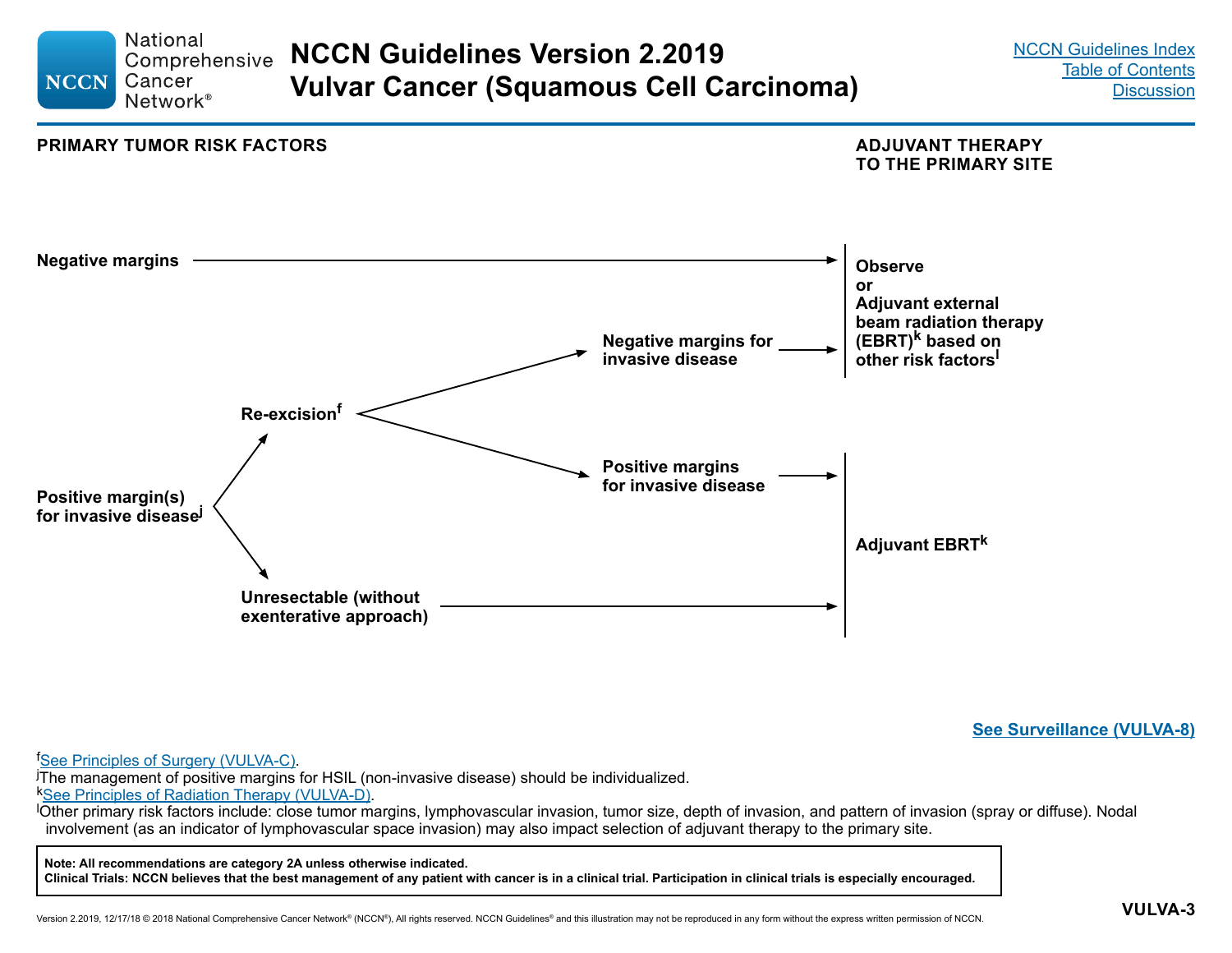## PRIMARY TUMOR RISK FACTORS → ADJUVANT THERAPY TO THE PRIMARY SITE

- **Negative margins** → **Observe or Adjuvant external beam radiation therapy (EBRT)[k] based on other risk factors[l]**
- **Positive margin(s) for invasive disease[j]**
  - **Re-excision[f]**
    - **Negative margins for invasive disease** → **Observe or Adjuvant external beam radiation therapy (EBRT)[k] based on other risk factors[l]**
    - **Positive margins for invasive disease** → **Adjuvant EBRT[k]**
  - **Unresectable (without exenterative approach)** → **Adjuvant EBRT[k]**

**See Surveillance (VULVA-8)**

[f] See Principles of Surgery (VULVA-C).

[j] The management of positive margins for HSIL (non-invasive disease) should be individualized.

[k] See Principles of Radiation Therapy (VULVA-D).

[l] Other primary risk factors include: close tumor margins, lymphovascular invasion, tumor size, depth of invasion, and pattern of invasion (spray or diffuse). Nodal involvement (as an indicator of lymphovascular space invasion) may also impact selection of adjuvant therapy to the primary site.

**Note: All recommendations are category 2A unless otherwise indicated.**
**Clinical Trials: NCCN believes that the best management of any patient with cancer is in a clinical trial. Participation in clinical trials is especially encouraged.**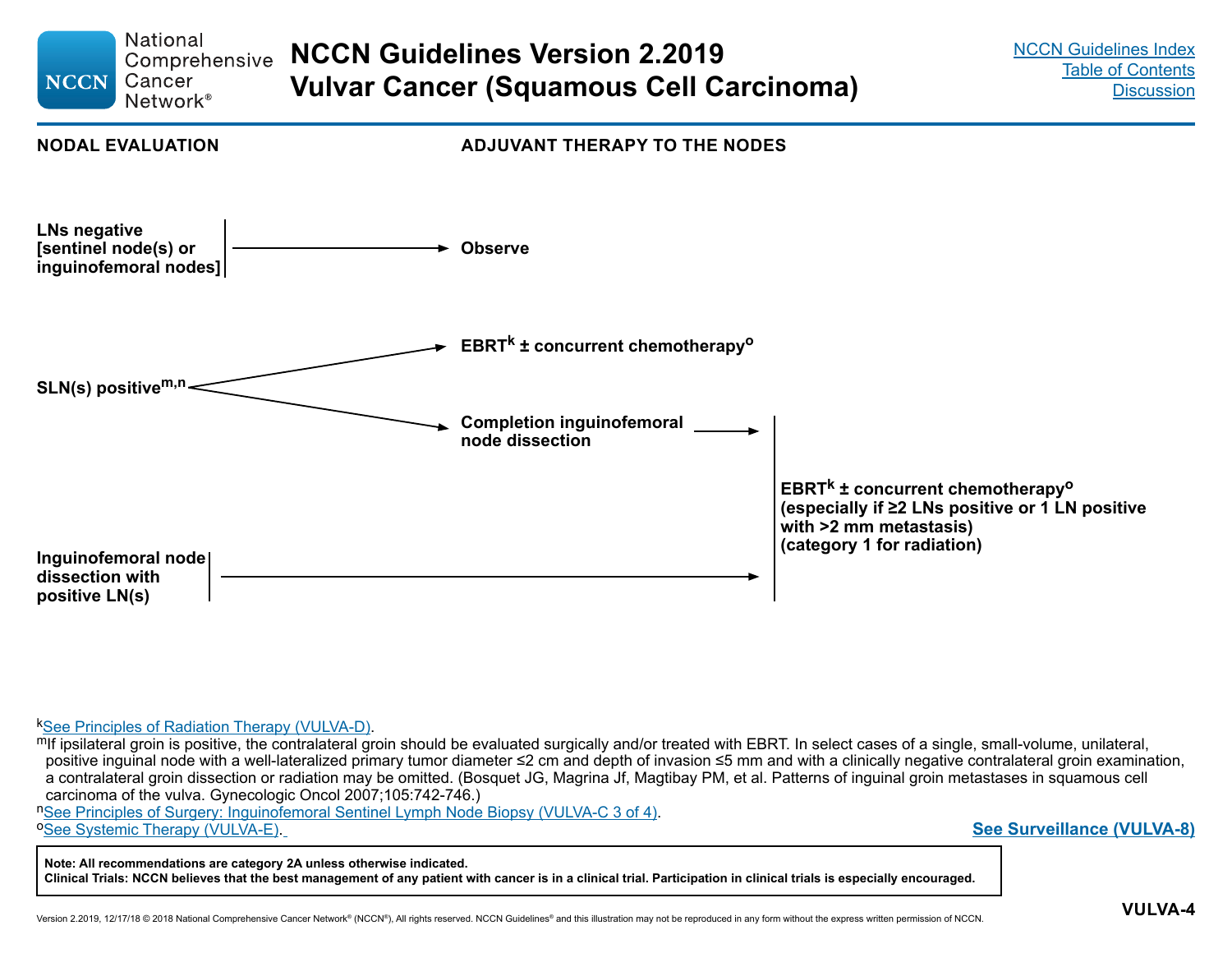# NCCN Guidelines Version 2.2019 Vulvar Cancer (Squamous Cell Carcinoma)

NCCN Guidelines Index
Table of Contents
Discussion

## NODAL EVALUATION → ADJUVANT THERAPY TO THE NODES

**LNs negative [sentinel node(s) or inguinofemoral nodes]** → **Observe**

**SLN(s) positive[m,n]**
- → **EBRT[k] ± concurrent chemotherapy[o]**
- → **Completion inguinofemoral node dissection** → **EBRT[k] ± concurrent chemotherapy[o] (especially if ≥2 LNs positive or 1 LN positive with >2 mm metastasis) (category 1 for radiation)**

**Inguinofemoral node dissection with positive LN(s)** → **EBRT[k] ± concurrent chemotherapy[o] (especially if ≥2 LNs positive or 1 LN positive with >2 mm metastasis) (category 1 for radiation)**

[k] See Principles of Radiation Therapy (VULVA-D).

[m] If ipsilateral groin is positive, the contralateral groin should be evaluated surgically and/or treated with EBRT. In select cases of a single, small-volume, unilateral, positive inguinal node with a well-lateralized primary tumor diameter ≤2 cm and depth of invasion ≤5 mm and with a clinically negative contralateral groin examination, a contralateral groin dissection or radiation may be omitted. (Bosquet JG, Magrina Jf, Magtibay PM, et al. Patterns of inguinal groin metastases in squamous cell carcinoma of the vulva. Gynecologic Oncol 2007;105:742-746.)

[n] See Principles of Surgery: Inguinofemoral Sentinel Lymph Node Biopsy (VULVA-C 3 of 4).

[o] See Systemic Therapy (VULVA-E).

**See Surveillance (VULVA-8)**

**Note: All recommendations are category 2A unless otherwise indicated.**
**Clinical Trials: NCCN believes that the best management of any patient with cancer is in a clinical trial. Participation in clinical trials is especially encouraged.**

VULVA-4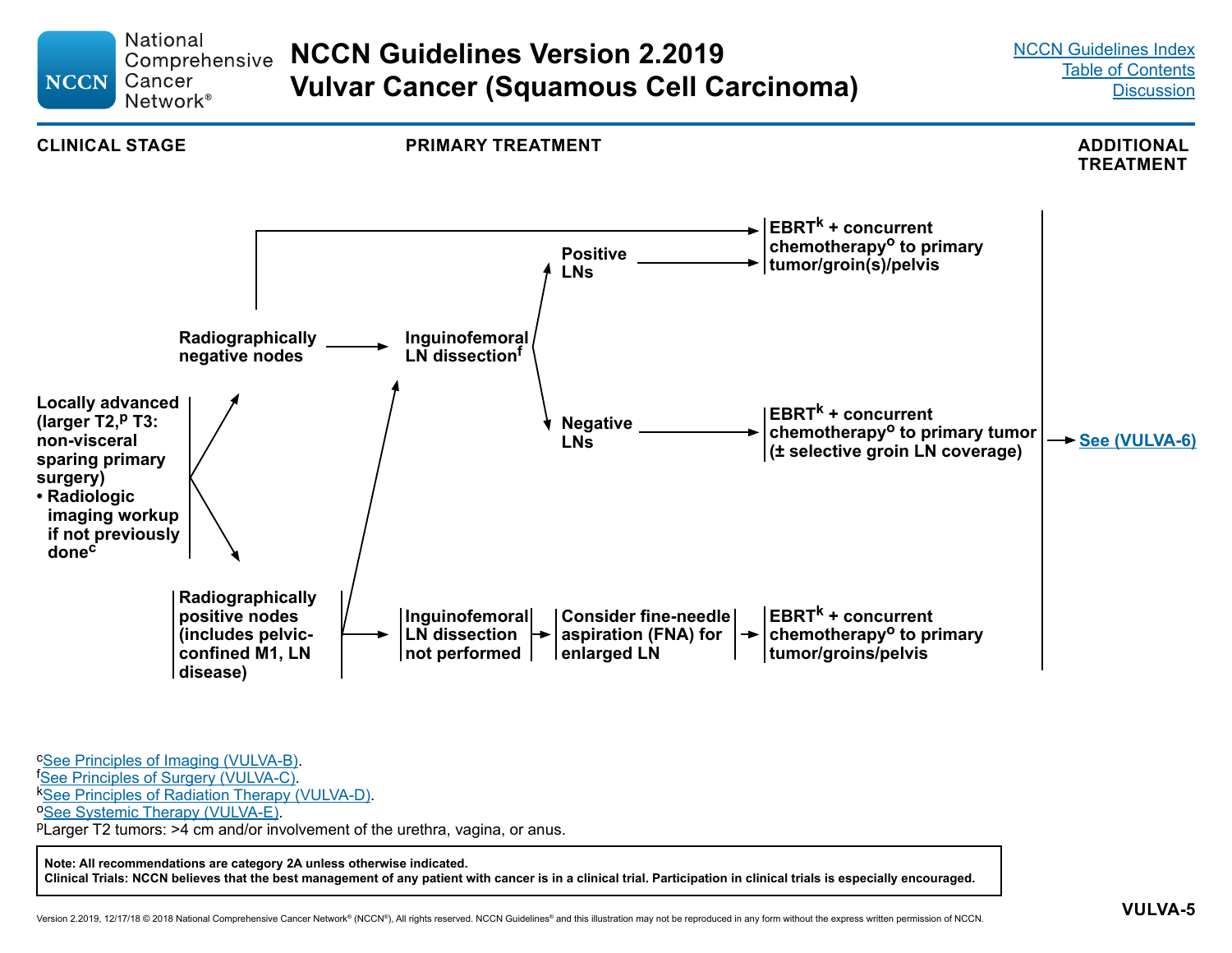# NCCN Guidelines Version 2.2019
# Vulvar Cancer (Squamous Cell Carcinoma)

NCCN Guidelines Index
Table of Contents
Discussion

**CLINICAL STAGE** | **PRIMARY TREATMENT** | **ADDITIONAL TREATMENT**

**Locally advanced (larger T2,[p] T3: non-visceral sparing primary surgery)**
- **Radiologic imaging workup if not previously done[c]**

→ **Radiographically negative nodes**
- → **EBRT[k] + concurrent chemotherapy[o] to primary tumor/groin(s)/pelvis** → See (VULVA-6)
- → **Inguinofemoral LN dissection[f]**
  - → **Positive LNs** → **EBRT[k] + concurrent chemotherapy[o] to primary tumor/groin(s)/pelvis** → See (VULVA-6)
  - → **Negative LNs** → **EBRT[k] + concurrent chemotherapy[o] to primary tumor (± selective groin LN coverage)** → See (VULVA-6)

→ **Radiographically positive nodes (includes pelvic-confined M1, LN disease)**
- → **Inguinofemoral LN dissection[f]**
  - → **Positive LNs** → **EBRT[k] + concurrent chemotherapy[o] to primary tumor/groin(s)/pelvis** → See (VULVA-6)
  - → **Negative LNs** → **EBRT[k] + concurrent chemotherapy[o] to primary tumor (± selective groin LN coverage)** → See (VULVA-6)
- → **Inguinofemoral LN dissection not performed** → **Consider fine-needle aspiration (FNA) for enlarged LN** → **EBRT[k] + concurrent chemotherapy[o] to primary tumor/groins/pelvis** → See (VULVA-6)

[c] See Principles of Imaging (VULVA-B).
[f] See Principles of Surgery (VULVA-C).
[k] See Principles of Radiation Therapy (VULVA-D).
[o] See Systemic Therapy (VULVA-E).
[p] Larger T2 tumors: >4 cm and/or involvement of the urethra, vagina, or anus.

**Note: All recommendations are category 2A unless otherwise indicated.**
**Clinical Trials: NCCN believes that the best management of any patient with cancer is in a clinical trial. Participation in clinical trials is especially encouraged.**

VULVA-5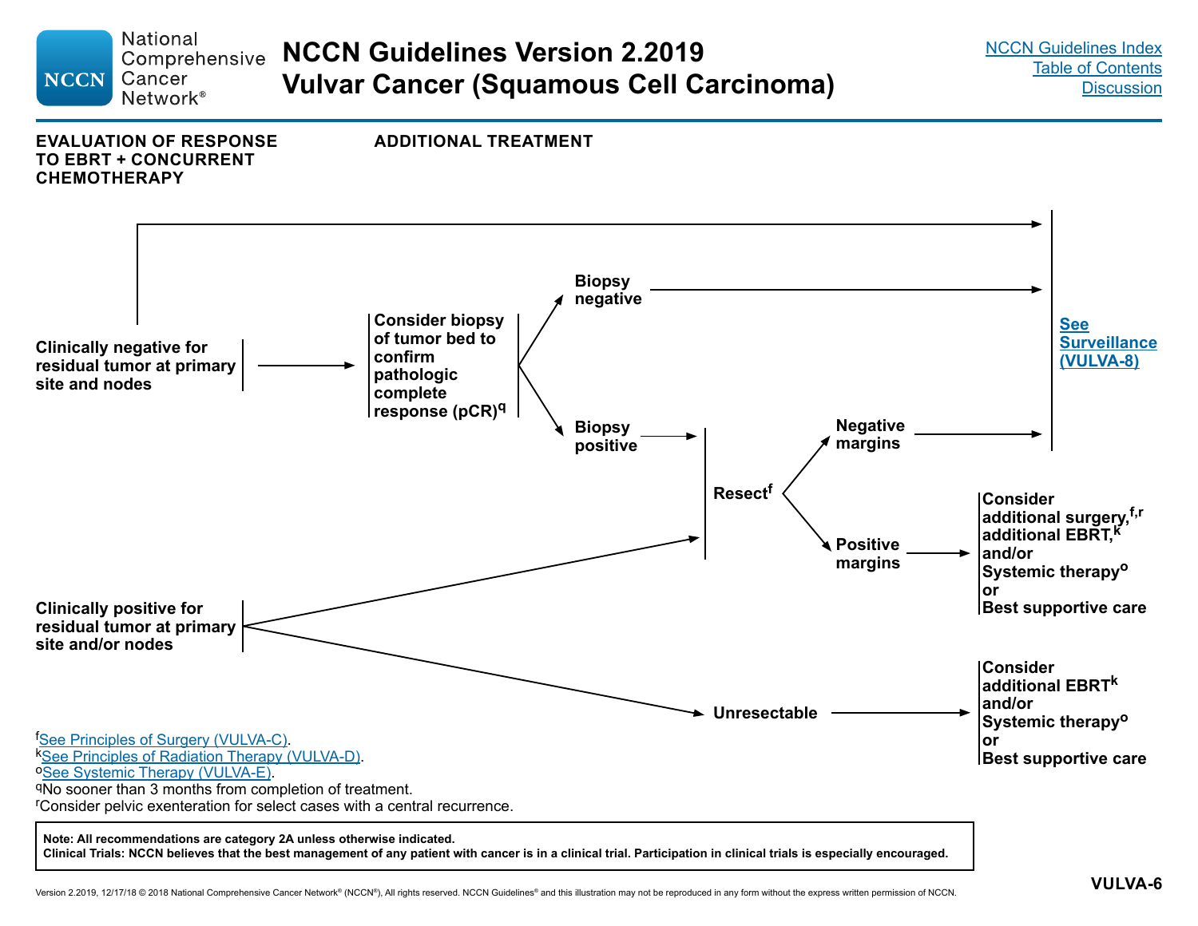# NCCN Guidelines Version 2.2019 Vulvar Cancer (Squamous Cell Carcinoma)

## EVALUATION OF RESPONSE TO EBRT + CONCURRENT CHEMOTHERAPY → ADDITIONAL TREATMENT

**Clinically negative for residual tumor at primary site and nodes**
- → See Surveillance (VULVA-8)
- → Consider biopsy of tumor bed to confirm pathologic complete response (pCR)[q]
  - Biopsy negative → See Surveillance (VULVA-8)
  - Biopsy positive → Resect[f]
    - Negative margins → See Surveillance (VULVA-8)
    - Positive margins → Consider additional surgery,[f,r] additional EBRT,[k] and/or Systemic therapy[o] or Best supportive care

**Clinically positive for residual tumor at primary site and/or nodes**
- → Resect[f]
  - Negative margins → See Surveillance (VULVA-8)
  - Positive margins → Consider additional surgery,[f,r] additional EBRT,[k] and/or Systemic therapy[o] or Best supportive care
- → Unresectable → Consider additional EBRT[k] and/or Systemic therapy[o] or Best supportive care

[f]See Principles of Surgery (VULVA-C).
[k]See Principles of Radiation Therapy (VULVA-D).
[o]See Systemic Therapy (VULVA-E).
[q]No sooner than 3 months from completion of treatment.
[r]Consider pelvic exenteration for select cases with a central recurrence.

**Note: All recommendations are category 2A unless otherwise indicated.**
**Clinical Trials: NCCN believes that the best management of any patient with cancer is in a clinical trial. Participation in clinical trials is especially encouraged.**

VULVA-6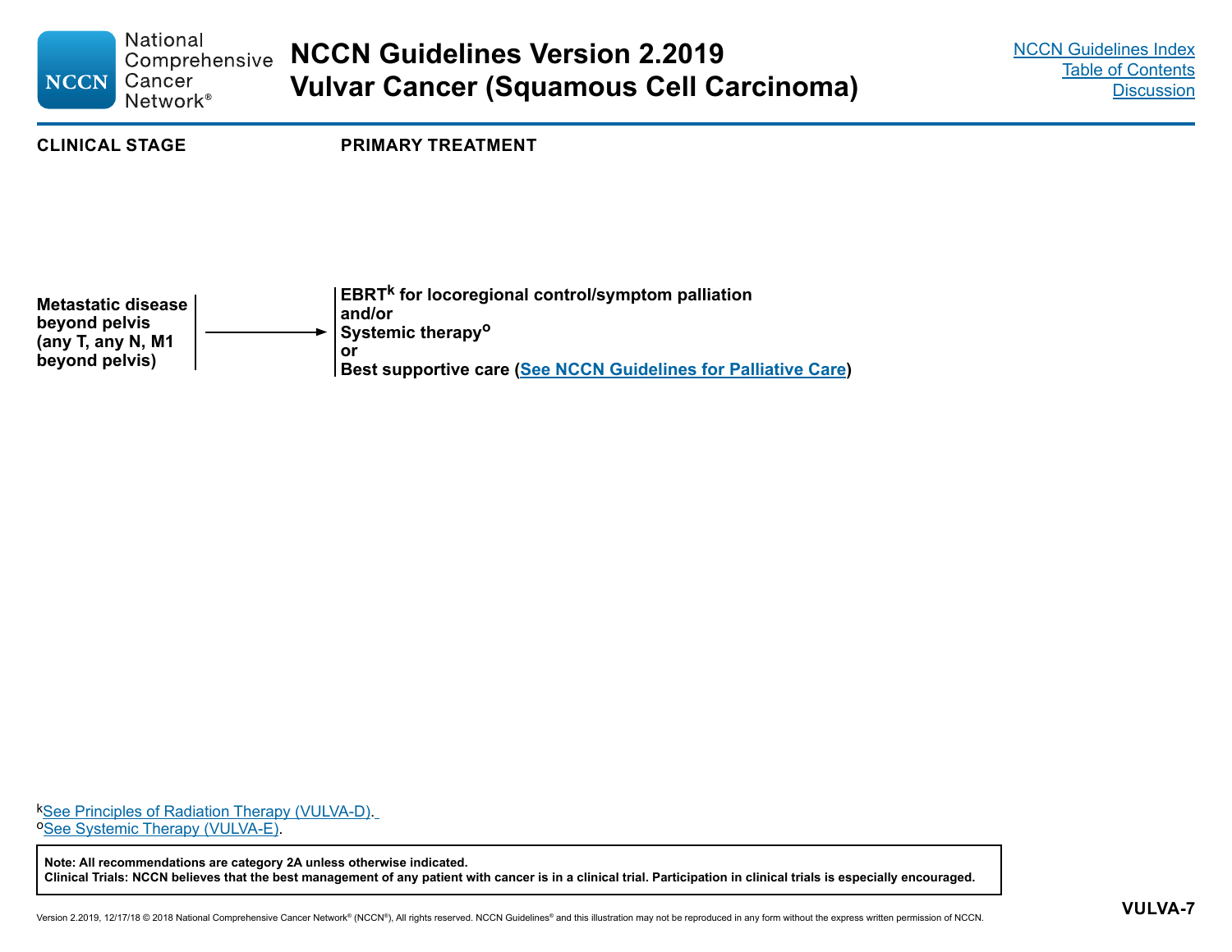| CLINICAL STAGE | PRIMARY TREATMENT |
|---|---|
| **Metastatic disease beyond pelvis (any T, any N, M1 beyond pelvis)** → | **EBRT[k] for locoregional control/symptom palliation**<br>**and/or**<br>**Systemic therapy[o]**<br>**or**<br>**Best supportive care (See NCCN Guidelines for Palliative Care)** |

[k]See Principles of Radiation Therapy (VULVA-D).
[o]See Systemic Therapy (VULVA-E).

**Note: All recommendations are category 2A unless otherwise indicated.**
**Clinical Trials: NCCN believes that the best management of any patient with cancer is in a clinical trial. Participation in clinical trials is especially encouraged.**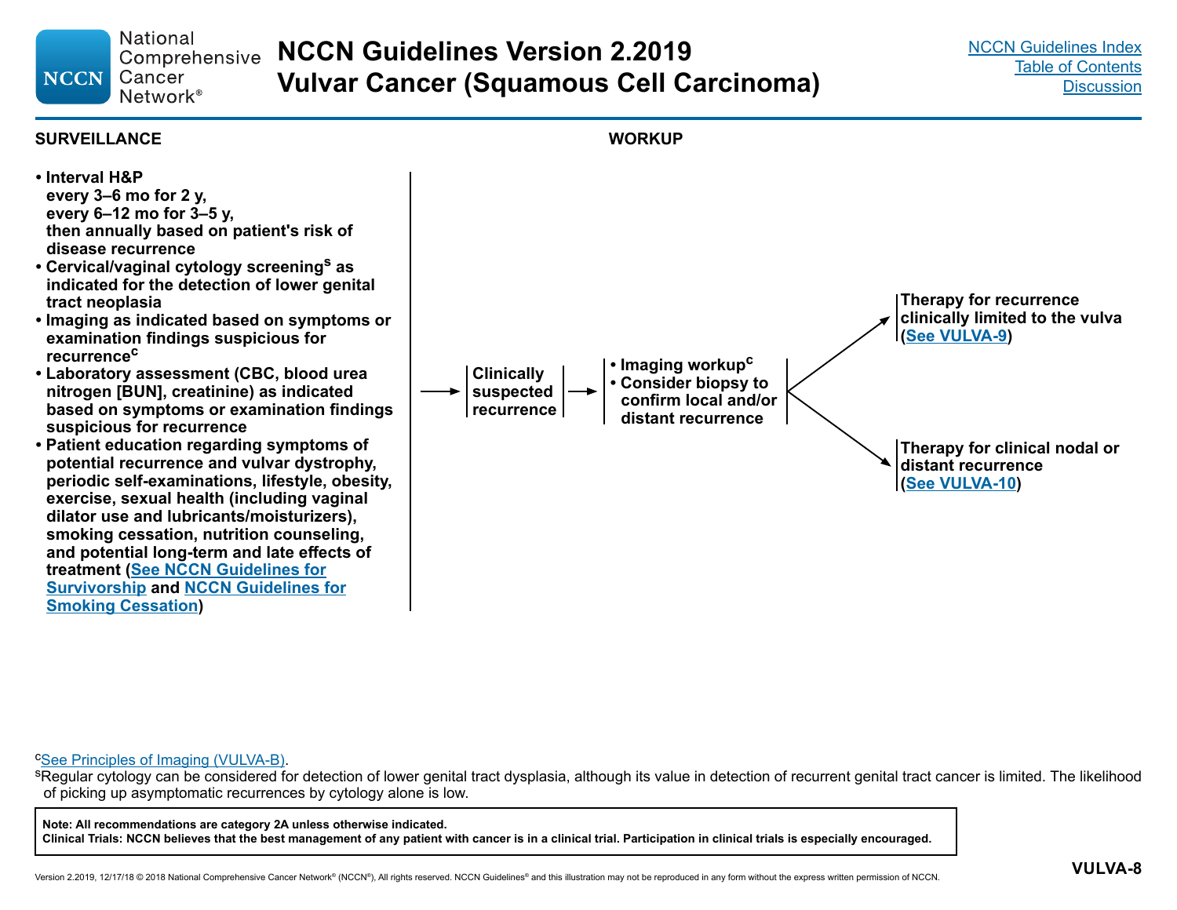# NCCN Guidelines Version 2.2019 Vulvar Cancer (Squamous Cell Carcinoma)

## SURVEILLANCE

- **Interval H&P**
  **every 3–6 mo for 2 y,**
  **every 6–12 mo for 3–5 y,**
  **then annually based on patient's risk of disease recurrence**
- **Cervical/vaginal cytology screening[s] as indicated for the detection of lower genital tract neoplasia**
- **Imaging as indicated based on symptoms or examination findings suspicious for recurrence[c]**
- **Laboratory assessment (CBC, blood urea nitrogen [BUN], creatinine) as indicated based on symptoms or examination findings suspicious for recurrence**
- **Patient education regarding symptoms of potential recurrence and vulvar dystrophy, periodic self-examinations, lifestyle, obesity, exercise, sexual health (including vaginal dilator use and lubricants/moisturizers), smoking cessation, nutrition counseling, and potential long-term and late effects of treatment (See NCCN Guidelines for Survivorship and NCCN Guidelines for Smoking Cessation)**

→ **Clinically suspected recurrence**

## WORKUP

- **Imaging workup[c]**
- **Consider biopsy to confirm local and/or distant recurrence**

→ **Therapy for recurrence clinically limited to the vulva (See VULVA-9)**

→ **Therapy for clinical nodal or distant recurrence (See VULVA-10)**

---

[c] See Principles of Imaging (VULVA-B).

[s] Regular cytology can be considered for detection of lower genital tract dysplasia, although its value in detection of recurrent genital tract cancer is limited. The likelihood of picking up asymptomatic recurrences by cytology alone is low.

**Note: All recommendations are category 2A unless otherwise indicated.**
**Clinical Trials: NCCN believes that the best management of any patient with cancer is in a clinical trial. Participation in clinical trials is especially encouraged.**

VULVA-8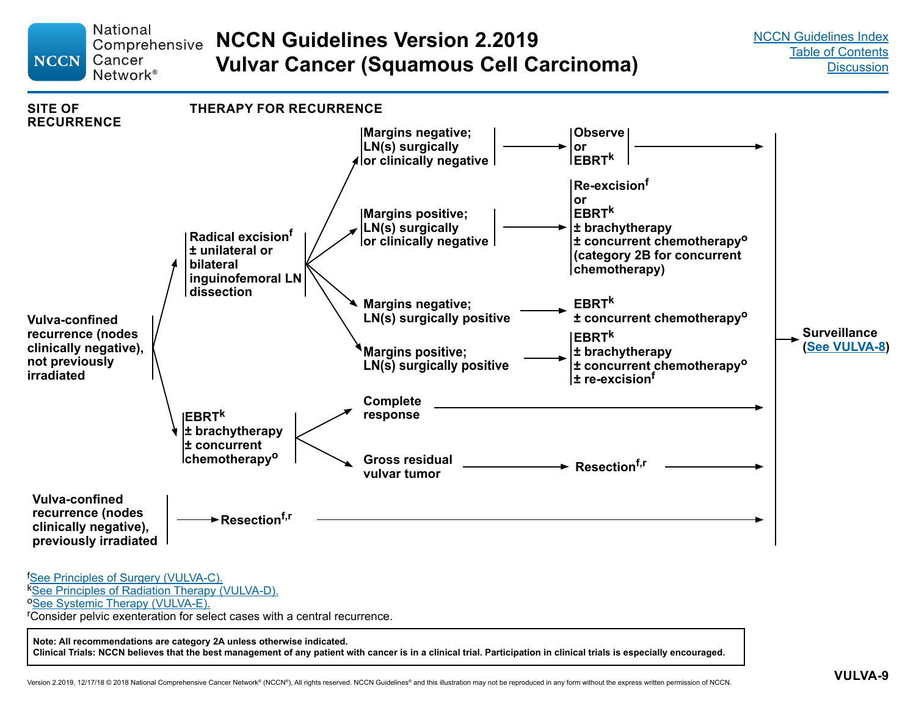# NCCN Guidelines Version 2.2019
# Vulvar Cancer (Squamous Cell Carcinoma)

## SITE OF RECURRENCE / THERAPY FOR RECURRENCE

**Vulva-confined recurrence (nodes clinically negative), not previously irradiated**

- **Radical excision[f] ± unilateral or bilateral inguinofemoral LN dissection**
  - **Margins negative; LN(s) surgically or clinically negative** → **Observe or EBRT[k]** → **Surveillance (See VULVA-8)**
  - **Margins positive; LN(s) surgically or clinically negative** → **Re-excision[f] or EBRT[k] ± brachytherapy ± concurrent chemotherapy[o] (category 2B for concurrent chemotherapy)** → **Surveillance (See VULVA-8)**
  - **Margins negative; LN(s) surgically positive** → **EBRT[k] ± concurrent chemotherapy[o]** → **Surveillance (See VULVA-8)**
  - **Margins positive; LN(s) surgically positive** → **EBRT[k] ± brachytherapy ± concurrent chemotherapy[o] ± re-excision[f]** → **Surveillance (See VULVA-8)**
- **EBRT[k] ± brachytherapy ± concurrent chemotherapy[o]**
  - **Complete response** → **Surveillance (See VULVA-8)**
  - **Gross residual vulvar tumor** → **Resection[f,r]** → **Surveillance (See VULVA-8)**

**Vulva-confined recurrence (nodes clinically negative), previously irradiated**

- **Resection[f,r]** → **Surveillance (See VULVA-8)**

---

[f] See Principles of Surgery (VULVA-C).
[k] See Principles of Radiation Therapy (VULVA-D).
[o] See Systemic Therapy (VULVA-E).
[r] Consider pelvic exenteration for select cases with a central recurrence.

**Note: All recommendations are category 2A unless otherwise indicated.**
**Clinical Trials: NCCN believes that the best management of any patient with cancer is in a clinical trial. Participation in clinical trials is especially encouraged.**

VULVA-9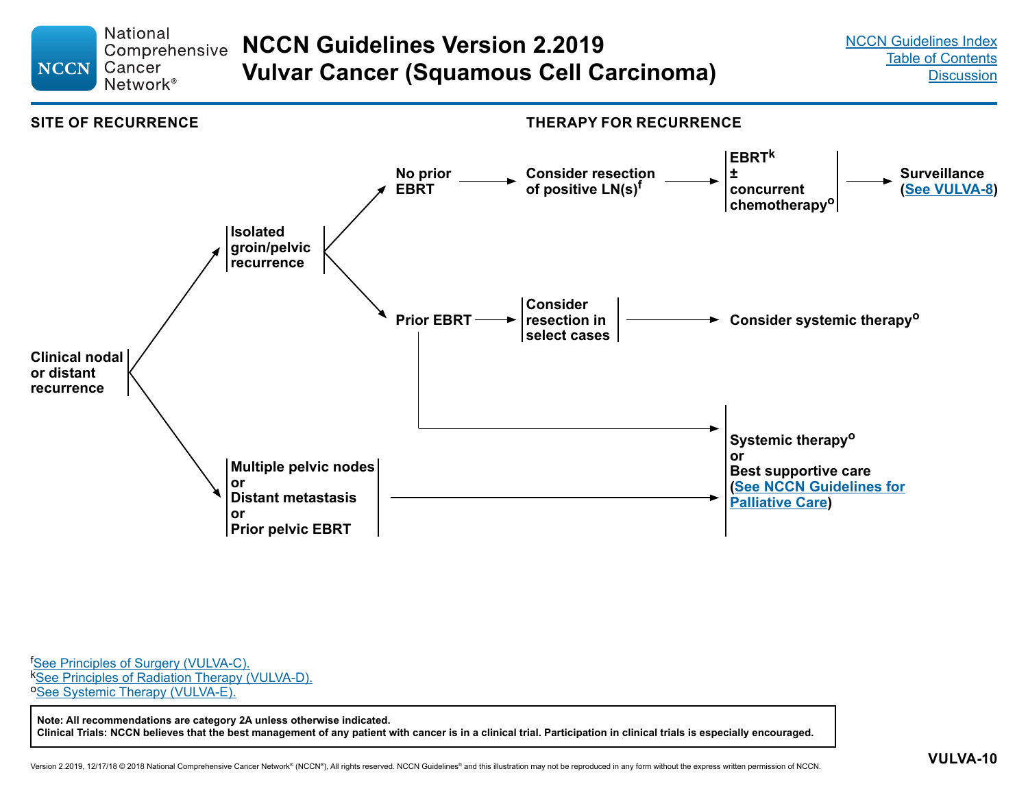# NCCN Guidelines Version 2.2019
# Vulvar Cancer (Squamous Cell Carcinoma)

NCCN Guidelines Index
Table of Contents
Discussion

**SITE OF RECURRENCE** / **THERAPY FOR RECURRENCE**

**Clinical nodal or distant recurrence**

- **Isolated groin/pelvic recurrence**
  - **No prior EBRT** → **Consider resection of positive LN(s)**[f] → **EBRT**[k] **± concurrent chemotherapy**[o] → **Surveillance (See VULVA-8)**
  - **Prior EBRT** → **Consider resection in select cases** → **Consider systemic therapy**[o]
  - **Prior EBRT** → **Systemic therapy**[o] **or Best supportive care (See NCCN Guidelines for Palliative Care)**
- **Multiple pelvic nodes or Distant metastasis or Prior pelvic EBRT** → **Systemic therapy**[o] **or Best supportive care (See NCCN Guidelines for Palliative Care)**

[f]See Principles of Surgery (VULVA-C).
[k]See Principles of Radiation Therapy (VULVA-D).
[o]See Systemic Therapy (VULVA-E).

**Note: All recommendations are category 2A unless otherwise indicated.**
**Clinical Trials: NCCN believes that the best management of any patient with cancer is in a clinical trial. Participation in clinical trials is especially encouraged.**

VULVA-10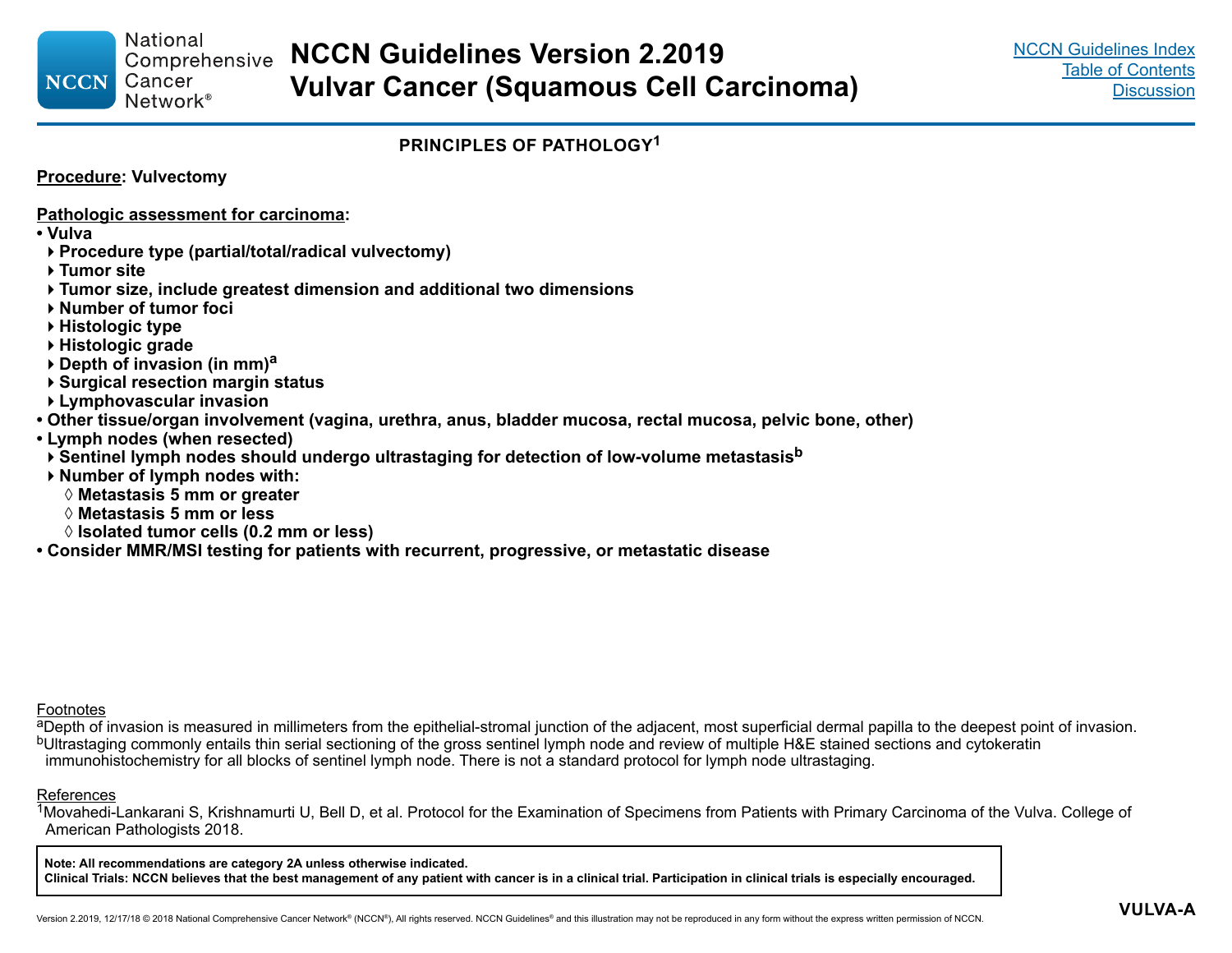# PRINCIPLES OF PATHOLOGY[1]

**Procedure: Vulvectomy**

**Pathologic assessment for carcinoma:**

- **Vulva**
  - **Procedure type (partial/total/radical vulvectomy)**
  - **Tumor site**
  - **Tumor size, include greatest dimension and additional two dimensions**
  - **Number of tumor foci**
  - **Histologic type**
  - **Histologic grade**
  - **Depth of invasion (in mm)[a]**
  - **Surgical resection margin status**
  - **Lymphovascular invasion**
- **Other tissue/organ involvement (vagina, urethra, anus, bladder mucosa, rectal mucosa, pelvic bone, other)**
- **Lymph nodes (when resected)**
  - **Sentinel lymph nodes should undergo ultrastaging for detection of low-volume metastasis[b]**
  - **Number of lymph nodes with:**
    - **Metastasis 5 mm or greater**
    - **Metastasis 5 mm or less**
    - **Isolated tumor cells (0.2 mm or less)**
- **Consider MMR/MSI testing for patients with recurrent, progressive, or metastatic disease**

Footnotes

[a]Depth of invasion is measured in millimeters from the epithelial-stromal junction of the adjacent, most superficial dermal papilla to the deepest point of invasion.

[b]Ultrastaging commonly entails thin serial sectioning of the gross sentinel lymph node and review of multiple H&E stained sections and cytokeratin immunohistochemistry for all blocks of sentinel lymph node. There is not a standard protocol for lymph node ultrastaging.

References

[1]Movahedi-Lankarani S, Krishnamurti U, Bell D, et al. Protocol for the Examination of Specimens from Patients with Primary Carcinoma of the Vulva. College of American Pathologists 2018.

**Note: All recommendations are category 2A unless otherwise indicated.**
**Clinical Trials: NCCN believes that the best management of any patient with cancer is in a clinical trial. Participation in clinical trials is especially encouraged.**

VULVA-A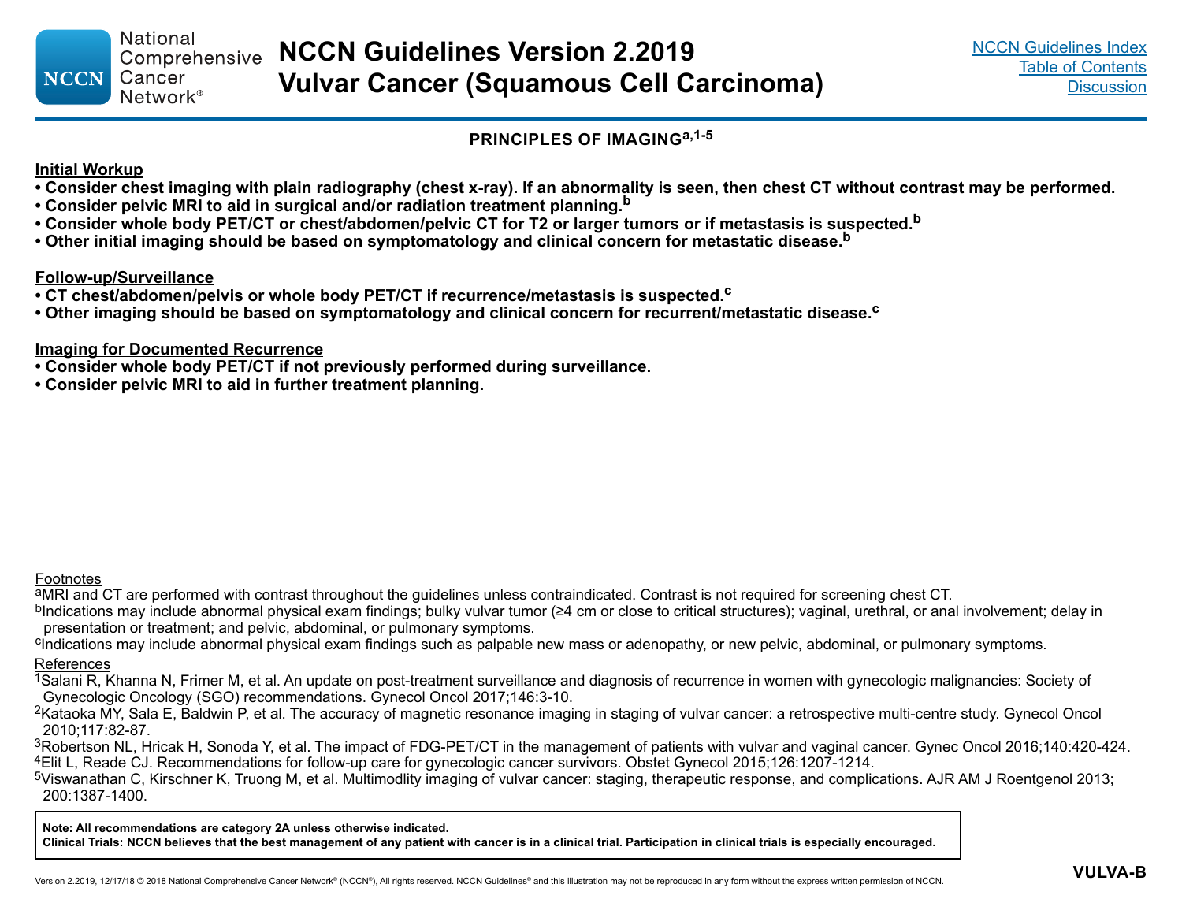## PRINCIPLES OF IMAGING[a,1-5]

**Initial Workup**

- **Consider chest imaging with plain radiography (chest x-ray). If an abnormality is seen, then chest CT without contrast may be performed.**
- **Consider pelvic MRI to aid in surgical and/or radiation treatment planning.[b]**
- **Consider whole body PET/CT or chest/abdomen/pelvic CT for T2 or larger tumors or if metastasis is suspected.[b]**
- **Other initial imaging should be based on symptomatology and clinical concern for metastatic disease.[b]**

**Follow-up/Surveillance**

- **CT chest/abdomen/pelvis or whole body PET/CT if recurrence/metastasis is suspected.[c]**
- **Other imaging should be based on symptomatology and clinical concern for recurrent/metastatic disease.[c]**

**Imaging for Documented Recurrence**

- **Consider whole body PET/CT if not previously performed during surveillance.**
- **Consider pelvic MRI to aid in further treatment planning.**

Footnotes

[a]MRI and CT are performed with contrast throughout the guidelines unless contraindicated. Contrast is not required for screening chest CT.

[b]Indications may include abnormal physical exam findings; bulky vulvar tumor (≥4 cm or close to critical structures); vaginal, urethral, or anal involvement; delay in presentation or treatment; and pelvic, abdominal, or pulmonary symptoms.

[c]Indications may include abnormal physical exam findings such as palpable new mass or adenopathy, or new pelvic, abdominal, or pulmonary symptoms.

References

[1]Salani R, Khanna N, Frimer M, et al. An update on post-treatment surveillance and diagnosis of recurrence in women with gynecologic malignancies: Society of Gynecologic Oncology (SGO) recommendations. Gynecol Oncol 2017;146:3-10.

[2]Kataoka MY, Sala E, Baldwin P, et al. The accuracy of magnetic resonance imaging in staging of vulvar cancer: a retrospective multi-centre study. Gynecol Oncol 2010;117:82-87.

[3]Robertson NL, Hricak H, Sonoda Y, et al. The impact of FDG-PET/CT in the management of patients with vulvar and vaginal cancer. Gynec Oncol 2016;140:420-424.

[4]Elit L, Reade CJ. Recommendations for follow-up care for gynecologic cancer survivors. Obstet Gynecol 2015;126:1207-1214.

[5]Viswanathan C, Kirschner K, Truong M, et al. Multimodlity imaging of vulvar cancer: staging, therapeutic response, and complications. AJR AM J Roentgenol 2013; 200:1387-1400.

**Note: All recommendations are category 2A unless otherwise indicated.**
**Clinical Trials: NCCN believes that the best management of any patient with cancer is in a clinical trial. Participation in clinical trials is especially encouraged.**

VULVA-B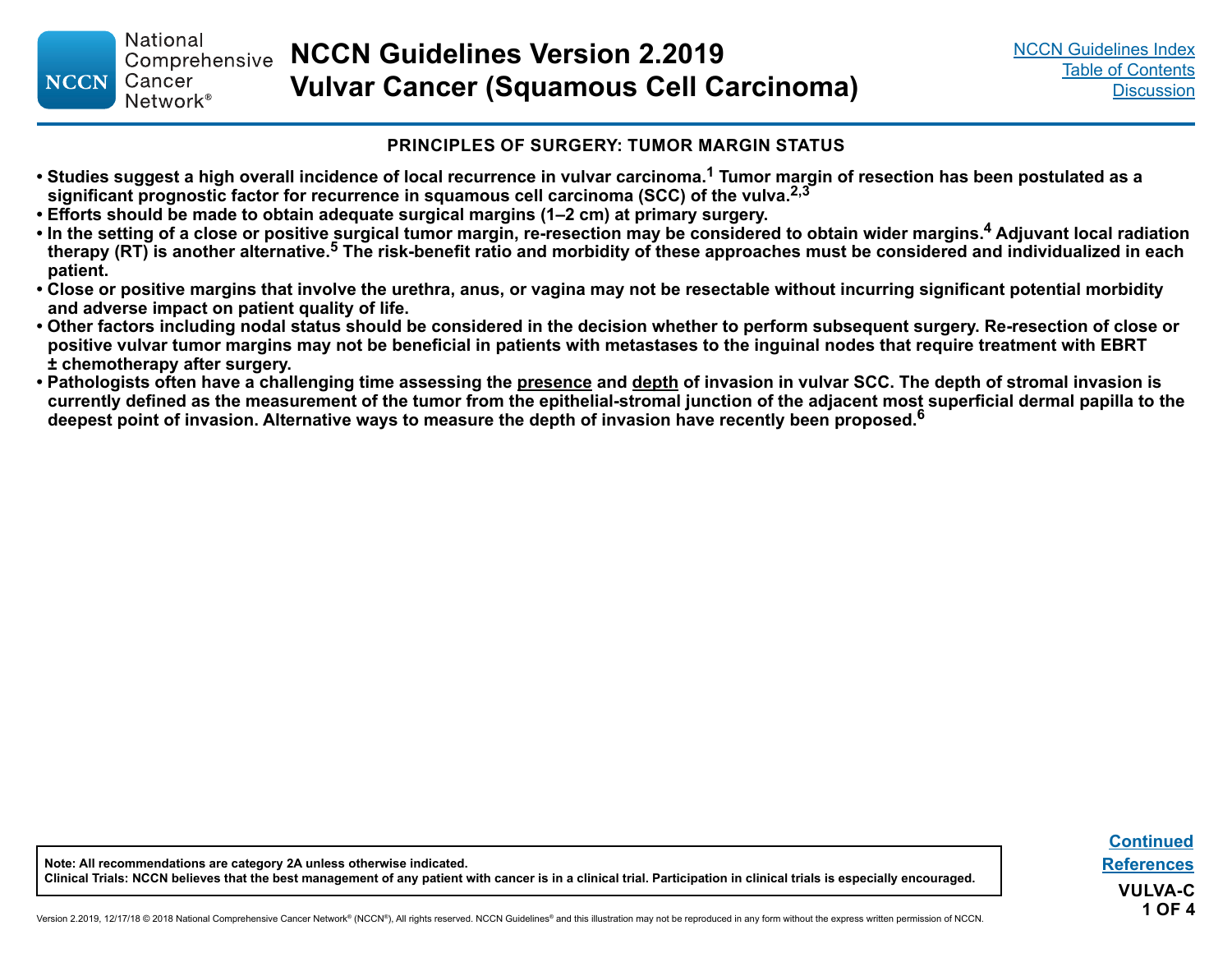## PRINCIPLES OF SURGERY: TUMOR MARGIN STATUS

- **Studies suggest a high overall incidence of local recurrence in vulvar carcinoma.[1] Tumor margin of resection has been postulated as a significant prognostic factor for recurrence in squamous cell carcinoma (SCC) of the vulva.[2,3]**
- **Efforts should be made to obtain adequate surgical margins (1–2 cm) at primary surgery.**
- **In the setting of a close or positive surgical tumor margin, re-resection may be considered to obtain wider margins.[4] Adjuvant local radiation therapy (RT) is another alternative.[5] The risk-benefit ratio and morbidity of these approaches must be considered and individualized in each patient.**
- **Close or positive margins that involve the urethra, anus, or vagina may not be resectable without incurring significant potential morbidity and adverse impact on patient quality of life.**
- **Other factors including nodal status should be considered in the decision whether to perform subsequent surgery. Re-resection of close or positive vulvar tumor margins may not be beneficial in patients with metastases to the inguinal nodes that require treatment with EBRT ± chemotherapy after surgery.**
- **Pathologists often have a challenging time assessing the <u>presence</u> and <u>depth</u> of invasion in vulvar SCC. The depth of stromal invasion is currently defined as the measurement of the tumor from the epithelial-stromal junction of the adjacent most superficial dermal papilla to the deepest point of invasion. Alternative ways to measure the depth of invasion have recently been proposed.[6]**

**Note: All recommendations are category 2A unless otherwise indicated.**
**Clinical Trials: NCCN believes that the best management of any patient with cancer is in a clinical trial. Participation in clinical trials is especially encouraged.**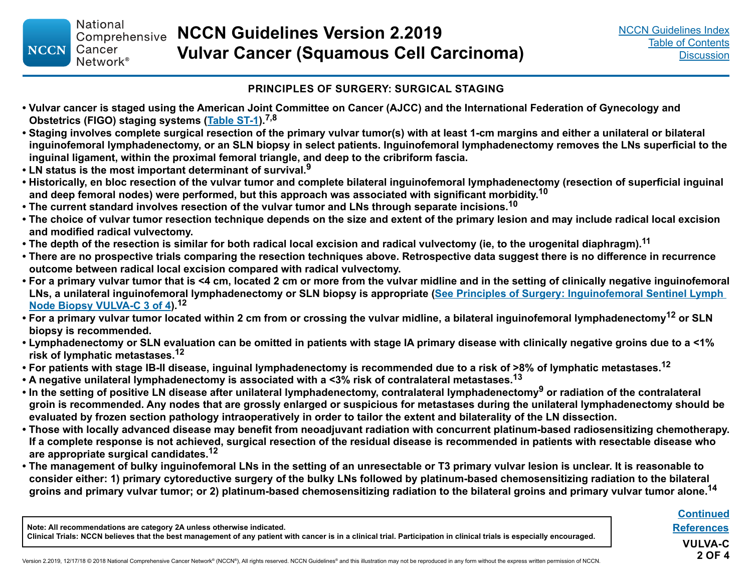## PRINCIPLES OF SURGERY: SURGICAL STAGING

- **Vulvar cancer is staged using the American Joint Committee on Cancer (AJCC) and the International Federation of Gynecology and Obstetrics (FIGO) staging systems (Table ST-1).[7,8]**
- **Staging involves complete surgical resection of the primary vulvar tumor(s) with at least 1-cm margins and either a unilateral or bilateral inguinofemoral lymphadenectomy, or an SLN biopsy in select patients. Inguinofemoral lymphadenectomy removes the LNs superficial to the inguinal ligament, within the proximal femoral triangle, and deep to the cribriform fascia.**
- **LN status is the most important determinant of survival.[9]**
- **Historically, en bloc resection of the vulvar tumor and complete bilateral inguinofemoral lymphadenectomy (resection of superficial inguinal and deep femoral nodes) were performed, but this approach was associated with significant morbidity.[10]**
- **The current standard involves resection of the vulvar tumor and LNs through separate incisions.[10]**
- **The choice of vulvar tumor resection technique depends on the size and extent of the primary lesion and may include radical local excision and modified radical vulvectomy.**
- **The depth of the resection is similar for both radical local excision and radical vulvectomy (ie, to the urogenital diaphragm).[11]**
- **There are no prospective trials comparing the resection techniques above. Retrospective data suggest there is no difference in recurrence outcome between radical local excision compared with radical vulvectomy.**
- **For a primary vulvar tumor that is <4 cm, located 2 cm or more from the vulvar midline and in the setting of clinically negative inguinofemoral LNs, a unilateral inguinofemoral lymphadenectomy or SLN biopsy is appropriate (See Principles of Surgery: Inguinofemoral Sentinel Lymph Node Biopsy VULVA-C 3 of 4).[12]**
- **For a primary vulvar tumor located within 2 cm from or crossing the vulvar midline, a bilateral inguinofemoral lymphadenectomy[12] or SLN biopsy is recommended.**
- **Lymphadenectomy or SLN evaluation can be omitted in patients with stage IA primary disease with clinically negative groins due to a <1% risk of lymphatic metastases.[12]**
- **For patients with stage IB-II disease, inguinal lymphadenectomy is recommended due to a risk of >8% of lymphatic metastases.[12]**
- **A negative unilateral lymphadenectomy is associated with a <3% risk of contralateral metastases.[13]**
- **In the setting of positive LN disease after unilateral lymphadenectomy, contralateral lymphadenectomy[9] or radiation of the contralateral groin is recommended. Any nodes that are grossly enlarged or suspicious for metastases during the unilateral lymphadenectomy should be evaluated by frozen section pathology intraoperatively in order to tailor the extent and bilaterality of the LN dissection.**
- **Those with locally advanced disease may benefit from neoadjuvant radiation with concurrent platinum-based radiosensitizing chemotherapy. If a complete response is not achieved, surgical resection of the residual disease is recommended in patients with resectable disease who are appropriate surgical candidates.[12]**
- **The management of bulky inguinofemoral LNs in the setting of an unresectable or T3 primary vulvar lesion is unclear. It is reasonable to consider either: 1) primary cytoreductive surgery of the bulky LNs followed by platinum-based chemosensitizing radiation to the bilateral groins and primary vulvar tumor; or 2) platinum-based chemosensitizing radiation to the bilateral groins and primary vulvar tumor alone.[14]**

**Note: All recommendations are category 2A unless otherwise indicated.**
**Clinical Trials: NCCN believes that the best management of any patient with cancer is in a clinical trial. Participation in clinical trials is especially encouraged.**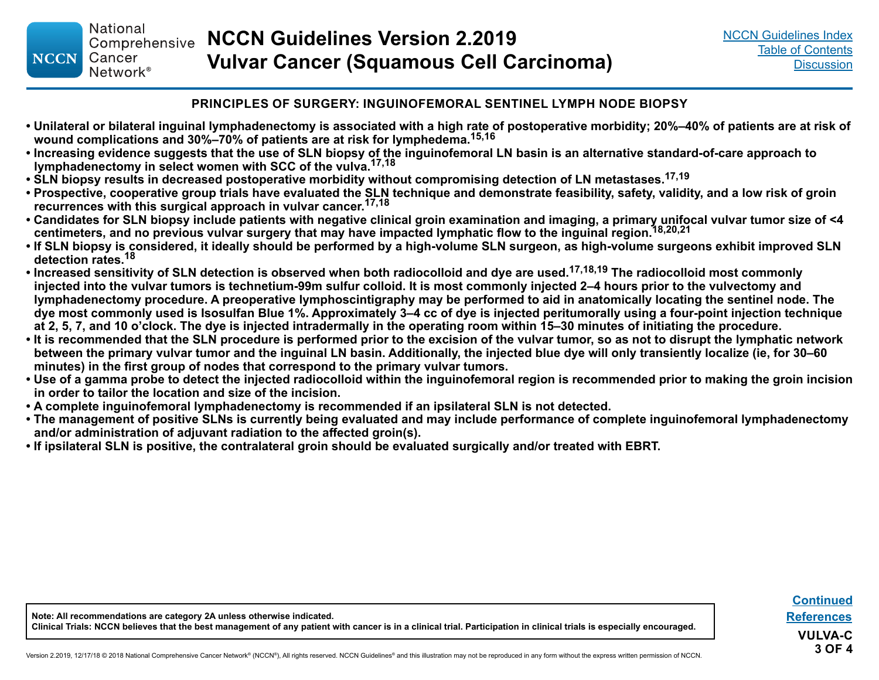## PRINCIPLES OF SURGERY: INGUINOFEMORAL SENTINEL LYMPH NODE BIOPSY

- Unilateral or bilateral inguinal lymphadenectomy is associated with a high rate of postoperative morbidity; 20%–40% of patients are at risk of wound complications and 30%–70% of patients are at risk for lymphedema.[15,16]
- Increasing evidence suggests that the use of SLN biopsy of the inguinofemoral LN basin is an alternative standard-of-care approach to lymphadenectomy in select women with SCC of the vulva.[17,18]
- SLN biopsy results in decreased postoperative morbidity without compromising detection of LN metastases.[17,19]
- Prospective, cooperative group trials have evaluated the SLN technique and demonstrate feasibility, safety, validity, and a low risk of groin recurrences with this surgical approach in vulvar cancer.[17,18]
- Candidates for SLN biopsy include patients with negative clinical groin examination and imaging, a primary unifocal vulvar tumor size of <4 centimeters, and no previous vulvar surgery that may have impacted lymphatic flow to the inguinal region.[18,20,21]
- If SLN biopsy is considered, it ideally should be performed by a high-volume SLN surgeon, as high-volume surgeons exhibit improved SLN detection rates.[18]
- Increased sensitivity of SLN detection is observed when both radiocolloid and dye are used.[17,18,19] The radiocolloid most commonly injected into the vulvar tumors is technetium-99m sulfur colloid. It is most commonly injected 2–4 hours prior to the vulvectomy and lymphadenectomy procedure. A preoperative lymphoscintigraphy may be performed to aid in anatomically locating the sentinel node. The dye most commonly used is Isosulfan Blue 1%. Approximately 3–4 cc of dye is injected peritumorally using a four-point injection technique at 2, 5, 7, and 10 o'clock. The dye is injected intradermally in the operating room within 15–30 minutes of initiating the procedure.
- It is recommended that the SLN procedure is performed prior to the excision of the vulvar tumor, so as not to disrupt the lymphatic network between the primary vulvar tumor and the inguinal LN basin. Additionally, the injected blue dye will only transiently localize (ie, for 30–60 minutes) in the first group of nodes that correspond to the primary vulvar tumors.
- Use of a gamma probe to detect the injected radiocolloid within the inguinofemoral region is recommended prior to making the groin incision in order to tailor the location and size of the incision.
- A complete inguinofemoral lymphadenectomy is recommended if an ipsilateral SLN is not detected.
- The management of positive SLNs is currently being evaluated and may include performance of complete inguinofemoral lymphadenectomy and/or administration of adjuvant radiation to the affected groin(s).
- If ipsilateral SLN is positive, the contralateral groin should be evaluated surgically and/or treated with EBRT.

Note: All recommendations are category 2A unless otherwise indicated.
Clinical Trials: NCCN believes that the best management of any patient with cancer is in a clinical trial. Participation in clinical trials is especially encouraged.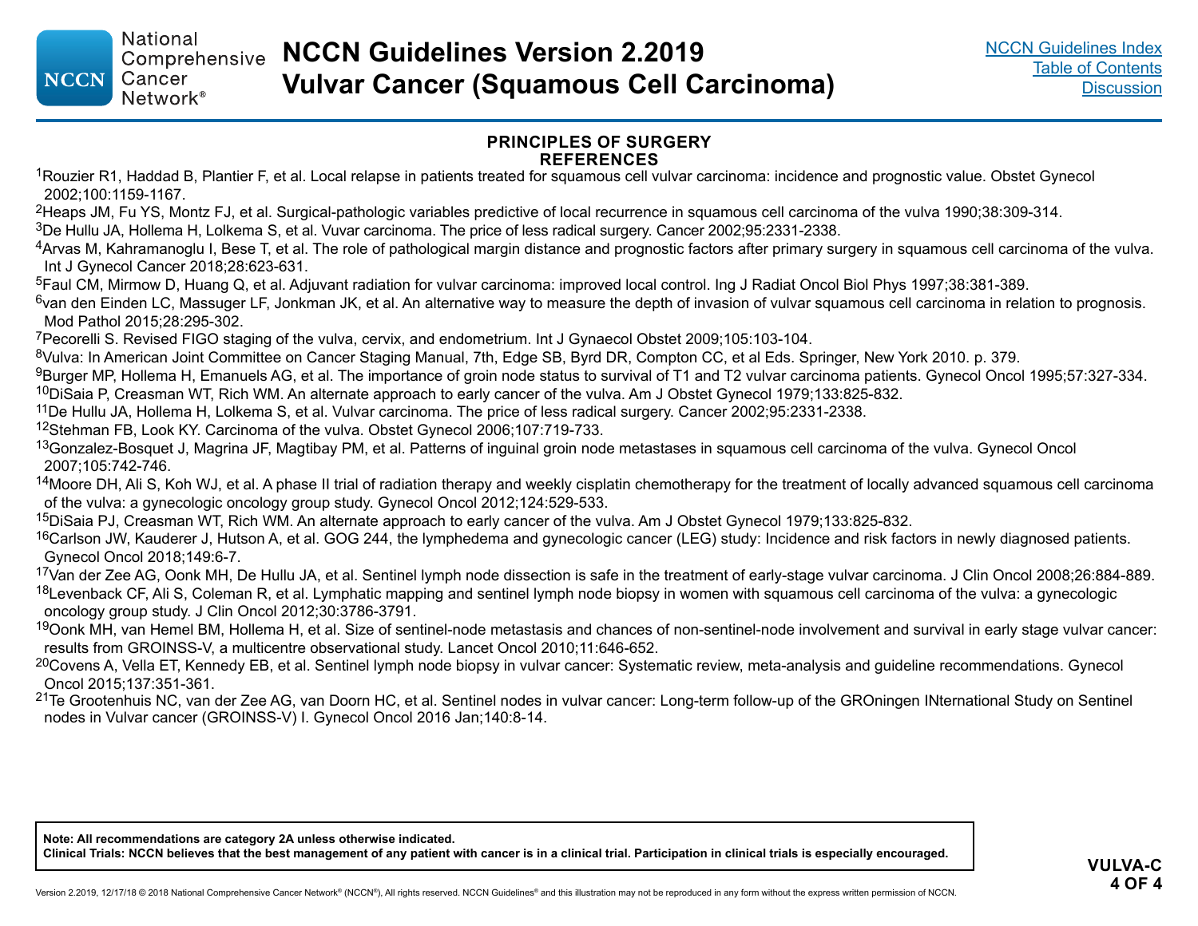## PRINCIPLES OF SURGERY
## REFERENCES

[1]Rouzier R1, Haddad B, Plantier F, et al. Local relapse in patients treated for squamous cell vulvar carcinoma: incidence and prognostic value. Obstet Gynecol 2002;100:1159-1167.

[2]Heaps JM, Fu YS, Montz FJ, et al. Surgical-pathologic variables predictive of local recurrence in squamous cell carcinoma of the vulva 1990;38:309-314.

[3]De Hullu JA, Hollema H, Lolkema S, et al. Vuvar carcinoma. The price of less radical surgery. Cancer 2002;95:2331-2338.

[4]Arvas M, Kahramanoglu I, Bese T, et al. The role of pathological margin distance and prognostic factors after primary surgery in squamous cell carcinoma of the vulva. Int J Gynecol Cancer 2018;28:623-631.

[5]Faul CM, Mirmow D, Huang Q, et al. Adjuvant radiation for vulvar carcinoma: improved local control. Ing J Radiat Oncol Biol Phys 1997;38:381-389.

[6]van den Einden LC, Massuger LF, Jonkman JK, et al. An alternative way to measure the depth of invasion of vulvar squamous cell carcinoma in relation to prognosis. Mod Pathol 2015;28:295-302.

[7]Pecorelli S. Revised FIGO staging of the vulva, cervix, and endometrium. Int J Gynaecol Obstet 2009;105:103-104.

[8]Vulva: In American Joint Committee on Cancer Staging Manual, 7th, Edge SB, Byrd DR, Compton CC, et al Eds. Springer, New York 2010. p. 379.

[9]Burger MP, Hollema H, Emanuels AG, et al. The importance of groin node status to survival of T1 and T2 vulvar carcinoma patients. Gynecol Oncol 1995;57:327-334.

[10]DiSaia P, Creasman WT, Rich WM. An alternate approach to early cancer of the vulva. Am J Obstet Gynecol 1979;133:825-832.

[11]De Hullu JA, Hollema H, Lolkema S, et al. Vulvar carcinoma. The price of less radical surgery. Cancer 2002;95:2331-2338.

[12]Stehman FB, Look KY. Carcinoma of the vulva. Obstet Gynecol 2006;107:719-733.

[13]Gonzalez-Bosquet J, Magrina JF, Magtibay PM, et al. Patterns of inguinal groin node metastases in squamous cell carcinoma of the vulva. Gynecol Oncol 2007;105:742-746.

[14]Moore DH, Ali S, Koh WJ, et al. A phase II trial of radiation therapy and weekly cisplatin chemotherapy for the treatment of locally advanced squamous cell carcinoma of the vulva: a gynecologic oncology group study. Gynecol Oncol 2012;124:529-533.

[15]DiSaia PJ, Creasman WT, Rich WM. An alternate approach to early cancer of the vulva. Am J Obstet Gynecol 1979;133:825-832.

[16]Carlson JW, Kauderer J, Hutson A, et al. GOG 244, the lymphedema and gynecologic cancer (LEG) study: Incidence and risk factors in newly diagnosed patients. Gynecol Oncol 2018;149:6-7.

[17]Van der Zee AG, Oonk MH, De Hullu JA, et al. Sentinel lymph node dissection is safe in the treatment of early-stage vulvar carcinoma. J Clin Oncol 2008;26:884-889.

[18]Levenback CF, Ali S, Coleman R, et al. Lymphatic mapping and sentinel lymph node biopsy in women with squamous cell carcinoma of the vulva: a gynecologic oncology group study. J Clin Oncol 2012;30:3786-3791.

[19]Oonk MH, van Hemel BM, Hollema H, et al. Size of sentinel-node metastasis and chances of non-sentinel-node involvement and survival in early stage vulvar cancer: results from GROINSS-V, a multicentre observational study. Lancet Oncol 2010;11:646-652.

[20]Covens A, Vella ET, Kennedy EB, et al. Sentinel lymph node biopsy in vulvar cancer: Systematic review, meta-analysis and guideline recommendations. Gynecol Oncol 2015;137:351-361.

[21]Te Grootenhuis NC, van der Zee AG, van Doorn HC, et al. Sentinel nodes in vulvar cancer: Long-term follow-up of the GROningen INternational Study on Sentinel nodes in Vulvar cancer (GROINSS-V) I. Gynecol Oncol 2016 Jan;140:8-14.

**Note: All recommendations are category 2A unless otherwise indicated.**
**Clinical Trials: NCCN believes that the best management of any patient with cancer is in a clinical trial. Participation in clinical trials is especially encouraged.**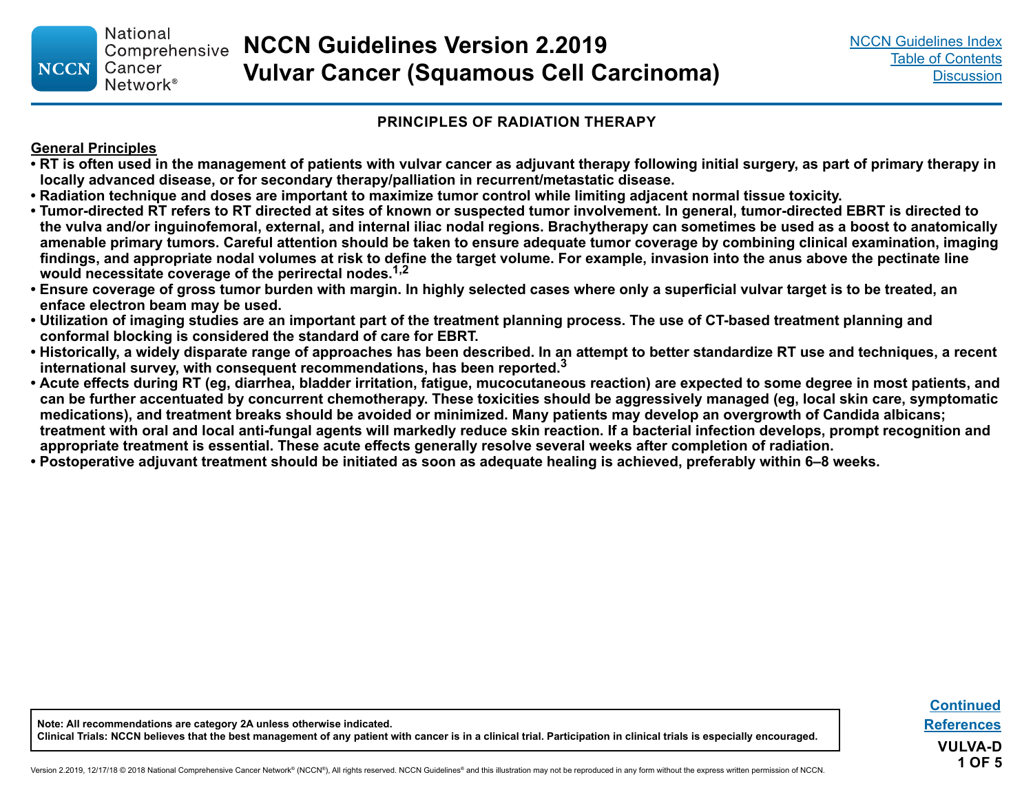## PRINCIPLES OF RADIATION THERAPY

### General Principles

- RT is often used in the management of patients with vulvar cancer as adjuvant therapy following initial surgery, as part of primary therapy in locally advanced disease, or for secondary therapy/palliation in recurrent/metastatic disease.
- Radiation technique and doses are important to maximize tumor control while limiting adjacent normal tissue toxicity.
- Tumor-directed RT refers to RT directed at sites of known or suspected tumor involvement. In general, tumor-directed EBRT is directed to the vulva and/or inguinofemoral, external, and internal iliac nodal regions. Brachytherapy can sometimes be used as a boost to anatomically amenable primary tumors. Careful attention should be taken to ensure adequate tumor coverage by combining clinical examination, imaging findings, and appropriate nodal volumes at risk to define the target volume. For example, invasion into the anus above the pectinate line would necessitate coverage of the perirectal nodes.[1,2]
- Ensure coverage of gross tumor burden with margin. In highly selected cases where only a superficial vulvar target is to be treated, an enface electron beam may be used.
- Utilization of imaging studies are an important part of the treatment planning process. The use of CT-based treatment planning and conformal blocking is considered the standard of care for EBRT.
- Historically, a widely disparate range of approaches has been described. In an attempt to better standardize RT use and techniques, a recent international survey, with consequent recommendations, has been reported.[3]
- Acute effects during RT (eg, diarrhea, bladder irritation, fatigue, mucocutaneous reaction) are expected to some degree in most patients, and can be further accentuated by concurrent chemotherapy. These toxicities should be aggressively managed (eg, local skin care, symptomatic medications), and treatment breaks should be avoided or minimized. Many patients may develop an overgrowth of Candida albicans; treatment with oral and local anti-fungal agents will markedly reduce skin reaction. If a bacterial infection develops, prompt recognition and appropriate treatment is essential. These acute effects generally resolve several weeks after completion of radiation.
- Postoperative adjuvant treatment should be initiated as soon as adequate healing is achieved, preferably within 6–8 weeks.

Note: All recommendations are category 2A unless otherwise indicated.
Clinical Trials: NCCN believes that the best management of any patient with cancer is in a clinical trial. Participation in clinical trials is especially encouraged.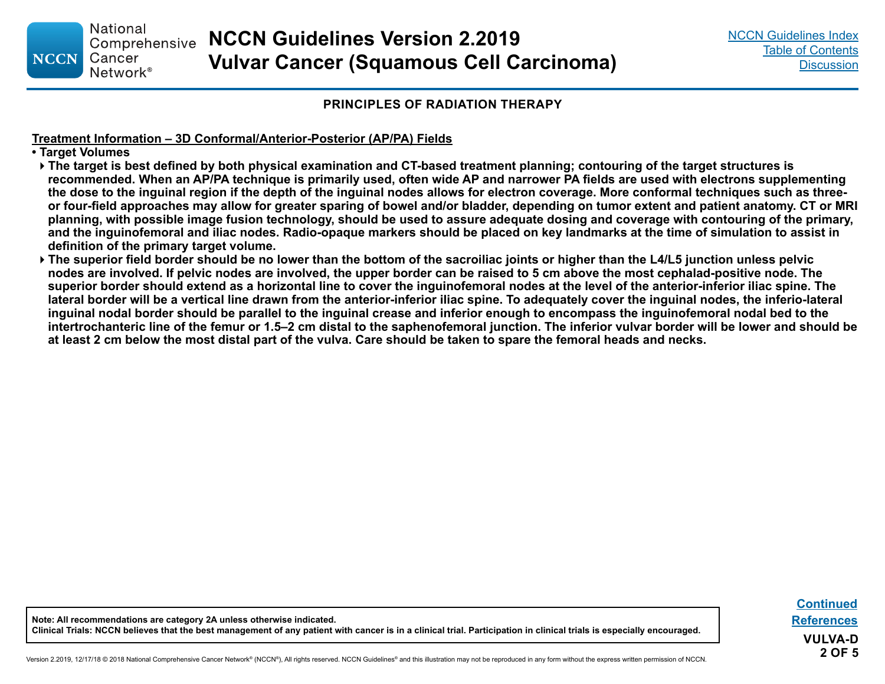## PRINCIPLES OF RADIATION THERAPY

**Treatment Information – 3D Conformal/Anterior-Posterior (AP/PA) Fields**

- **Target Volumes**
  - **The target is best defined by both physical examination and CT-based treatment planning; contouring of the target structures is recommended. When an AP/PA technique is primarily used, often wide AP and narrower PA fields are used with electrons supplementing the dose to the inguinal region if the depth of the inguinal nodes allows for electron coverage. More conformal techniques such as three- or four-field approaches may allow for greater sparing of bowel and/or bladder, depending on tumor extent and patient anatomy. CT or MRI planning, with possible image fusion technology, should be used to assure adequate dosing and coverage with contouring of the primary, and the inguinofemoral and iliac nodes. Radio-opaque markers should be placed on key landmarks at the time of simulation to assist in definition of the primary target volume.**
  - **The superior field border should be no lower than the bottom of the sacroiliac joints or higher than the L4/L5 junction unless pelvic nodes are involved. If pelvic nodes are involved, the upper border can be raised to 5 cm above the most cephalad-positive node. The superior border should extend as a horizontal line to cover the inguinofemoral nodes at the level of the anterior-inferior iliac spine. The lateral border will be a vertical line drawn from the anterior-inferior iliac spine. To adequately cover the inguinal nodes, the inferio-lateral inguinal nodal border should be parallel to the inguinal crease and inferior enough to encompass the inguinofemoral nodal bed to the intertrochanteric line of the femur or 1.5–2 cm distal to the saphenofemoral junction. The inferior vulvar border will be lower and should be at least 2 cm below the most distal part of the vulva. Care should be taken to spare the femoral heads and necks.**

**Note: All recommendations are category 2A unless otherwise indicated.**
**Clinical Trials: NCCN believes that the best management of any patient with cancer is in a clinical trial. Participation in clinical trials is especially encouraged.**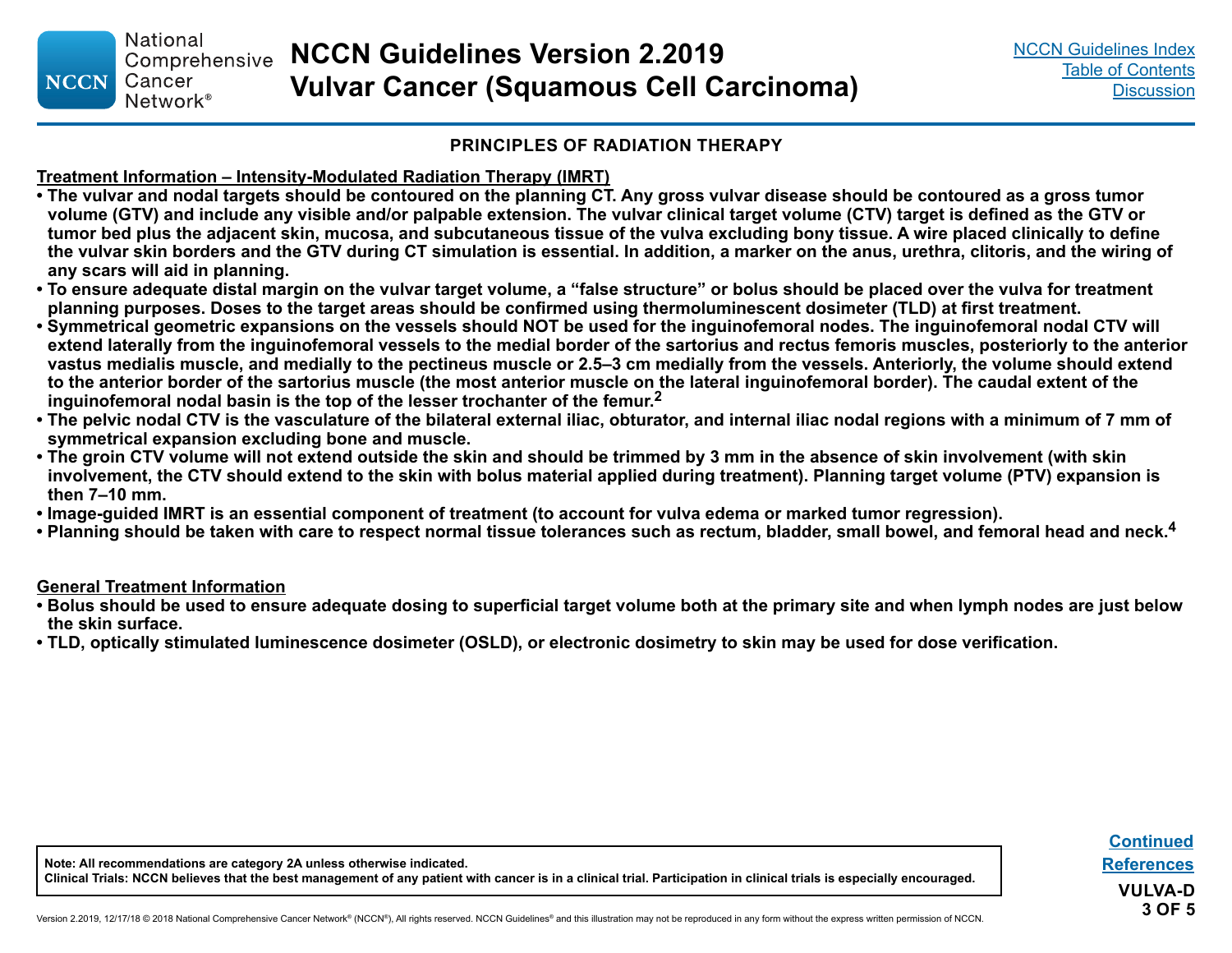## PRINCIPLES OF RADIATION THERAPY

**Treatment Information – Intensity-Modulated Radiation Therapy (IMRT)**

- **The vulvar and nodal targets should be contoured on the planning CT. Any gross vulvar disease should be contoured as a gross tumor volume (GTV) and include any visible and/or palpable extension. The vulvar clinical target volume (CTV) target is defined as the GTV or tumor bed plus the adjacent skin, mucosa, and subcutaneous tissue of the vulva excluding bony tissue. A wire placed clinically to define the vulvar skin borders and the GTV during CT simulation is essential. In addition, a marker on the anus, urethra, clitoris, and the wiring of any scars will aid in planning.**
- **To ensure adequate distal margin on the vulvar target volume, a "false structure" or bolus should be placed over the vulva for treatment planning purposes. Doses to the target areas should be confirmed using thermoluminescent dosimeter (TLD) at first treatment.**
- **Symmetrical geometric expansions on the vessels should NOT be used for the inguinofemoral nodes. The inguinofemoral nodal CTV will extend laterally from the inguinofemoral vessels to the medial border of the sartorius and rectus femoris muscles, posteriorly to the anterior vastus medialis muscle, and medially to the pectineus muscle or 2.5–3 cm medially from the vessels. Anteriorly, the volume should extend to the anterior border of the sartorius muscle (the most anterior muscle on the lateral inguinofemoral border). The caudal extent of the inguinofemoral nodal basin is the top of the lesser trochanter of the femur.[2]**
- **The pelvic nodal CTV is the vasculature of the bilateral external iliac, obturator, and internal iliac nodal regions with a minimum of 7 mm of symmetrical expansion excluding bone and muscle.**
- **The groin CTV volume will not extend outside the skin and should be trimmed by 3 mm in the absence of skin involvement (with skin involvement, the CTV should extend to the skin with bolus material applied during treatment). Planning target volume (PTV) expansion is then 7–10 mm.**
- **Image-guided IMRT is an essential component of treatment (to account for vulva edema or marked tumor regression).**
- **Planning should be taken with care to respect normal tissue tolerances such as rectum, bladder, small bowel, and femoral head and neck.[4]**

**General Treatment Information**

- **Bolus should be used to ensure adequate dosing to superficial target volume both at the primary site and when lymph nodes are just below the skin surface.**
- **TLD, optically stimulated luminescence dosimeter (OSLD), or electronic dosimetry to skin may be used for dose verification.**

**Note: All recommendations are category 2A unless otherwise indicated.**
**Clinical Trials: NCCN believes that the best management of any patient with cancer is in a clinical trial. Participation in clinical trials is especially encouraged.**

Continued

References

VULVA-D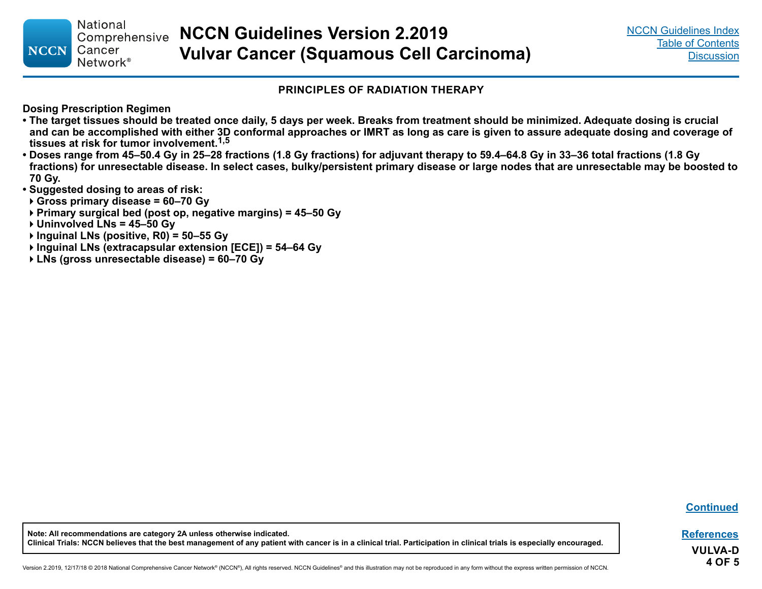## PRINCIPLES OF RADIATION THERAPY

### Dosing Prescription Regimen

- **The target tissues should be treated once daily, 5 days per week. Breaks from treatment should be minimized. Adequate dosing is crucial and can be accomplished with either 3D conformal approaches or IMRT as long as care is given to assure adequate dosing and coverage of tissues at risk for tumor involvement.[1,5]**
- **Doses range from 45–50.4 Gy in 25–28 fractions (1.8 Gy fractions) for adjuvant therapy to 59.4–64.8 Gy in 33–36 total fractions (1.8 Gy fractions) for unresectable disease. In select cases, bulky/persistent primary disease or large nodes that are unresectable may be boosted to 70 Gy.**
- **Suggested dosing to areas of risk:**
  - **Gross primary disease = 60–70 Gy**
  - **Primary surgical bed (post op, negative margins) = 45–50 Gy**
  - **Uninvolved LNs = 45–50 Gy**
  - **Inguinal LNs (positive, R0) = 50–55 Gy**
  - **Inguinal LNs (extracapsular extension [ECE]) = 54–64 Gy**
  - **LNs (gross unresectable disease) = 60–70 Gy**

Continued

**Note: All recommendations are category 2A unless otherwise indicated.**
**Clinical Trials: NCCN believes that the best management of any patient with cancer is in a clinical trial. Participation in clinical trials is especially encouraged.**

References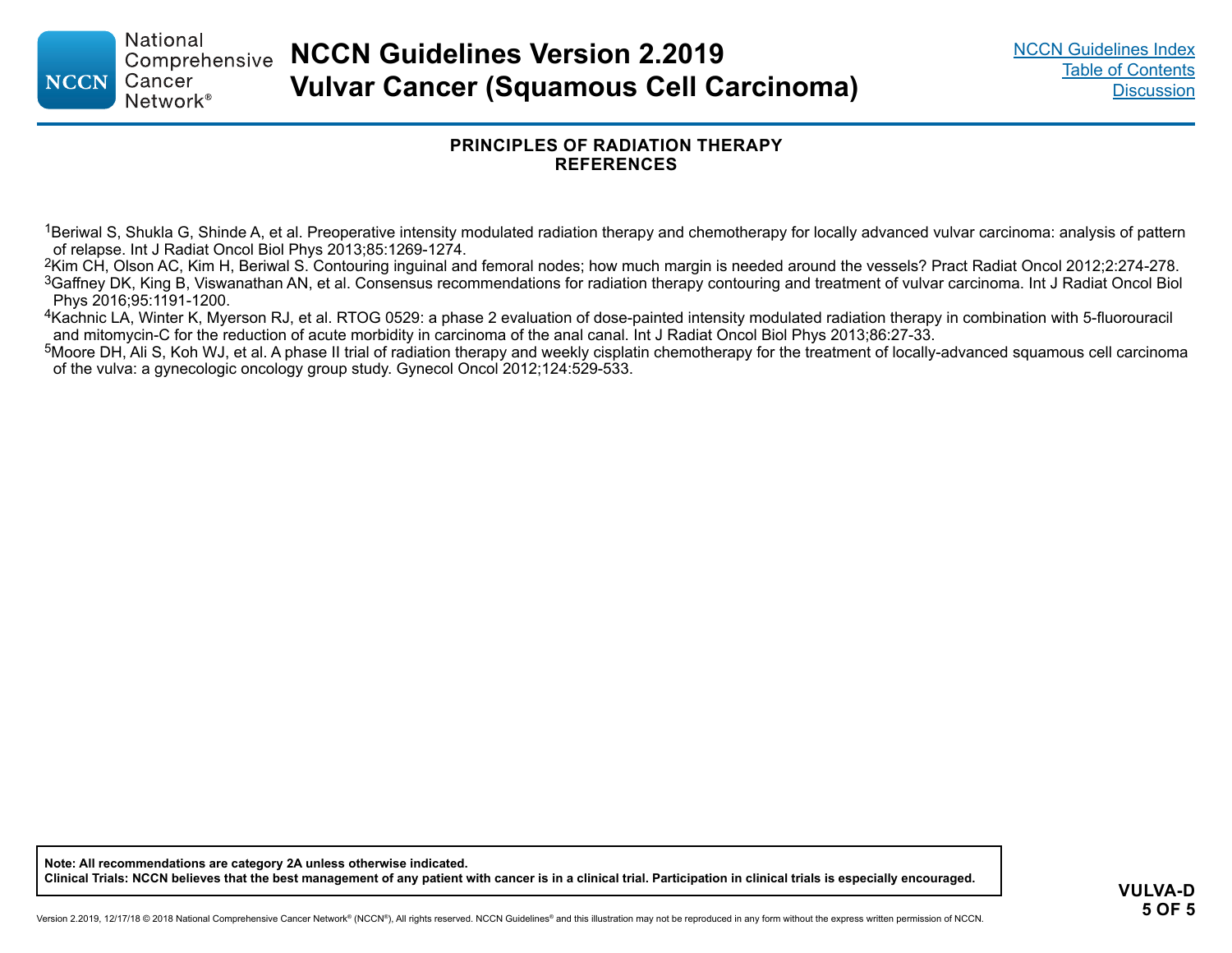## PRINCIPLES OF RADIATION THERAPY
## REFERENCES

[1]Beriwal S, Shukla G, Shinde A, et al. Preoperative intensity modulated radiation therapy and chemotherapy for locally advanced vulvar carcinoma: analysis of pattern of relapse. Int J Radiat Oncol Biol Phys 2013;85:1269-1274.

[2]Kim CH, Olson AC, Kim H, Beriwal S. Contouring inguinal and femoral nodes; how much margin is needed around the vessels? Pract Radiat Oncol 2012;2:274-278.

[3]Gaffney DK, King B, Viswanathan AN, et al. Consensus recommendations for radiation therapy contouring and treatment of vulvar carcinoma. Int J Radiat Oncol Biol Phys 2016;95:1191-1200.

[4]Kachnic LA, Winter K, Myerson RJ, et al. RTOG 0529: a phase 2 evaluation of dose-painted intensity modulated radiation therapy in combination with 5-fluorouracil and mitomycin-C for the reduction of acute morbidity in carcinoma of the anal canal. Int J Radiat Oncol Biol Phys 2013;86:27-33.

[5]Moore DH, Ali S, Koh WJ, et al. A phase II trial of radiation therapy and weekly cisplatin chemotherapy for the treatment of locally-advanced squamous cell carcinoma of the vulva: a gynecologic oncology group study. Gynecol Oncol 2012;124:529-533.

**Note: All recommendations are category 2A unless otherwise indicated.**
**Clinical Trials: NCCN believes that the best management of any patient with cancer is in a clinical trial. Participation in clinical trials is especially encouraged.**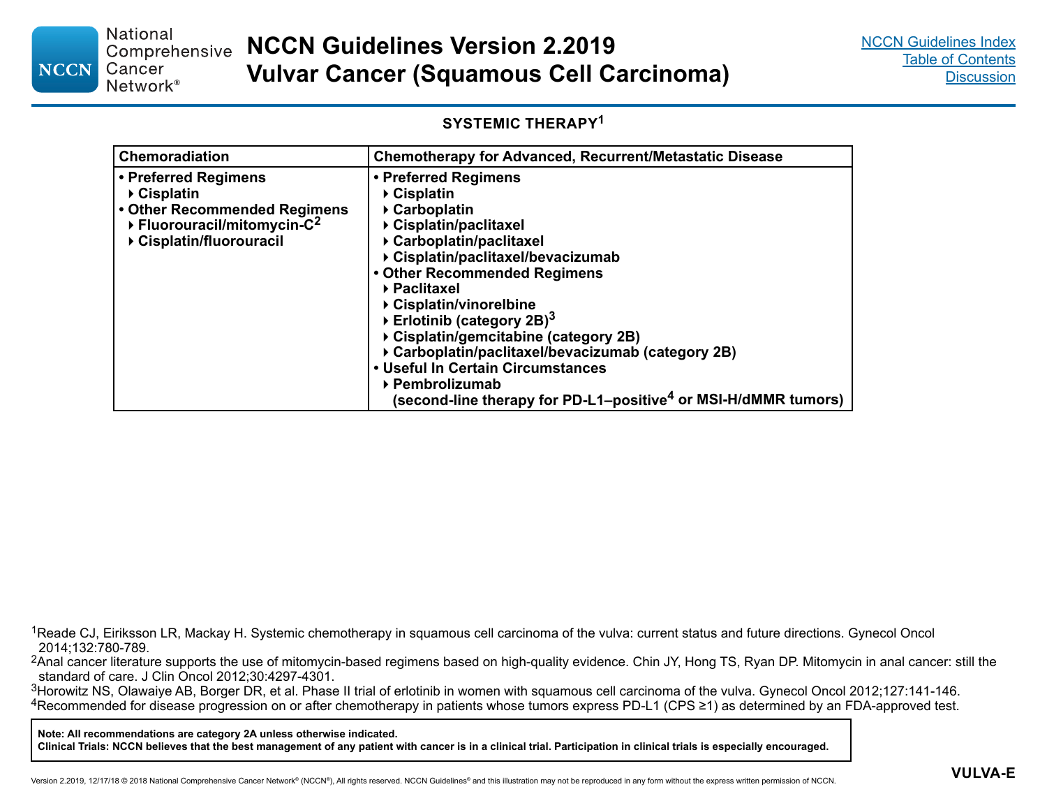## SYSTEMIC THERAPY[1]

| Chemoradiation | Chemotherapy for Advanced, Recurrent/Metastatic Disease |
|---|---|
| • **Preferred Regimens**<br>‣ Cisplatin<br>• **Other Recommended Regimens**<br>‣ Fluorouracil/mitomycin-C[2]<br>‣ Cisplatin/fluorouracil | • **Preferred Regimens**<br>‣ Cisplatin<br>‣ Carboplatin<br>‣ Cisplatin/paclitaxel<br>‣ Carboplatin/paclitaxel<br>‣ Cisplatin/paclitaxel/bevacizumab<br>• **Other Recommended Regimens**<br>‣ Paclitaxel<br>‣ Cisplatin/vinorelbine<br>‣ Erlotinib (category 2B)[3]<br>‣ Cisplatin/gemcitabine (category 2B)<br>‣ Carboplatin/paclitaxel/bevacizumab (category 2B)<br>• **Useful In Certain Circumstances**<br>‣ Pembrolizumab<br>(second-line therapy for PD-L1–positive[4] or MSI-H/dMMR tumors) |

[1]Reade CJ, Eiriksson LR, Mackay H. Systemic chemotherapy in squamous cell carcinoma of the vulva: current status and future directions. Gynecol Oncol 2014;132:780-789.

[2]Anal cancer literature supports the use of mitomycin-based regimens based on high-quality evidence. Chin JY, Hong TS, Ryan DP. Mitomycin in anal cancer: still the standard of care. J Clin Oncol 2012;30:4297-4301.

[3]Horowitz NS, Olawaiye AB, Borger DR, et al. Phase II trial of erlotinib in women with squamous cell carcinoma of the vulva. Gynecol Oncol 2012;127:141-146.

[4]Recommended for disease progression on or after chemotherapy in patients whose tumors express PD-L1 (CPS ≥1) as determined by an FDA-approved test.

**Note: All recommendations are category 2A unless otherwise indicated.**
**Clinical Trials: NCCN believes that the best management of any patient with cancer is in a clinical trial. Participation in clinical trials is especially encouraged.**

VULVA-E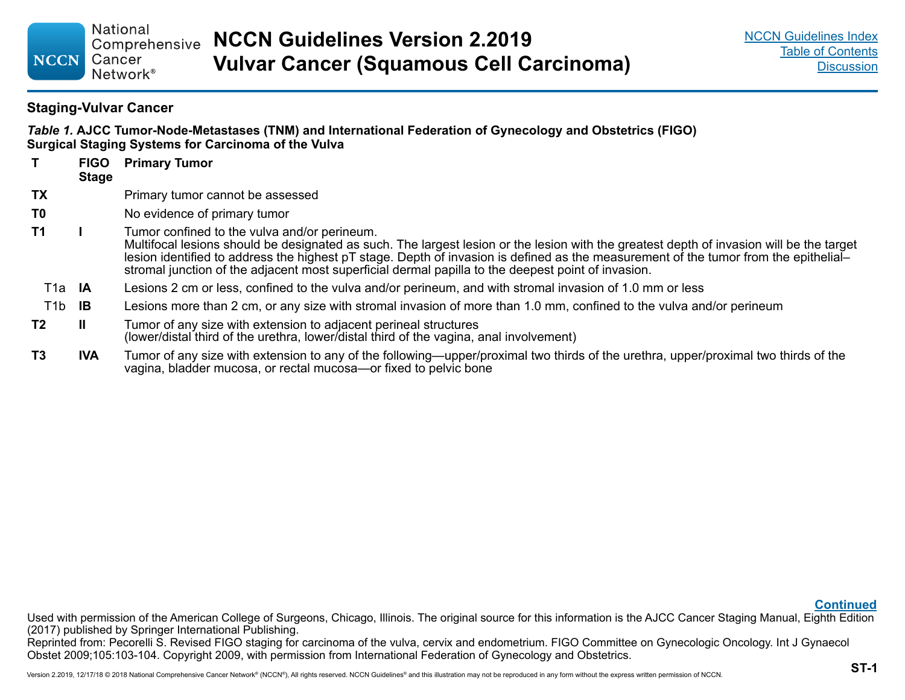## Staging-Vulvar Cancer

***Table 1.*** **AJCC Tumor-Node-Metastases (TNM) and International Federation of Gynecology and Obstetrics (FIGO) Surgical Staging Systems for Carcinoma of the Vulva**

| T | FIGO Stage | Primary Tumor |
|---|---|---|
| **TX** | | Primary tumor cannot be assessed |
| **T0** | | No evidence of primary tumor |
| **T1** | **I** | Tumor confined to the vulva and/or perineum. Multifocal lesions should be designated as such. The largest lesion or the lesion with the greatest depth of invasion will be the target lesion identified to address the highest pT stage. Depth of invasion is defined as the measurement of the tumor from the epithelial–stromal junction of the adjacent most superficial dermal papilla to the deepest point of invasion. |
| T1a | **IA** | Lesions 2 cm or less, confined to the vulva and/or perineum, and with stromal invasion of 1.0 mm or less |
| T1b | **IB** | Lesions more than 2 cm, or any size with stromal invasion of more than 1.0 mm, confined to the vulva and/or perineum |
| **T2** | **II** | Tumor of any size with extension to adjacent perineal structures (lower/distal third of the urethra, lower/distal third of the vagina, anal involvement) |
| **T3** | **IVA** | Tumor of any size with extension to any of the following—upper/proximal two thirds of the urethra, upper/proximal two thirds of the vagina, bladder mucosa, or rectal mucosa—or fixed to pelvic bone |

**Continued**

Used with permission of the American College of Surgeons, Chicago, Illinois. The original source for this information is the AJCC Cancer Staging Manual, Eighth Edition (2017) published by Springer International Publishing.

Reprinted from: Pecorelli S. Revised FIGO staging for carcinoma of the vulva, cervix and endometrium. FIGO Committee on Gynecologic Oncology. Int J Gynaecol Obstet 2009;105:103-104. Copyright 2009, with permission from International Federation of Gynecology and Obstetrics.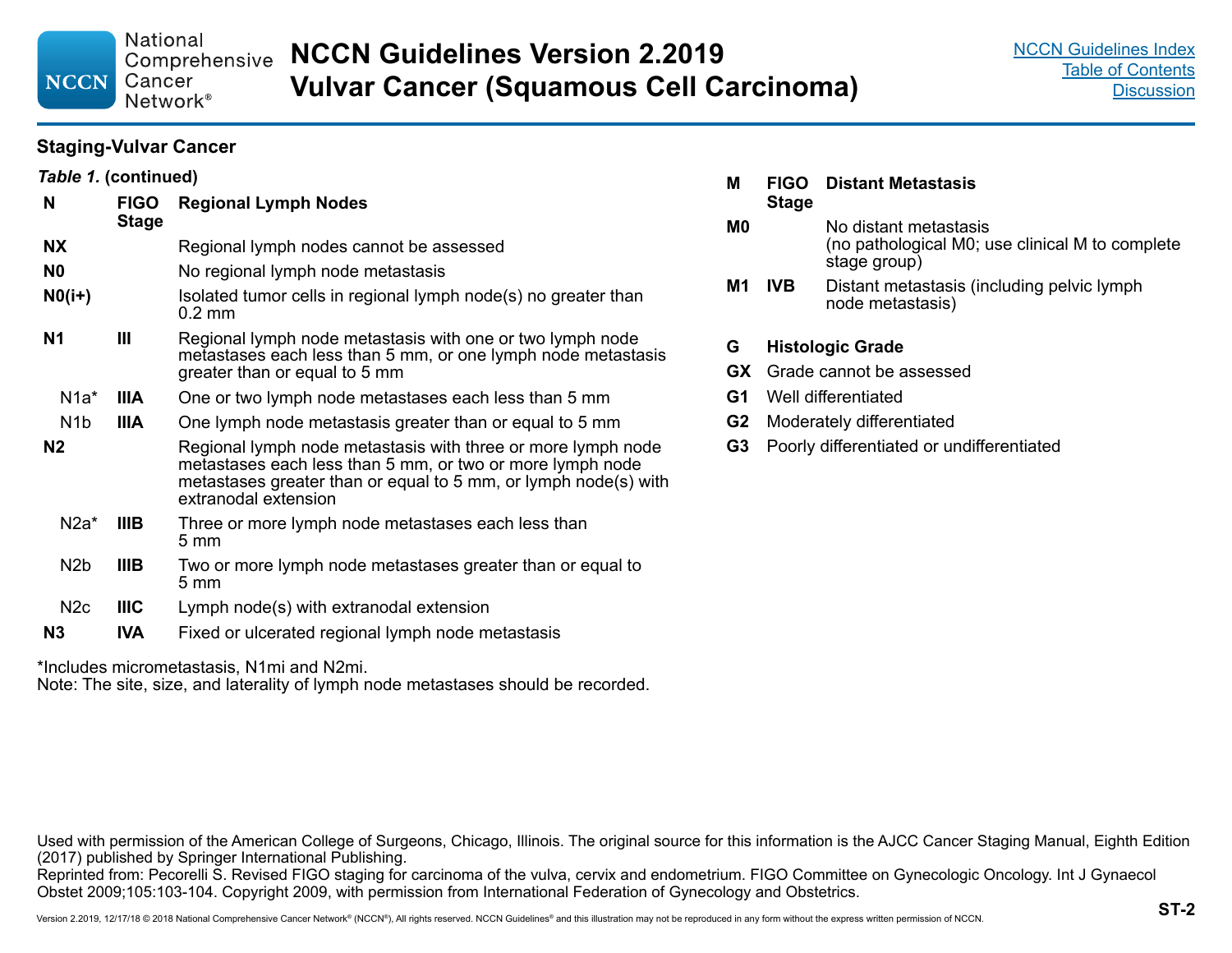## Staging-Vulvar Cancer

*Table 1.* **(continued)**

| N | FIGO Stage | Regional Lymph Nodes |
|---|---|---|
| **NX** | | Regional lymph nodes cannot be assessed |
| **N0** | | No regional lymph node metastasis |
| **N0(i+)** | | Isolated tumor cells in regional lymph node(s) no greater than 0.2 mm |
| **N1** | **III** | Regional lymph node metastasis with one or two lymph node metastases each less than 5 mm, or one lymph node metastasis greater than or equal to 5 mm |
| N1a* | **IIIA** | One or two lymph node metastases each less than 5 mm |
| N1b | **IIIA** | One lymph node metastasis greater than or equal to 5 mm |
| **N2** | | Regional lymph node metastasis with three or more lymph node metastases each less than 5 mm, or two or more lymph node metastases greater than or equal to 5 mm, or lymph node(s) with extranodal extension |
| N2a* | **IIIB** | Three or more lymph node metastases each less than 5 mm |
| N2b | **IIIB** | Two or more lymph node metastases greater than or equal to 5 mm |
| N2c | **IIIC** | Lymph node(s) with extranodal extension |
| **N3** | **IVA** | Fixed or ulcerated regional lymph node metastasis |

*Includes micrometastasis, N1mi and N2mi.
Note: The site, size, and laterality of lymph node metastases should be recorded.

| M | FIGO Stage | Distant Metastasis |
|---|---|---|
| **M0** | | No distant metastasis (no pathological M0; use clinical M to complete stage group) |
| **M1** | **IVB** | Distant metastasis (including pelvic lymph node metastasis) |

| G | Histologic Grade |
|---|---|
| **GX** | Grade cannot be assessed |
| **G1** | Well differentiated |
| **G2** | Moderately differentiated |
| **G3** | Poorly differentiated or undifferentiated |

Used with permission of the American College of Surgeons, Chicago, Illinois. The original source for this information is the AJCC Cancer Staging Manual, Eighth Edition (2017) published by Springer International Publishing.
Reprinted from: Pecorelli S. Revised FIGO staging for carcinoma of the vulva, cervix and endometrium. FIGO Committee on Gynecologic Oncology. Int J Gynaecol Obstet 2009;105:103-104. Copyright 2009, with permission from International Federation of Gynecology and Obstetrics.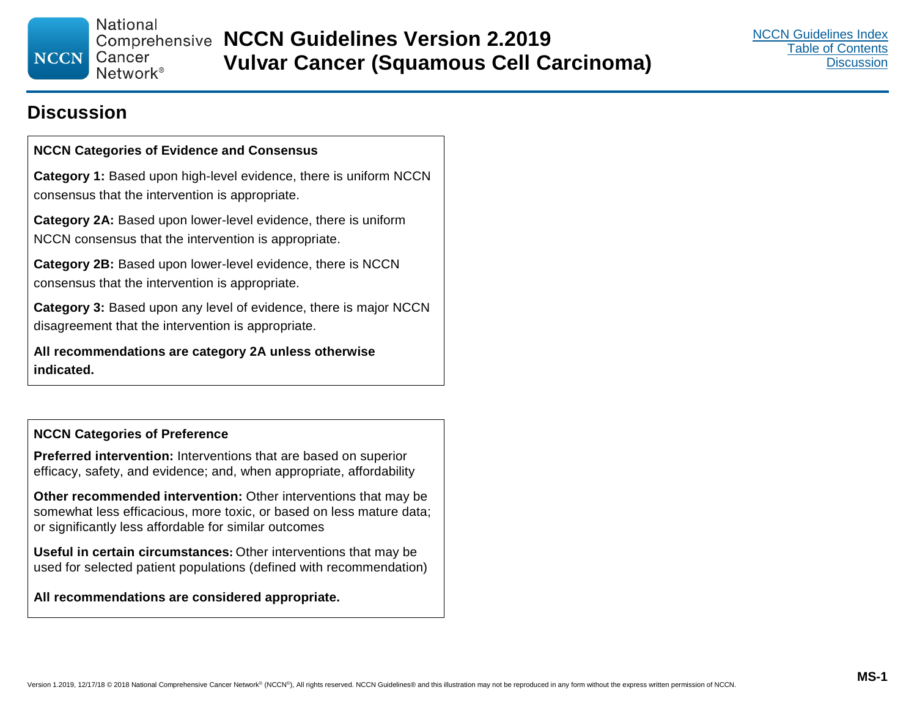# Discussion

**NCCN Categories of Evidence and Consensus**

**Category 1:** Based upon high-level evidence, there is uniform NCCN consensus that the intervention is appropriate.

**Category 2A:** Based upon lower-level evidence, there is uniform NCCN consensus that the intervention is appropriate.

**Category 2B:** Based upon lower-level evidence, there is NCCN consensus that the intervention is appropriate.

**Category 3:** Based upon any level of evidence, there is major NCCN disagreement that the intervention is appropriate.

**All recommendations are category 2A unless otherwise indicated.**

**NCCN Categories of Preference**

**Preferred intervention:** Interventions that are based on superior efficacy, safety, and evidence; and, when appropriate, affordability

**Other recommended intervention:** Other interventions that may be somewhat less efficacious, more toxic, or based on less mature data; or significantly less affordable for similar outcomes

**Useful in certain circumstances:** Other interventions that may be used for selected patient populations (defined with recommendation)

**All recommendations are considered appropriate.**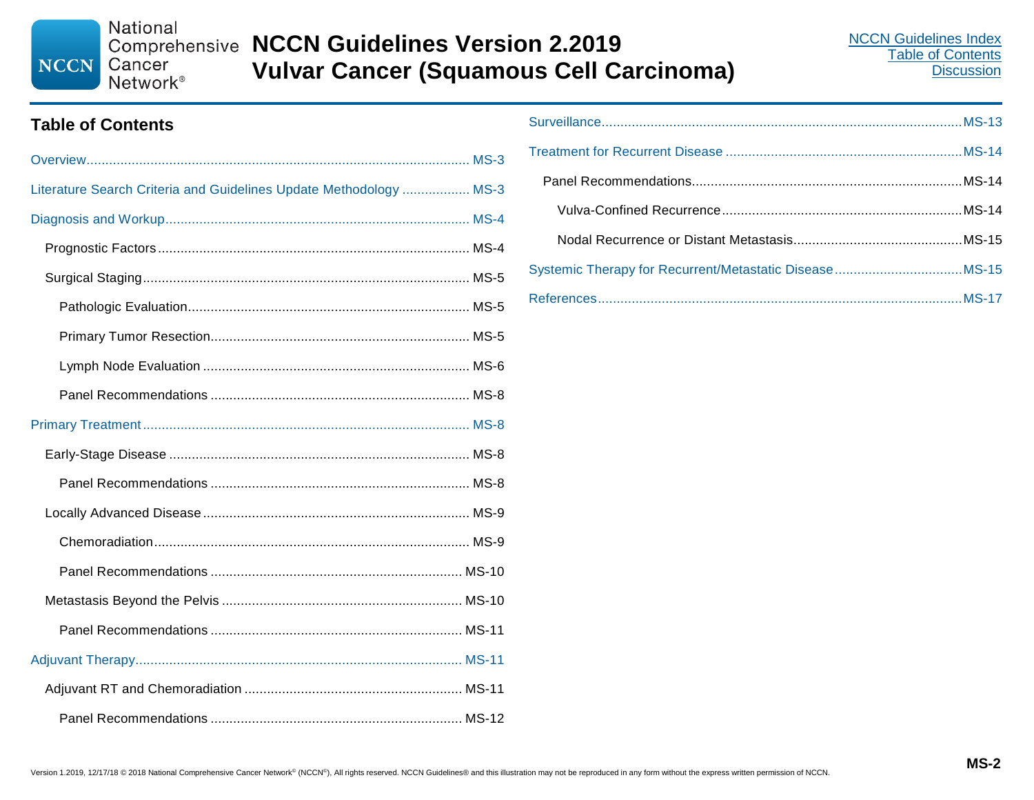## Table of Contents

- Overview ..... MS-3
- Literature Search Criteria and Guidelines Update Methodology ..... MS-3
- Diagnosis and Workup ..... MS-4
  - Prognostic Factors ..... MS-4
  - Surgical Staging ..... MS-5
    - Pathologic Evaluation ..... MS-5
    - Primary Tumor Resection ..... MS-5
    - Lymph Node Evaluation ..... MS-6
    - Panel Recommendations ..... MS-8
- Primary Treatment ..... MS-8
  - Early-Stage Disease ..... MS-8
    - Panel Recommendations ..... MS-8
  - Locally Advanced Disease ..... MS-9
    - Chemoradiation ..... MS-9
    - Panel Recommendations ..... MS-10
  - Metastasis Beyond the Pelvis ..... MS-10
    - Panel Recommendations ..... MS-11
- Adjuvant Therapy ..... MS-11
  - Adjuvant RT and Chemoradiation ..... MS-11
    - Panel Recommendations ..... MS-12
- Surveillance ..... MS-13
- Treatment for Recurrent Disease ..... MS-14
  - Panel Recommendations ..... MS-14
    - Vulva-Confined Recurrence ..... MS-14
    - Nodal Recurrence or Distant Metastasis ..... MS-15
- Systemic Therapy for Recurrent/Metastatic Disease ..... MS-15
- References ..... MS-17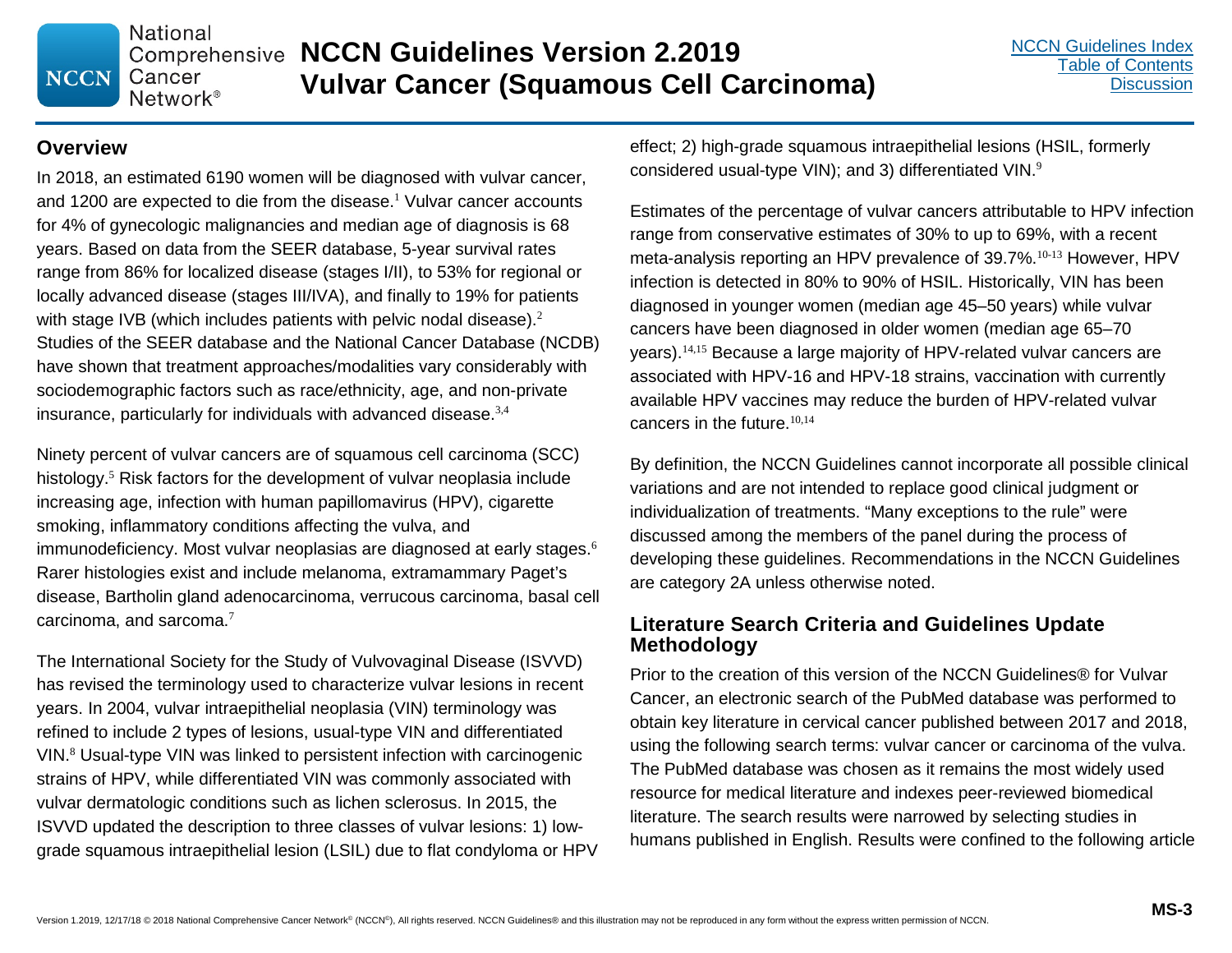## Overview

In 2018, an estimated 6190 women will be diagnosed with vulvar cancer, and 1200 are expected to die from the disease.[1] Vulvar cancer accounts for 4% of gynecologic malignancies and median age of diagnosis is 68 years. Based on data from the SEER database, 5-year survival rates range from 86% for localized disease (stages I/II), to 53% for regional or locally advanced disease (stages III/IVA), and finally to 19% for patients with stage IVB (which includes patients with pelvic nodal disease).[2] Studies of the SEER database and the National Cancer Database (NCDB) have shown that treatment approaches/modalities vary considerably with sociodemographic factors such as race/ethnicity, age, and non-private insurance, particularly for individuals with advanced disease.[3,4]

Ninety percent of vulvar cancers are of squamous cell carcinoma (SCC) histology.[5] Risk factors for the development of vulvar neoplasia include increasing age, infection with human papillomavirus (HPV), cigarette smoking, inflammatory conditions affecting the vulva, and immunodeficiency. Most vulvar neoplasias are diagnosed at early stages.[6] Rarer histologies exist and include melanoma, extramammary Paget's disease, Bartholin gland adenocarcinoma, verrucous carcinoma, basal cell carcinoma, and sarcoma.[7]

The International Society for the Study of Vulvovaginal Disease (ISVVD) has revised the terminology used to characterize vulvar lesions in recent years. In 2004, vulvar intraepithelial neoplasia (VIN) terminology was refined to include 2 types of lesions, usual-type VIN and differentiated VIN.[8] Usual-type VIN was linked to persistent infection with carcinogenic strains of HPV, while differentiated VIN was commonly associated with vulvar dermatologic conditions such as lichen sclerosus. In 2015, the ISVVD updated the description to three classes of vulvar lesions: 1) low-grade squamous intraepithelial lesion (LSIL) due to flat condyloma or HPV effect; 2) high-grade squamous intraepithelial lesions (HSIL, formerly considered usual-type VIN); and 3) differentiated VIN.[9]

Estimates of the percentage of vulvar cancers attributable to HPV infection range from conservative estimates of 30% to up to 69%, with a recent meta-analysis reporting an HPV prevalence of 39.7%.[10-13] However, HPV infection is detected in 80% to 90% of HSIL. Historically, VIN has been diagnosed in younger women (median age 45–50 years) while vulvar cancers have been diagnosed in older women (median age 65–70 years).[14,15] Because a large majority of HPV-related vulvar cancers are associated with HPV-16 and HPV-18 strains, vaccination with currently available HPV vaccines may reduce the burden of HPV-related vulvar cancers in the future.[10,14]

By definition, the NCCN Guidelines cannot incorporate all possible clinical variations and are not intended to replace good clinical judgment or individualization of treatments. "Many exceptions to the rule" were discussed among the members of the panel during the process of developing these guidelines. Recommendations in the NCCN Guidelines are category 2A unless otherwise noted.

## Literature Search Criteria and Guidelines Update Methodology

Prior to the creation of this version of the NCCN Guidelines® for Vulvar Cancer, an electronic search of the PubMed database was performed to obtain key literature in cervical cancer published between 2017 and 2018, using the following search terms: vulvar cancer or carcinoma of the vulva. The PubMed database was chosen as it remains the most widely used resource for medical literature and indexes peer-reviewed biomedical literature. The search results were narrowed by selecting studies in humans published in English. Results were confined to the following article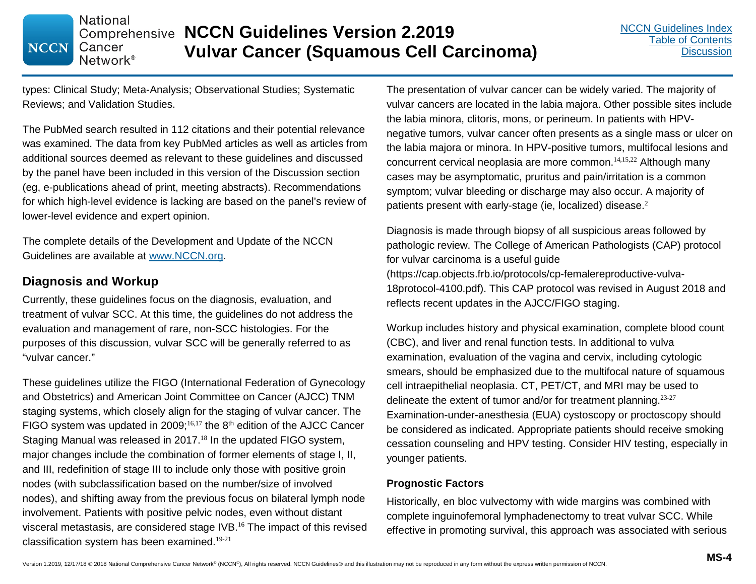types: Clinical Study; Meta-Analysis; Observational Studies; Systematic Reviews; and Validation Studies.

The PubMed search resulted in 112 citations and their potential relevance was examined. The data from key PubMed articles as well as articles from additional sources deemed as relevant to these guidelines and discussed by the panel have been included in this version of the Discussion section (eg, e-publications ahead of print, meeting abstracts). Recommendations for which high-level evidence is lacking are based on the panel's review of lower-level evidence and expert opinion.

The complete details of the Development and Update of the NCCN Guidelines are available at www.NCCN.org.

## Diagnosis and Workup

Currently, these guidelines focus on the diagnosis, evaluation, and treatment of vulvar SCC. At this time, the guidelines do not address the evaluation and management of rare, non-SCC histologies. For the purposes of this discussion, vulvar SCC will be generally referred to as "vulvar cancer."

These guidelines utilize the FIGO (International Federation of Gynecology and Obstetrics) and American Joint Committee on Cancer (AJCC) TNM staging systems, which closely align for the staging of vulvar cancer. The FIGO system was updated in 2009;[16,17] the 8th edition of the AJCC Cancer Staging Manual was released in 2017.[18] In the updated FIGO system, major changes include the combination of former elements of stage I, II, and III, redefinition of stage III to include only those with positive groin nodes (with subclassification based on the number/size of involved nodes), and shifting away from the previous focus on bilateral lymph node involvement. Patients with positive pelvic nodes, even without distant visceral metastasis, are considered stage IVB.[16] The impact of this revised classification system has been examined.[19-21]

The presentation of vulvar cancer can be widely varied. The majority of vulvar cancers are located in the labia majora. Other possible sites include the labia minora, clitoris, mons, or perineum. In patients with HPV-negative tumors, vulvar cancer often presents as a single mass or ulcer on the labia majora or minora. In HPV-positive tumors, multifocal lesions and concurrent cervical neoplasia are more common.[14,15,22] Although many cases may be asymptomatic, pruritus and pain/irritation is a common symptom; vulvar bleeding or discharge may also occur. A majority of patients present with early-stage (ie, localized) disease.[2]

Diagnosis is made through biopsy of all suspicious areas followed by pathologic review. The College of American Pathologists (CAP) protocol for vulvar carcinoma is a useful guide (https://cap.objects.frb.io/protocols/cp-femalereproductive-vulva-18protocol-4100.pdf). This CAP protocol was revised in August 2018 and reflects recent updates in the AJCC/FIGO staging.

Workup includes history and physical examination, complete blood count (CBC), and liver and renal function tests. In additional to vulva examination, evaluation of the vagina and cervix, including cytologic smears, should be emphasized due to the multifocal nature of squamous cell intraepithelial neoplasia. CT, PET/CT, and MRI may be used to delineate the extent of tumor and/or for treatment planning.[23-27] Examination-under-anesthesia (EUA) cystoscopy or proctoscopy should be considered as indicated. Appropriate patients should receive smoking cessation counseling and HPV testing. Consider HIV testing, especially in younger patients.

### Prognostic Factors

Historically, en bloc vulvectomy with wide margins was combined with complete inguinofemoral lymphadenectomy to treat vulvar SCC. While effective in promoting survival, this approach was associated with serious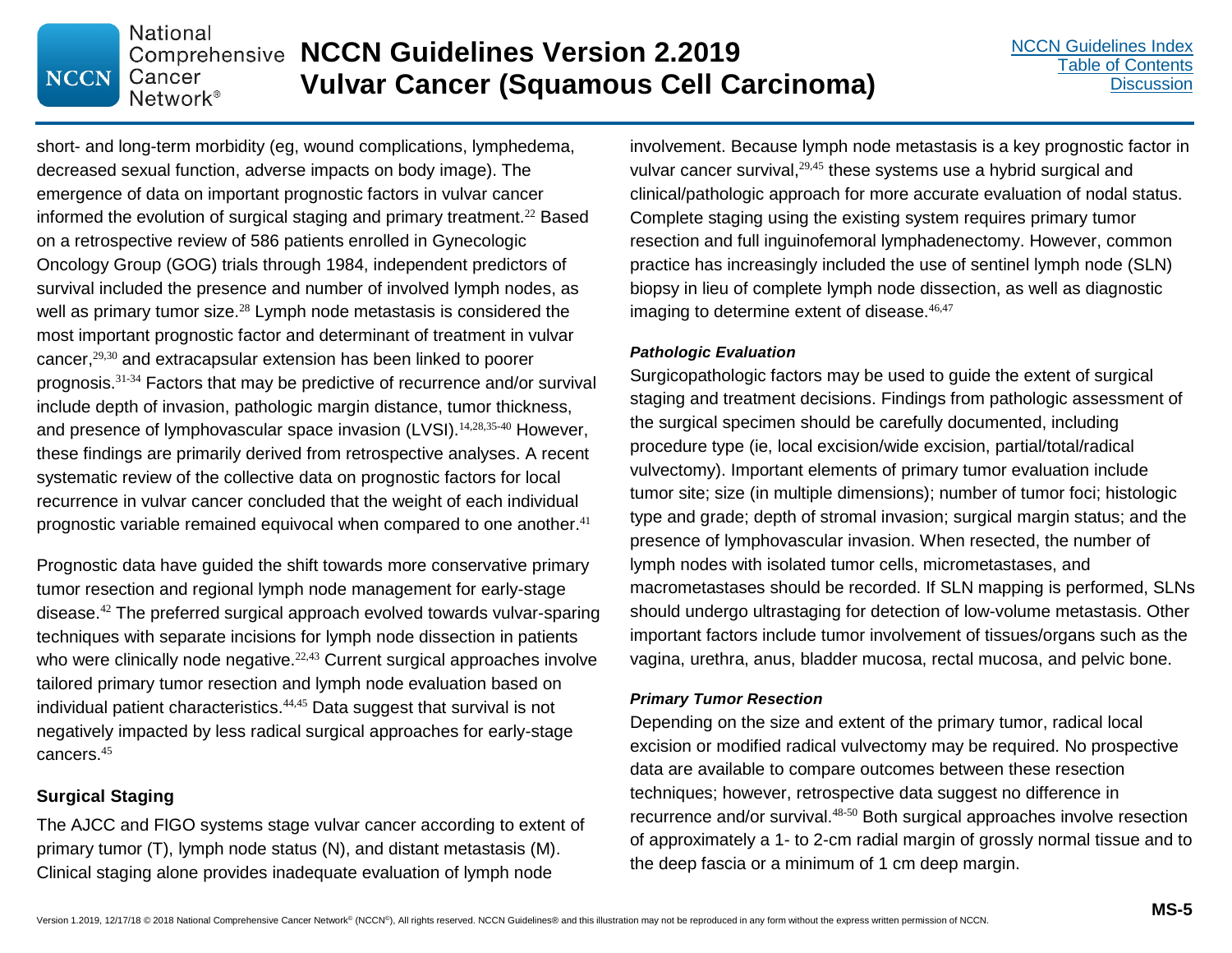short- and long-term morbidity (eg, wound complications, lymphedema, decreased sexual function, adverse impacts on body image). The emergence of data on important prognostic factors in vulvar cancer informed the evolution of surgical staging and primary treatment.[22] Based on a retrospective review of 586 patients enrolled in Gynecologic Oncology Group (GOG) trials through 1984, independent predictors of survival included the presence and number of involved lymph nodes, as well as primary tumor size.[28] Lymph node metastasis is considered the most important prognostic factor and determinant of treatment in vulvar cancer,[29,30] and extracapsular extension has been linked to poorer prognosis.[31-34] Factors that may be predictive of recurrence and/or survival include depth of invasion, pathologic margin distance, tumor thickness, and presence of lymphovascular space invasion (LVSI).[14,28,35-40] However, these findings are primarily derived from retrospective analyses. A recent systematic review of the collective data on prognostic factors for local recurrence in vulvar cancer concluded that the weight of each individual prognostic variable remained equivocal when compared to one another.[41]

Prognostic data have guided the shift towards more conservative primary tumor resection and regional lymph node management for early-stage disease.[42] The preferred surgical approach evolved towards vulvar-sparing techniques with separate incisions for lymph node dissection in patients who were clinically node negative.[22,43] Current surgical approaches involve tailored primary tumor resection and lymph node evaluation based on individual patient characteristics.[44,45] Data suggest that survival is not negatively impacted by less radical surgical approaches for early-stage cancers.[45]

## Surgical Staging

The AJCC and FIGO systems stage vulvar cancer according to extent of primary tumor (T), lymph node status (N), and distant metastasis (M). Clinical staging alone provides inadequate evaluation of lymph node involvement. Because lymph node metastasis is a key prognostic factor in vulvar cancer survival,[29,45] these systems use a hybrid surgical and clinical/pathologic approach for more accurate evaluation of nodal status. Complete staging using the existing system requires primary tumor resection and full inguinofemoral lymphadenectomy. However, common practice has increasingly included the use of sentinel lymph node (SLN) biopsy in lieu of complete lymph node dissection, as well as diagnostic imaging to determine extent of disease.[46,47]

### *Pathologic Evaluation*

Surgicopathologic factors may be used to guide the extent of surgical staging and treatment decisions. Findings from pathologic assessment of the surgical specimen should be carefully documented, including procedure type (ie, local excision/wide excision, partial/total/radical vulvectomy). Important elements of primary tumor evaluation include tumor site; size (in multiple dimensions); number of tumor foci; histologic type and grade; depth of stromal invasion; surgical margin status; and the presence of lymphovascular invasion. When resected, the number of lymph nodes with isolated tumor cells, micrometastases, and macrometastases should be recorded. If SLN mapping is performed, SLNs should undergo ultrastaging for detection of low-volume metastasis. Other important factors include tumor involvement of tissues/organs such as the vagina, urethra, anus, bladder mucosa, rectal mucosa, and pelvic bone.

### *Primary Tumor Resection*

Depending on the size and extent of the primary tumor, radical local excision or modified radical vulvectomy may be required. No prospective data are available to compare outcomes between these resection techniques; however, retrospective data suggest no difference in recurrence and/or survival.[48-50] Both surgical approaches involve resection of approximately a 1- to 2-cm radial margin of grossly normal tissue and to the deep fascia or a minimum of 1 cm deep margin.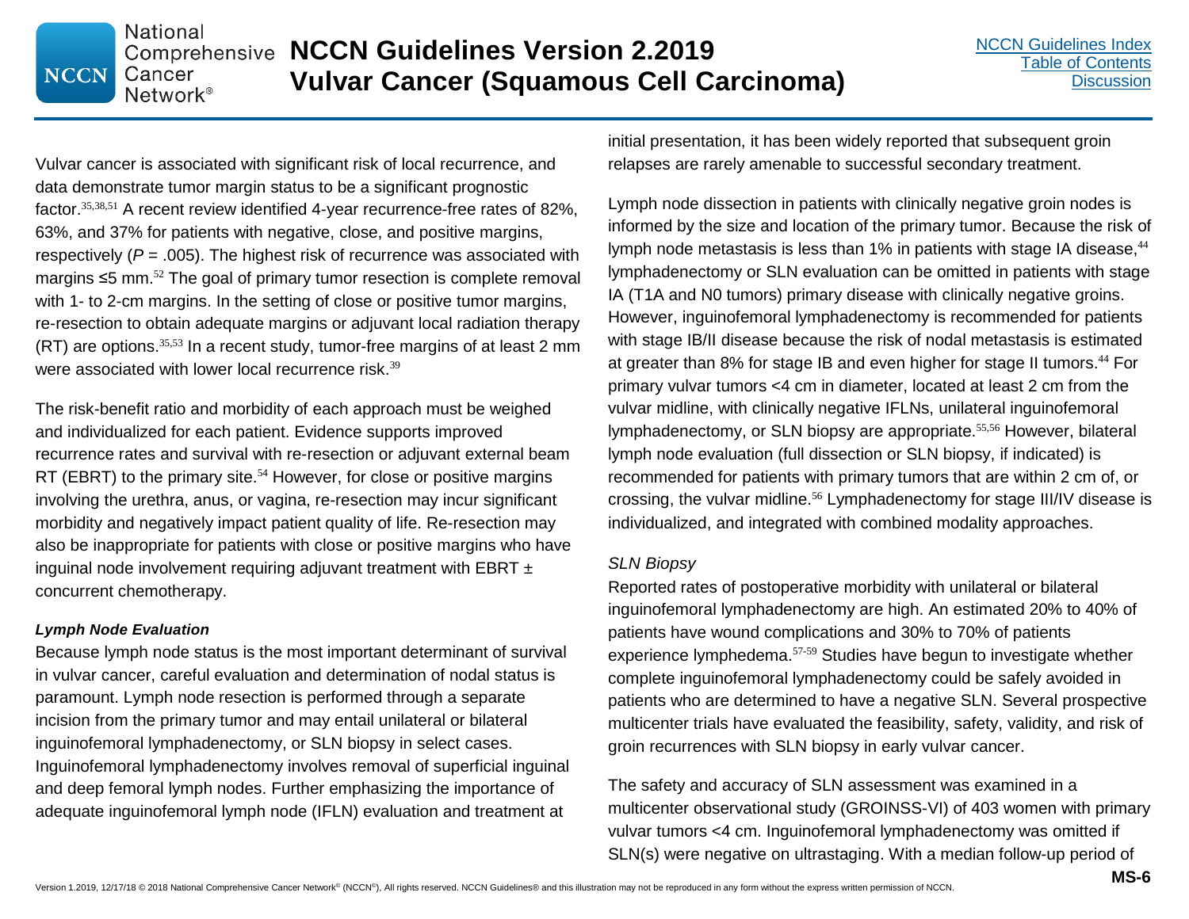Vulvar cancer is associated with significant risk of local recurrence, and data demonstrate tumor margin status to be a significant prognostic factor.[35,38,51] A recent review identified 4-year recurrence-free rates of 82%, 63%, and 37% for patients with negative, close, and positive margins, respectively ($P$ = .005). The highest risk of recurrence was associated with margins ≤5 mm.[52] The goal of primary tumor resection is complete removal with 1- to 2-cm margins. In the setting of close or positive tumor margins, re-resection to obtain adequate margins or adjuvant local radiation therapy (RT) are options.[35,53] In a recent study, tumor-free margins of at least 2 mm were associated with lower local recurrence risk.[39]

The risk-benefit ratio and morbidity of each approach must be weighed and individualized for each patient. Evidence supports improved recurrence rates and survival with re-resection or adjuvant external beam RT (EBRT) to the primary site.[54] However, for close or positive margins involving the urethra, anus, or vagina, re-resection may incur significant morbidity and negatively impact patient quality of life. Re-resection may also be inappropriate for patients with close or positive margins who have inguinal node involvement requiring adjuvant treatment with EBRT ± concurrent chemotherapy.

***Lymph Node Evaluation***

Because lymph node status is the most important determinant of survival in vulvar cancer, careful evaluation and determination of nodal status is paramount. Lymph node resection is performed through a separate incision from the primary tumor and may entail unilateral or bilateral inguinofemoral lymphadenectomy, or SLN biopsy in select cases. Inguinofemoral lymphadenectomy involves removal of superficial inguinal and deep femoral lymph nodes. Further emphasizing the importance of adequate inguinofemoral lymph node (IFLN) evaluation and treatment at initial presentation, it has been widely reported that subsequent groin relapses are rarely amenable to successful secondary treatment.

Lymph node dissection in patients with clinically negative groin nodes is informed by the size and location of the primary tumor. Because the risk of lymph node metastasis is less than 1% in patients with stage IA disease,[44] lymphadenectomy or SLN evaluation can be omitted in patients with stage IA (T1A and N0 tumors) primary disease with clinically negative groins. However, inguinofemoral lymphadenectomy is recommended for patients with stage IB/II disease because the risk of nodal metastasis is estimated at greater than 8% for stage IB and even higher for stage II tumors.[44] For primary vulvar tumors <4 cm in diameter, located at least 2 cm from the vulvar midline, with clinically negative IFLNs, unilateral inguinofemoral lymphadenectomy, or SLN biopsy are appropriate.[55,56] However, bilateral lymph node evaluation (full dissection or SLN biopsy, if indicated) is recommended for patients with primary tumors that are within 2 cm of, or crossing, the vulvar midline.[56] Lymphadenectomy for stage III/IV disease is individualized, and integrated with combined modality approaches.

*SLN Biopsy*

Reported rates of postoperative morbidity with unilateral or bilateral inguinofemoral lymphadenectomy are high. An estimated 20% to 40% of patients have wound complications and 30% to 70% of patients experience lymphedema.[57-59] Studies have begun to investigate whether complete inguinofemoral lymphadenectomy could be safely avoided in patients who are determined to have a negative SLN. Several prospective multicenter trials have evaluated the feasibility, safety, validity, and risk of groin recurrences with SLN biopsy in early vulvar cancer.

The safety and accuracy of SLN assessment was examined in a multicenter observational study (GROINSS-VI) of 403 women with primary vulvar tumors <4 cm. Inguinofemoral lymphadenectomy was omitted if SLN(s) were negative on ultrastaging. With a median follow-up period of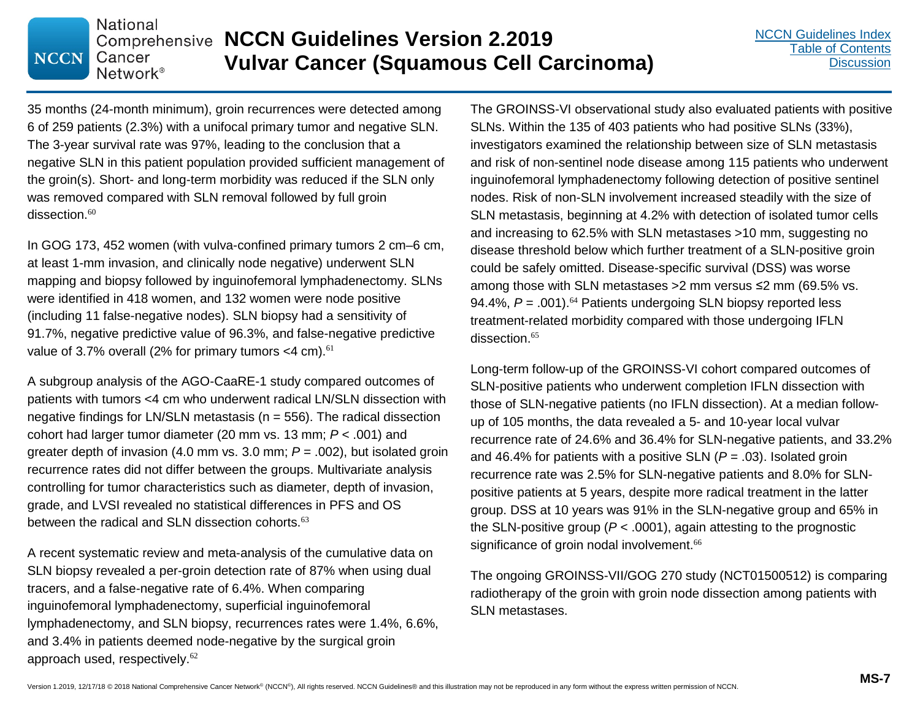35 months (24-month minimum), groin recurrences were detected among 6 of 259 patients (2.3%) with a unifocal primary tumor and negative SLN. The 3-year survival rate was 97%, leading to the conclusion that a negative SLN in this patient population provided sufficient management of the groin(s). Short- and long-term morbidity was reduced if the SLN only was removed compared with SLN removal followed by full groin dissection.[60]

In GOG 173, 452 women (with vulva-confined primary tumors 2 cm–6 cm, at least 1-mm invasion, and clinically node negative) underwent SLN mapping and biopsy followed by inguinofemoral lymphadenectomy. SLNs were identified in 418 women, and 132 women were node positive (including 11 false-negative nodes). SLN biopsy had a sensitivity of 91.7%, negative predictive value of 96.3%, and false-negative predictive value of 3.7% overall (2% for primary tumors <4 cm).[61]

A subgroup analysis of the AGO-CaaRE-1 study compared outcomes of patients with tumors <4 cm who underwent radical LN/SLN dissection with negative findings for LN/SLN metastasis (n = 556). The radical dissection cohort had larger tumor diameter (20 mm vs. 13 mm; $P$ < .001) and greater depth of invasion (4.0 mm vs. 3.0 mm; $P$ = .002), but isolated groin recurrence rates did not differ between the groups. Multivariate analysis controlling for tumor characteristics such as diameter, depth of invasion, grade, and LVSI revealed no statistical differences in PFS and OS between the radical and SLN dissection cohorts.[63]

A recent systematic review and meta-analysis of the cumulative data on SLN biopsy revealed a per-groin detection rate of 87% when using dual tracers, and a false-negative rate of 6.4%. When comparing inguinofemoral lymphadenectomy, superficial inguinofemoral lymphadenectomy, and SLN biopsy, recurrences rates were 1.4%, 6.6%, and 3.4% in patients deemed node-negative by the surgical groin approach used, respectively.[62]

The GROINSS-VI observational study also evaluated patients with positive SLNs. Within the 135 of 403 patients who had positive SLNs (33%), investigators examined the relationship between size of SLN metastasis and risk of non-sentinel node disease among 115 patients who underwent inguinofemoral lymphadenectomy following detection of positive sentinel nodes. Risk of non-SLN involvement increased steadily with the size of SLN metastasis, beginning at 4.2% with detection of isolated tumor cells and increasing to 62.5% with SLN metastases >10 mm, suggesting no disease threshold below which further treatment of a SLN-positive groin could be safely omitted. Disease-specific survival (DSS) was worse among those with SLN metastases >2 mm versus ≤2 mm (69.5% vs. 94.4%, $P$ = .001).[64] Patients undergoing SLN biopsy reported less treatment-related morbidity compared with those undergoing IFLN dissection.[65]

Long-term follow-up of the GROINSS-VI cohort compared outcomes of SLN-positive patients who underwent completion IFLN dissection with those of SLN-negative patients (no IFLN dissection). At a median follow-up of 105 months, the data revealed a 5- and 10-year local vulvar recurrence rate of 24.6% and 36.4% for SLN-negative patients, and 33.2% and 46.4% for patients with a positive SLN ($P$ = .03). Isolated groin recurrence rate was 2.5% for SLN-negative patients and 8.0% for SLN-positive patients at 5 years, despite more radical treatment in the latter group. DSS at 10 years was 91% in the SLN-negative group and 65% in the SLN-positive group ($P$ < .0001), again attesting to the prognostic significance of groin nodal involvement.[66]

The ongoing GROINSS-VII/GOG 270 study (NCT01500512) is comparing radiotherapy of the groin with groin node dissection among patients with SLN metastases.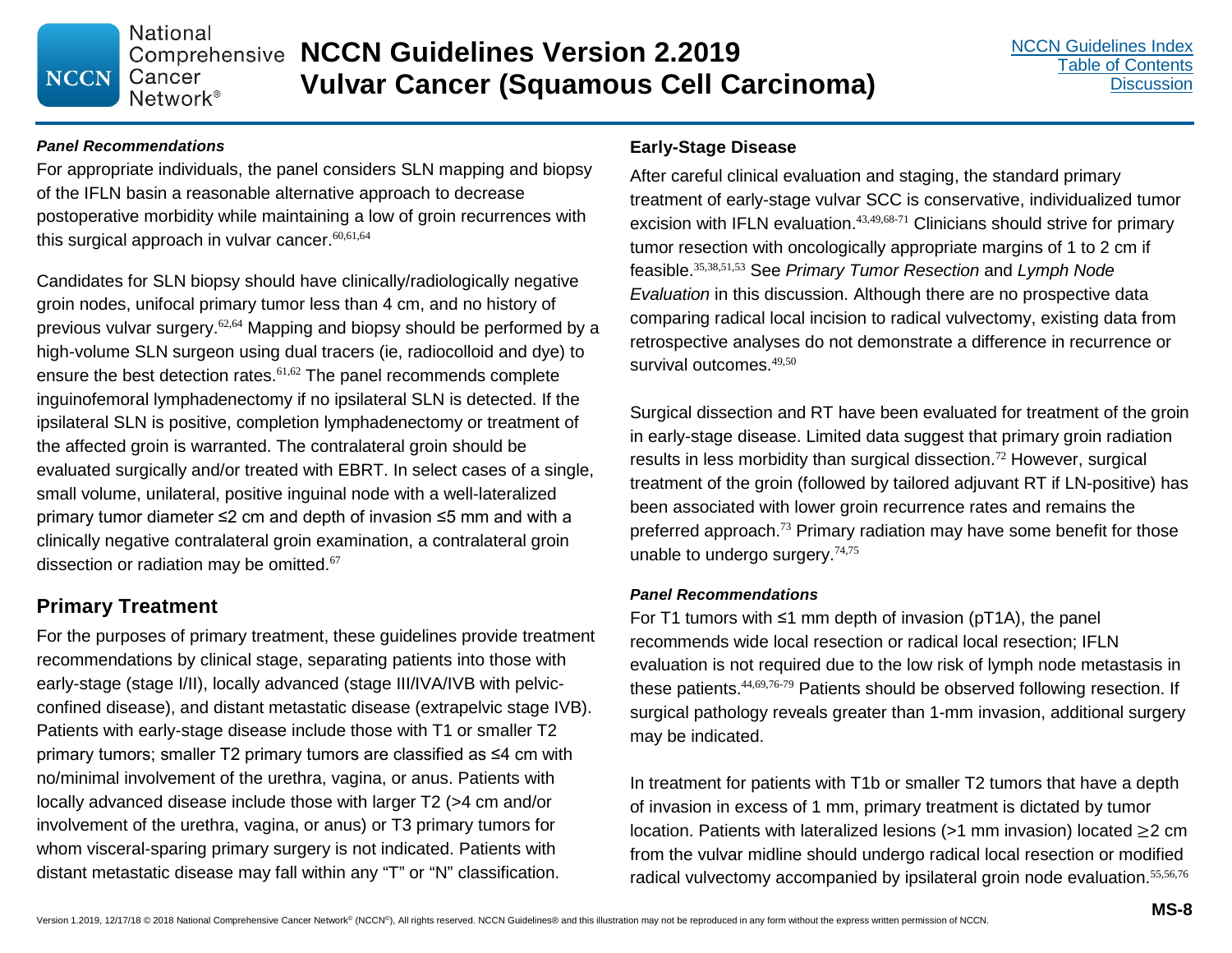#### *Panel Recommendations*

For appropriate individuals, the panel considers SLN mapping and biopsy of the IFLN basin a reasonable alternative approach to decrease postoperative morbidity while maintaining a low of groin recurrences with this surgical approach in vulvar cancer.[60,61,64]

Candidates for SLN biopsy should have clinically/radiologically negative groin nodes, unifocal primary tumor less than 4 cm, and no history of previous vulvar surgery.[62,64] Mapping and biopsy should be performed by a high-volume SLN surgeon using dual tracers (ie, radiocolloid and dye) to ensure the best detection rates.[61,62] The panel recommends complete inguinofemoral lymphadenectomy if no ipsilateral SLN is detected. If the ipsilateral SLN is positive, completion lymphadenectomy or treatment of the affected groin is warranted. The contralateral groin should be evaluated surgically and/or treated with EBRT. In select cases of a single, small volume, unilateral, positive inguinal node with a well-lateralized primary tumor diameter ≤2 cm and depth of invasion ≤5 mm and with a clinically negative contralateral groin examination, a contralateral groin dissection or radiation may be omitted.[67]

## Primary Treatment

For the purposes of primary treatment, these guidelines provide treatment recommendations by clinical stage, separating patients into those with early-stage (stage I/II), locally advanced (stage III/IVA/IVB with pelvic-confined disease), and distant metastatic disease (extrapelvic stage IVB). Patients with early-stage disease include those with T1 or smaller T2 primary tumors; smaller T2 primary tumors are classified as ≤4 cm with no/minimal involvement of the urethra, vagina, or anus. Patients with locally advanced disease include those with larger T2 (>4 cm and/or involvement of the urethra, vagina, or anus) or T3 primary tumors for whom visceral-sparing primary surgery is not indicated. Patients with distant metastatic disease may fall within any "T" or "N" classification.

### Early-Stage Disease

After careful clinical evaluation and staging, the standard primary treatment of early-stage vulvar SCC is conservative, individualized tumor excision with IFLN evaluation.[43,49,68-71] Clinicians should strive for primary tumor resection with oncologically appropriate margins of 1 to 2 cm if feasible.[35,38,51,53] See *Primary Tumor Resection* and *Lymph Node Evaluation* in this discussion. Although there are no prospective data comparing radical local incision to radical vulvectomy, existing data from retrospective analyses do not demonstrate a difference in recurrence or survival outcomes.[49,50]

Surgical dissection and RT have been evaluated for treatment of the groin in early-stage disease. Limited data suggest that primary groin radiation results in less morbidity than surgical dissection.[72] However, surgical treatment of the groin (followed by tailored adjuvant RT if LN-positive) has been associated with lower groin recurrence rates and remains the preferred approach.[73] Primary radiation may have some benefit for those unable to undergo surgery.[74,75]

#### *Panel Recommendations*

For T1 tumors with ≤1 mm depth of invasion (pT1A), the panel recommends wide local resection or radical local resection; IFLN evaluation is not required due to the low risk of lymph node metastasis in these patients.[44,69,76-79] Patients should be observed following resection. If surgical pathology reveals greater than 1-mm invasion, additional surgery may be indicated.

In treatment for patients with T1b or smaller T2 tumors that have a depth of invasion in excess of 1 mm, primary treatment is dictated by tumor location. Patients with lateralized lesions (>1 mm invasion) located ≥2 cm from the vulvar midline should undergo radical local resection or modified radical vulvectomy accompanied by ipsilateral groin node evaluation.[55,56,76]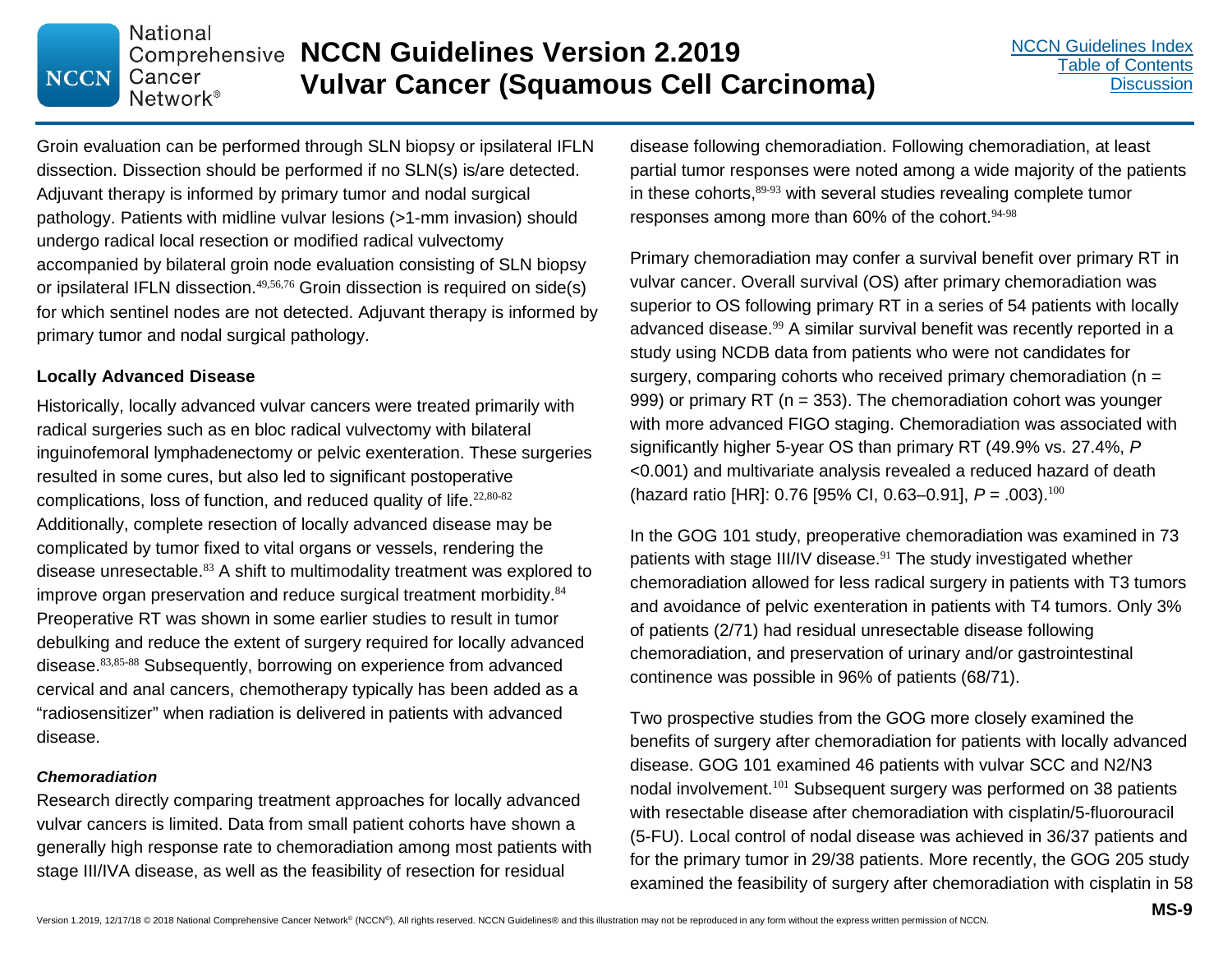Groin evaluation can be performed through SLN biopsy or ipsilateral IFLN dissection. Dissection should be performed if no SLN(s) is/are detected. Adjuvant therapy is informed by primary tumor and nodal surgical pathology. Patients with midline vulvar lesions (>1-mm invasion) should undergo radical local resection or modified radical vulvectomy accompanied by bilateral groin node evaluation consisting of SLN biopsy or ipsilateral IFLN dissection.[49,56,76] Groin dissection is required on side(s) for which sentinel nodes are not detected. Adjuvant therapy is informed by primary tumor and nodal surgical pathology.

#### Locally Advanced Disease

Historically, locally advanced vulvar cancers were treated primarily with radical surgeries such as en bloc radical vulvectomy with bilateral inguinofemoral lymphadenectomy or pelvic exenteration. These surgeries resulted in some cures, but also led to significant postoperative complications, loss of function, and reduced quality of life.[22,80-82] Additionally, complete resection of locally advanced disease may be complicated by tumor fixed to vital organs or vessels, rendering the disease unresectable.[83] A shift to multimodality treatment was explored to improve organ preservation and reduce surgical treatment morbidity.[84] Preoperative RT was shown in some earlier studies to result in tumor debulking and reduce the extent of surgery required for locally advanced disease.[83,85-88] Subsequently, borrowing on experience from advanced cervical and anal cancers, chemotherapy typically has been added as a "radiosensitizer" when radiation is delivered in patients with advanced disease.

##### *Chemoradiation*

Research directly comparing treatment approaches for locally advanced vulvar cancers is limited. Data from small patient cohorts have shown a generally high response rate to chemoradiation among most patients with stage III/IVA disease, as well as the feasibility of resection for residual disease following chemoradiation. Following chemoradiation, at least partial tumor responses were noted among a wide majority of the patients in these cohorts,[89-93] with several studies revealing complete tumor responses among more than 60% of the cohort.[94-98]

Primary chemoradiation may confer a survival benefit over primary RT in vulvar cancer. Overall survival (OS) after primary chemoradiation was superior to OS following primary RT in a series of 54 patients with locally advanced disease.[99] A similar survival benefit was recently reported in a study using NCDB data from patients who were not candidates for surgery, comparing cohorts who received primary chemoradiation (n = 999) or primary RT (n = 353). The chemoradiation cohort was younger with more advanced FIGO staging. Chemoradiation was associated with significantly higher 5-year OS than primary RT (49.9% vs. 27.4%, $P$ <0.001) and multivariate analysis revealed a reduced hazard of death (hazard ratio [HR]: 0.76 [95% CI, 0.63–0.91], $P$ = .003).[100]

In the GOG 101 study, preoperative chemoradiation was examined in 73 patients with stage III/IV disease.[91] The study investigated whether chemoradiation allowed for less radical surgery in patients with T3 tumors and avoidance of pelvic exenteration in patients with T4 tumors. Only 3% of patients (2/71) had residual unresectable disease following chemoradiation, and preservation of urinary and/or gastrointestinal continence was possible in 96% of patients (68/71).

Two prospective studies from the GOG more closely examined the benefits of surgery after chemoradiation for patients with locally advanced disease. GOG 101 examined 46 patients with vulvar SCC and N2/N3 nodal involvement.[101] Subsequent surgery was performed on 38 patients with resectable disease after chemoradiation with cisplatin/5-fluorouracil (5-FU). Local control of nodal disease was achieved in 36/37 patients and for the primary tumor in 29/38 patients. More recently, the GOG 205 study examined the feasibility of surgery after chemoradiation with cisplatin in 58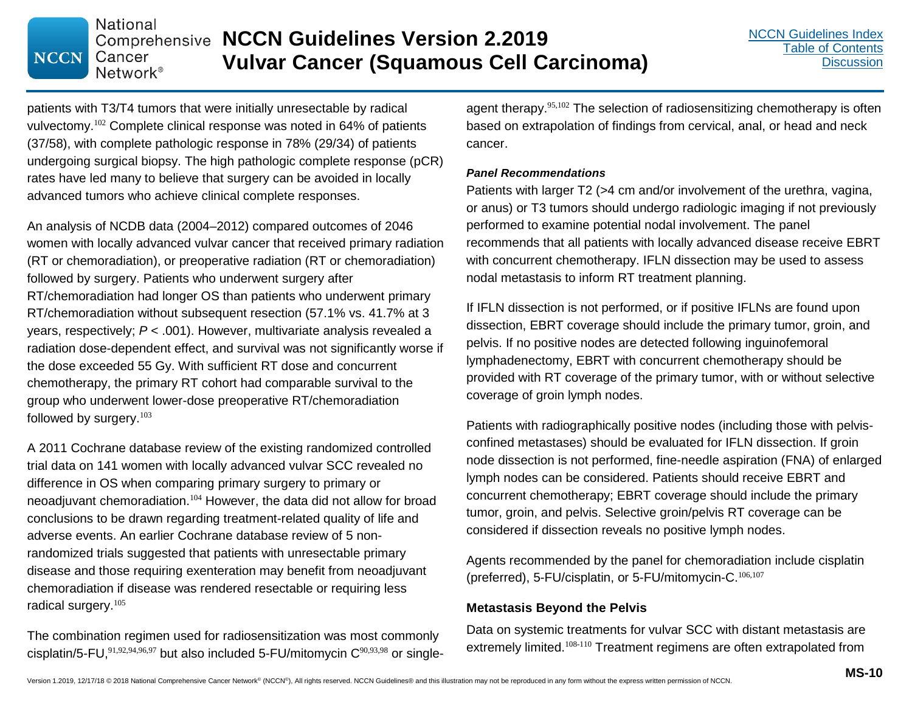patients with T3/T4 tumors that were initially unresectable by radical vulvectomy.[102] Complete clinical response was noted in 64% of patients (37/58), with complete pathologic response in 78% (29/34) of patients undergoing surgical biopsy. The high pathologic complete response (pCR) rates have led many to believe that surgery can be avoided in locally advanced tumors who achieve clinical complete responses.

An analysis of NCDB data (2004–2012) compared outcomes of 2046 women with locally advanced vulvar cancer that received primary radiation (RT or chemoradiation), or preoperative radiation (RT or chemoradiation) followed by surgery. Patients who underwent surgery after RT/chemoradiation had longer OS than patients who underwent primary RT/chemoradiation without subsequent resection (57.1% vs. 41.7% at 3 years, respectively; $P < .001$). However, multivariate analysis revealed a radiation dose-dependent effect, and survival was not significantly worse if the dose exceeded 55 Gy. With sufficient RT dose and concurrent chemotherapy, the primary RT cohort had comparable survival to the group who underwent lower-dose preoperative RT/chemoradiation followed by surgery.[103]

A 2011 Cochrane database review of the existing randomized controlled trial data on 141 women with locally advanced vulvar SCC revealed no difference in OS when comparing primary surgery to primary or neoadjuvant chemoradiation.[104] However, the data did not allow for broad conclusions to be drawn regarding treatment-related quality of life and adverse events. An earlier Cochrane database review of 5 non-randomized trials suggested that patients with unresectable primary disease and those requiring exenteration may benefit from neoadjuvant chemoradiation if disease was rendered resectable or requiring less radical surgery.[105]

The combination regimen used for radiosensitization was most commonly cisplatin/5-FU,[91,92,94,96,97] but also included 5-FU/mitomycin C[90,93,98] or single-agent therapy.[95,102] The selection of radiosensitizing chemotherapy is often based on extrapolation of findings from cervical, anal, or head and neck cancer.

#### *Panel Recommendations*

Patients with larger T2 (>4 cm and/or involvement of the urethra, vagina, or anus) or T3 tumors should undergo radiologic imaging if not previously performed to examine potential nodal involvement. The panel recommends that all patients with locally advanced disease receive EBRT with concurrent chemotherapy. IFLN dissection may be used to assess nodal metastasis to inform RT treatment planning.

If IFLN dissection is not performed, or if positive IFLNs are found upon dissection, EBRT coverage should include the primary tumor, groin, and pelvis. If no positive nodes are detected following inguinofemoral lymphadenectomy, EBRT with concurrent chemotherapy should be provided with RT coverage of the primary tumor, with or without selective coverage of groin lymph nodes.

Patients with radiographically positive nodes (including those with pelvis-confined metastases) should be evaluated for IFLN dissection. If groin node dissection is not performed, fine-needle aspiration (FNA) of enlarged lymph nodes can be considered. Patients should receive EBRT and concurrent chemotherapy; EBRT coverage should include the primary tumor, groin, and pelvis. Selective groin/pelvis RT coverage can be considered if dissection reveals no positive lymph nodes.

Agents recommended by the panel for chemoradiation include cisplatin (preferred), 5-FU/cisplatin, or 5-FU/mitomycin-C.[106,107]

### Metastasis Beyond the Pelvis

Data on systemic treatments for vulvar SCC with distant metastasis are extremely limited.[108-110] Treatment regimens are often extrapolated from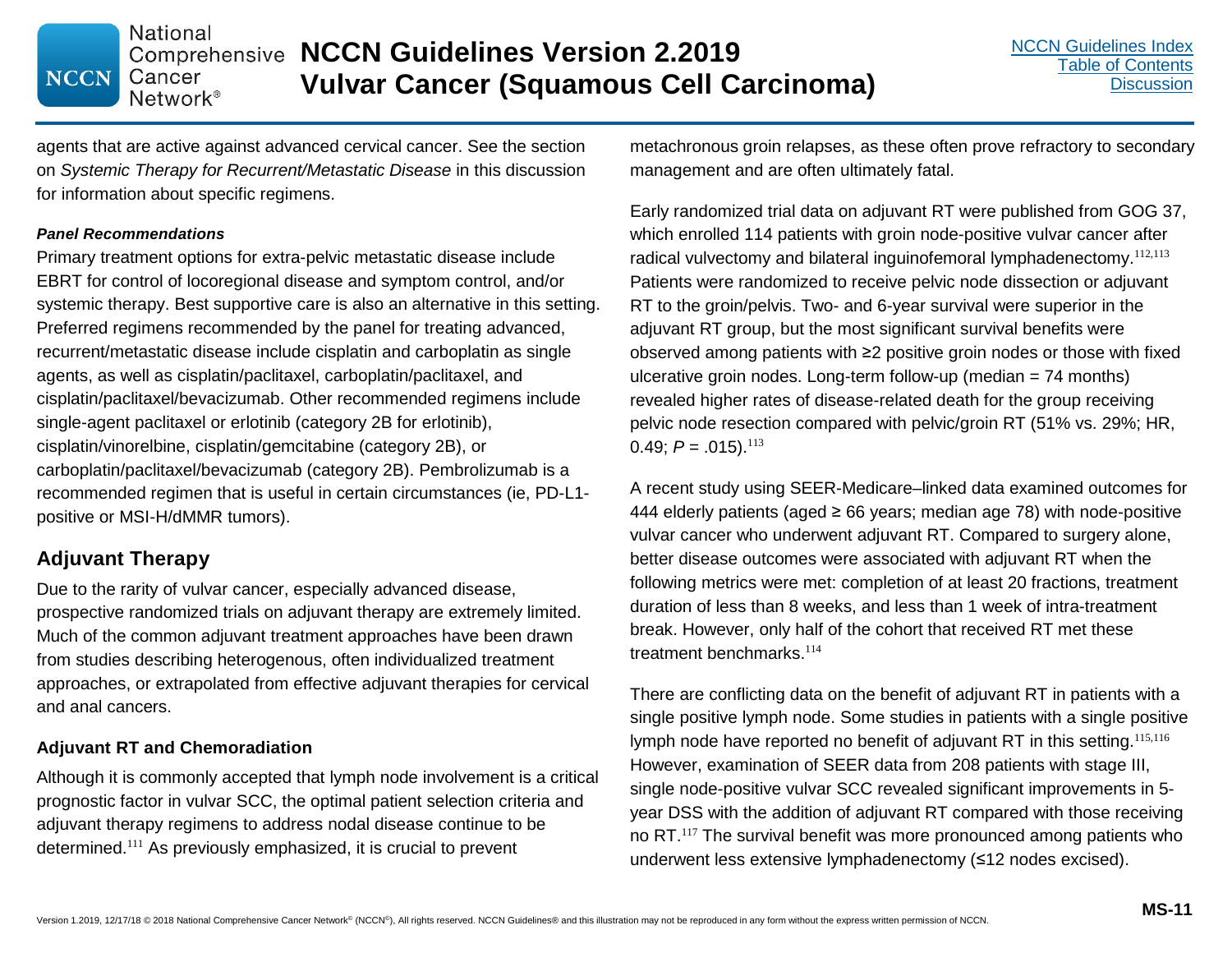agents that are active against advanced cervical cancer. See the section on *Systemic Therapy for Recurrent/Metastatic Disease* in this discussion for information about specific regimens.

***Panel Recommendations***

Primary treatment options for extra-pelvic metastatic disease include EBRT for control of locoregional disease and symptom control, and/or systemic therapy. Best supportive care is also an alternative in this setting. Preferred regimens recommended by the panel for treating advanced, recurrent/metastatic disease include cisplatin and carboplatin as single agents, as well as cisplatin/paclitaxel, carboplatin/paclitaxel, and cisplatin/paclitaxel/bevacizumab. Other recommended regimens include single-agent paclitaxel or erlotinib (category 2B for erlotinib), cisplatin/vinorelbine, cisplatin/gemcitabine (category 2B), or carboplatin/paclitaxel/bevacizumab (category 2B). Pembrolizumab is a recommended regimen that is useful in certain circumstances (ie, PD-L1-positive or MSI-H/dMMR tumors).

## Adjuvant Therapy

Due to the rarity of vulvar cancer, especially advanced disease, prospective randomized trials on adjuvant therapy are extremely limited. Much of the common adjuvant treatment approaches have been drawn from studies describing heterogenous, often individualized treatment approaches, or extrapolated from effective adjuvant therapies for cervical and anal cancers.

### Adjuvant RT and Chemoradiation

Although it is commonly accepted that lymph node involvement is a critical prognostic factor in vulvar SCC, the optimal patient selection criteria and adjuvant therapy regimens to address nodal disease continue to be determined.[111] As previously emphasized, it is crucial to prevent metachronous groin relapses, as these often prove refractory to secondary management and are often ultimately fatal.

Early randomized trial data on adjuvant RT were published from GOG 37, which enrolled 114 patients with groin node-positive vulvar cancer after radical vulvectomy and bilateral inguinofemoral lymphadenectomy.[112,113] Patients were randomized to receive pelvic node dissection or adjuvant RT to the groin/pelvis. Two- and 6-year survival were superior in the adjuvant RT group, but the most significant survival benefits were observed among patients with ≥2 positive groin nodes or those with fixed ulcerative groin nodes. Long-term follow-up (median = 74 months) revealed higher rates of disease-related death for the group receiving pelvic node resection compared with pelvic/groin RT (51% vs. 29%; HR, 0.49; $P = .015$).[113]

A recent study using SEER-Medicare–linked data examined outcomes for 444 elderly patients (aged ≥ 66 years; median age 78) with node-positive vulvar cancer who underwent adjuvant RT. Compared to surgery alone, better disease outcomes were associated with adjuvant RT when the following metrics were met: completion of at least 20 fractions, treatment duration of less than 8 weeks, and less than 1 week of intra-treatment break. However, only half of the cohort that received RT met these treatment benchmarks.[114]

There are conflicting data on the benefit of adjuvant RT in patients with a single positive lymph node. Some studies in patients with a single positive lymph node have reported no benefit of adjuvant RT in this setting.[115,116] However, examination of SEER data from 208 patients with stage III, single node-positive vulvar SCC revealed significant improvements in 5-year DSS with the addition of adjuvant RT compared with those receiving no RT.[117] The survival benefit was more pronounced among patients who underwent less extensive lymphadenectomy (≤12 nodes excised).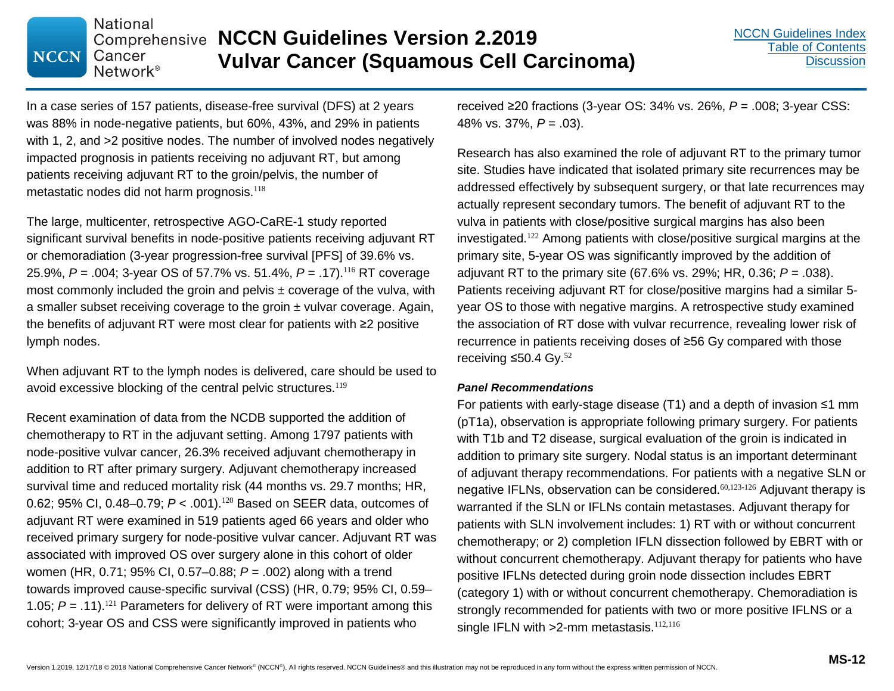In a case series of 157 patients, disease-free survival (DFS) at 2 years was 88% in node-negative patients, but 60%, 43%, and 29% in patients with 1, 2, and >2 positive nodes. The number of involved nodes negatively impacted prognosis in patients receiving no adjuvant RT, but among patients receiving adjuvant RT to the groin/pelvis, the number of metastatic nodes did not harm prognosis.[118]

The large, multicenter, retrospective AGO-CaRE-1 study reported significant survival benefits in node-positive patients receiving adjuvant RT or chemoradiation (3-year progression-free survival [PFS] of 39.6% vs. 25.9%, *P* = .004; 3-year OS of 57.7% vs. 51.4%, *P* = .17).[116] RT coverage most commonly included the groin and pelvis ± coverage of the vulva, with a smaller subset receiving coverage to the groin ± vulvar coverage. Again, the benefits of adjuvant RT were most clear for patients with ≥2 positive lymph nodes.

When adjuvant RT to the lymph nodes is delivered, care should be used to avoid excessive blocking of the central pelvic structures.[119]

Recent examination of data from the NCDB supported the addition of chemotherapy to RT in the adjuvant setting. Among 1797 patients with node-positive vulvar cancer, 26.3% received adjuvant chemotherapy in addition to RT after primary surgery. Adjuvant chemotherapy increased survival time and reduced mortality risk (44 months vs. 29.7 months; HR, 0.62; 95% CI, 0.48–0.79; *P* < .001).[120] Based on SEER data, outcomes of adjuvant RT were examined in 519 patients aged 66 years and older who received primary surgery for node-positive vulvar cancer. Adjuvant RT was associated with improved OS over surgery alone in this cohort of older women (HR, 0.71; 95% CI, 0.57–0.88; *P* = .002) along with a trend towards improved cause-specific survival (CSS) (HR, 0.79; 95% CI, 0.59–1.05; *P* = .11).[121] Parameters for delivery of RT were important among this cohort; 3-year OS and CSS were significantly improved in patients who received ≥20 fractions (3-year OS: 34% vs. 26%, *P* = .008; 3-year CSS: 48% vs. 37%, *P* = .03).

Research has also examined the role of adjuvant RT to the primary tumor site. Studies have indicated that isolated primary site recurrences may be addressed effectively by subsequent surgery, or that late recurrences may actually represent secondary tumors. The benefit of adjuvant RT to the vulva in patients with close/positive surgical margins has also been investigated.[122] Among patients with close/positive surgical margins at the primary site, 5-year OS was significantly improved by the addition of adjuvant RT to the primary site (67.6% vs. 29%; HR, 0.36; *P* = .038). Patients receiving adjuvant RT for close/positive margins had a similar 5-year OS to those with negative margins. A retrospective study examined the association of RT dose with vulvar recurrence, revealing lower risk of recurrence in patients receiving doses of ≥56 Gy compared with those receiving ≤50.4 Gy.[52]

***Panel Recommendations***

For patients with early-stage disease (T1) and a depth of invasion ≤1 mm (pT1a), observation is appropriate following primary surgery. For patients with T1b and T2 disease, surgical evaluation of the groin is indicated in addition to primary site surgery. Nodal status is an important determinant of adjuvant therapy recommendations. For patients with a negative SLN or negative IFLNs, observation can be considered.[60,123-126] Adjuvant therapy is warranted if the SLN or IFLNs contain metastases. Adjuvant therapy for patients with SLN involvement includes: 1) RT with or without concurrent chemotherapy; or 2) completion IFLN dissection followed by EBRT with or without concurrent chemotherapy. Adjuvant therapy for patients who have positive IFLNs detected during groin node dissection includes EBRT (category 1) with or without concurrent chemotherapy. Chemoradiation is strongly recommended for patients with two or more positive IFLNS or a single IFLN with >2-mm metastasis.[112,116]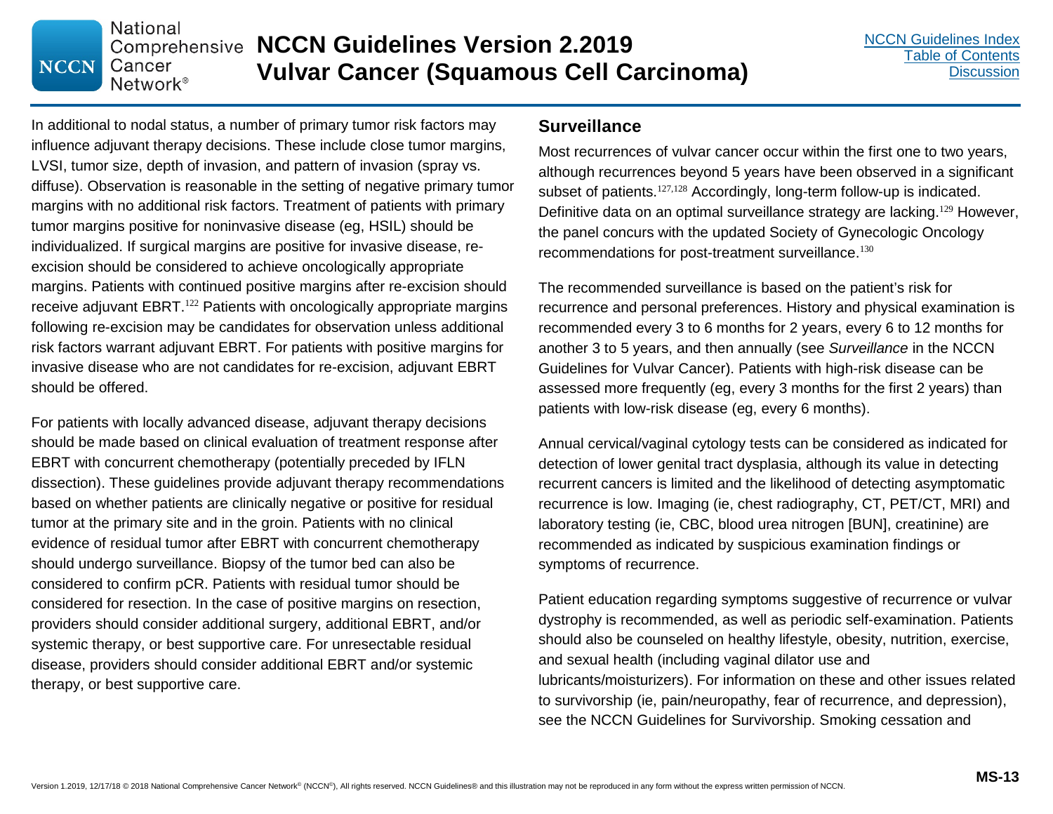In additional to nodal status, a number of primary tumor risk factors may influence adjuvant therapy decisions. These include close tumor margins, LVSI, tumor size, depth of invasion, and pattern of invasion (spray vs. diffuse). Observation is reasonable in the setting of negative primary tumor margins with no additional risk factors. Treatment of patients with primary tumor margins positive for noninvasive disease (eg, HSIL) should be individualized. If surgical margins are positive for invasive disease, re-excision should be considered to achieve oncologically appropriate margins. Patients with continued positive margins after re-excision should receive adjuvant EBRT.[122] Patients with oncologically appropriate margins following re-excision may be candidates for observation unless additional risk factors warrant adjuvant EBRT. For patients with positive margins for invasive disease who are not candidates for re-excision, adjuvant EBRT should be offered.

For patients with locally advanced disease, adjuvant therapy decisions should be made based on clinical evaluation of treatment response after EBRT with concurrent chemotherapy (potentially preceded by IFLN dissection). These guidelines provide adjuvant therapy recommendations based on whether patients are clinically negative or positive for residual tumor at the primary site and in the groin. Patients with no clinical evidence of residual tumor after EBRT with concurrent chemotherapy should undergo surveillance. Biopsy of the tumor bed can also be considered to confirm pCR. Patients with residual tumor should be considered for resection. In the case of positive margins on resection, providers should consider additional surgery, additional EBRT, and/or systemic therapy, or best supportive care. For unresectable residual disease, providers should consider additional EBRT and/or systemic therapy, or best supportive care.

## Surveillance

Most recurrences of vulvar cancer occur within the first one to two years, although recurrences beyond 5 years have been observed in a significant subset of patients.[127,128] Accordingly, long-term follow-up is indicated. Definitive data on an optimal surveillance strategy are lacking.[129] However, the panel concurs with the updated Society of Gynecologic Oncology recommendations for post-treatment surveillance.[130]

The recommended surveillance is based on the patient's risk for recurrence and personal preferences. History and physical examination is recommended every 3 to 6 months for 2 years, every 6 to 12 months for another 3 to 5 years, and then annually (see *Surveillance* in the NCCN Guidelines for Vulvar Cancer). Patients with high-risk disease can be assessed more frequently (eg, every 3 months for the first 2 years) than patients with low-risk disease (eg, every 6 months).

Annual cervical/vaginal cytology tests can be considered as indicated for detection of lower genital tract dysplasia, although its value in detecting recurrent cancers is limited and the likelihood of detecting asymptomatic recurrence is low. Imaging (ie, chest radiography, CT, PET/CT, MRI) and laboratory testing (ie, CBC, blood urea nitrogen [BUN], creatinine) are recommended as indicated by suspicious examination findings or symptoms of recurrence.

Patient education regarding symptoms suggestive of recurrence or vulvar dystrophy is recommended, as well as periodic self-examination. Patients should also be counseled on healthy lifestyle, obesity, nutrition, exercise, and sexual health (including vaginal dilator use and lubricants/moisturizers). For information on these and other issues related to survivorship (ie, pain/neuropathy, fear of recurrence, and depression), see the NCCN Guidelines for Survivorship. Smoking cessation and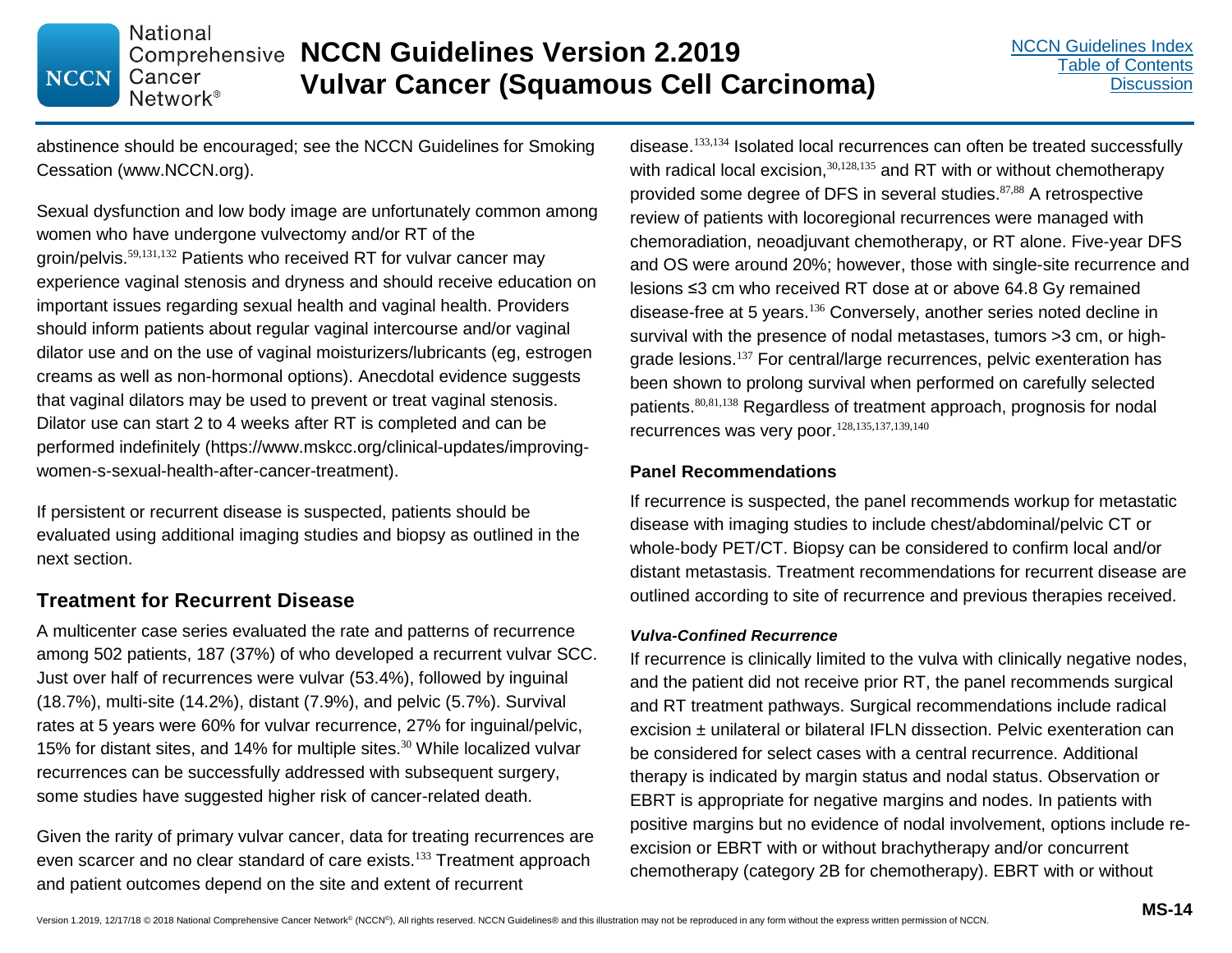abstinence should be encouraged; see the NCCN Guidelines for Smoking Cessation (www.NCCN.org).

Sexual dysfunction and low body image are unfortunately common among women who have undergone vulvectomy and/or RT of the groin/pelvis.[59,131,132] Patients who received RT for vulvar cancer may experience vaginal stenosis and dryness and should receive education on important issues regarding sexual health and vaginal health. Providers should inform patients about regular vaginal intercourse and/or vaginal dilator use and on the use of vaginal moisturizers/lubricants (eg, estrogen creams as well as non-hormonal options). Anecdotal evidence suggests that vaginal dilators may be used to prevent or treat vaginal stenosis. Dilator use can start 2 to 4 weeks after RT is completed and can be performed indefinitely (https://www.mskcc.org/clinical-updates/improving-women-s-sexual-health-after-cancer-treatment).

If persistent or recurrent disease is suspected, patients should be evaluated using additional imaging studies and biopsy as outlined in the next section.

## Treatment for Recurrent Disease

A multicenter case series evaluated the rate and patterns of recurrence among 502 patients, 187 (37%) of who developed a recurrent vulvar SCC. Just over half of recurrences were vulvar (53.4%), followed by inguinal (18.7%), multi-site (14.2%), distant (7.9%), and pelvic (5.7%). Survival rates at 5 years were 60% for vulvar recurrence, 27% for inguinal/pelvic, 15% for distant sites, and 14% for multiple sites.[30] While localized vulvar recurrences can be successfully addressed with subsequent surgery, some studies have suggested higher risk of cancer-related death.

Given the rarity of primary vulvar cancer, data for treating recurrences are even scarcer and no clear standard of care exists.[133] Treatment approach and patient outcomes depend on the site and extent of recurrent disease.[133,134] Isolated local recurrences can often be treated successfully with radical local excision,[30,128,135] and RT with or without chemotherapy provided some degree of DFS in several studies.[87,88] A retrospective review of patients with locoregional recurrences were managed with chemoradiation, neoadjuvant chemotherapy, or RT alone. Five-year DFS and OS were around 20%; however, those with single-site recurrence and lesions ≤3 cm who received RT dose at or above 64.8 Gy remained disease-free at 5 years.[136] Conversely, another series noted decline in survival with the presence of nodal metastases, tumors >3 cm, or high-grade lesions.[137] For central/large recurrences, pelvic exenteration has been shown to prolong survival when performed on carefully selected patients.[80,81,138] Regardless of treatment approach, prognosis for nodal recurrences was very poor.[128,135,137,139,140]

### Panel Recommendations

If recurrence is suspected, the panel recommends workup for metastatic disease with imaging studies to include chest/abdominal/pelvic CT or whole-body PET/CT. Biopsy can be considered to confirm local and/or distant metastasis. Treatment recommendations for recurrent disease are outlined according to site of recurrence and previous therapies received.

#### *Vulva-Confined Recurrence*

If recurrence is clinically limited to the vulva with clinically negative nodes, and the patient did not receive prior RT, the panel recommends surgical and RT treatment pathways. Surgical recommendations include radical excision ± unilateral or bilateral IFLN dissection. Pelvic exenteration can be considered for select cases with a central recurrence. Additional therapy is indicated by margin status and nodal status. Observation or EBRT is appropriate for negative margins and nodes. In patients with positive margins but no evidence of nodal involvement, options include re-excision or EBRT with or without brachytherapy and/or concurrent chemotherapy (category 2B for chemotherapy). EBRT with or without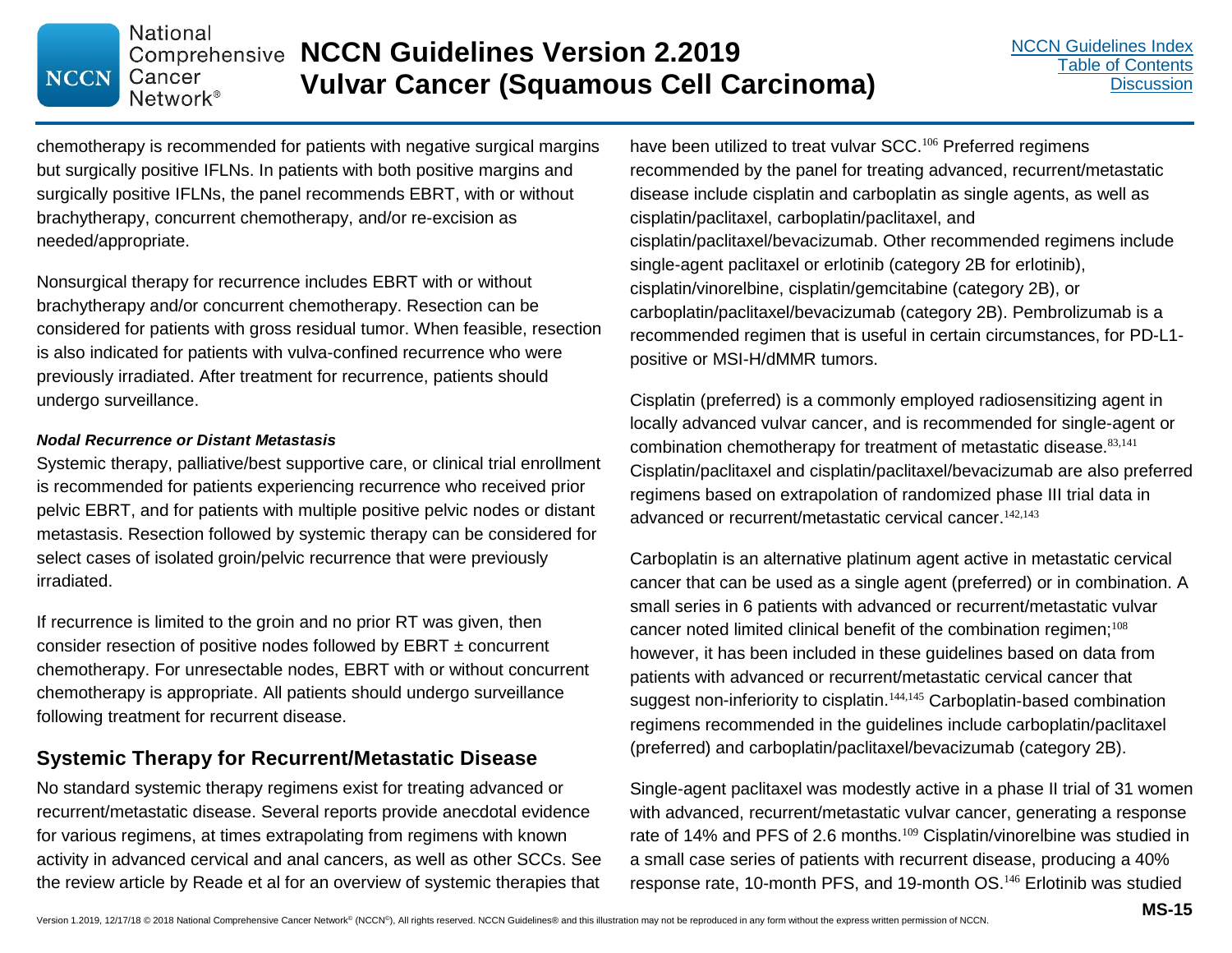chemotherapy is recommended for patients with negative surgical margins but surgically positive IFLNs. In patients with both positive margins and surgically positive IFLNs, the panel recommends EBRT, with or without brachytherapy, concurrent chemotherapy, and/or re-excision as needed/appropriate.

Nonsurgical therapy for recurrence includes EBRT with or without brachytherapy and/or concurrent chemotherapy. Resection can be considered for patients with gross residual tumor. When feasible, resection is also indicated for patients with vulva-confined recurrence who were previously irradiated. After treatment for recurrence, patients should undergo surveillance.

***Nodal Recurrence or Distant Metastasis***

Systemic therapy, palliative/best supportive care, or clinical trial enrollment is recommended for patients experiencing recurrence who received prior pelvic EBRT, and for patients with multiple positive pelvic nodes or distant metastasis. Resection followed by systemic therapy can be considered for select cases of isolated groin/pelvic recurrence that were previously irradiated.

If recurrence is limited to the groin and no prior RT was given, then consider resection of positive nodes followed by EBRT ± concurrent chemotherapy. For unresectable nodes, EBRT with or without concurrent chemotherapy is appropriate. All patients should undergo surveillance following treatment for recurrent disease.

## Systemic Therapy for Recurrent/Metastatic Disease

No standard systemic therapy regimens exist for treating advanced or recurrent/metastatic disease. Several reports provide anecdotal evidence for various regimens, at times extrapolating from regimens with known activity in advanced cervical and anal cancers, as well as other SCCs. See the review article by Reade et al for an overview of systemic therapies that have been utilized to treat vulvar SCC.[106] Preferred regimens recommended by the panel for treating advanced, recurrent/metastatic disease include cisplatin and carboplatin as single agents, as well as cisplatin/paclitaxel, carboplatin/paclitaxel, and cisplatin/paclitaxel/bevacizumab. Other recommended regimens include single-agent paclitaxel or erlotinib (category 2B for erlotinib), cisplatin/vinorelbine, cisplatin/gemcitabine (category 2B), or carboplatin/paclitaxel/bevacizumab (category 2B). Pembrolizumab is a recommended regimen that is useful in certain circumstances, for PD-L1-positive or MSI-H/dMMR tumors.

Cisplatin (preferred) is a commonly employed radiosensitizing agent in locally advanced vulvar cancer, and is recommended for single-agent or combination chemotherapy for treatment of metastatic disease.[83,141] Cisplatin/paclitaxel and cisplatin/paclitaxel/bevacizumab are also preferred regimens based on extrapolation of randomized phase III trial data in advanced or recurrent/metastatic cervical cancer.[142,143]

Carboplatin is an alternative platinum agent active in metastatic cervical cancer that can be used as a single agent (preferred) or in combination. A small series in 6 patients with advanced or recurrent/metastatic vulvar cancer noted limited clinical benefit of the combination regimen;[108] however, it has been included in these guidelines based on data from patients with advanced or recurrent/metastatic cervical cancer that suggest non-inferiority to cisplatin.[144,145] Carboplatin-based combination regimens recommended in the guidelines include carboplatin/paclitaxel (preferred) and carboplatin/paclitaxel/bevacizumab (category 2B).

Single-agent paclitaxel was modestly active in a phase II trial of 31 women with advanced, recurrent/metastatic vulvar cancer, generating a response rate of 14% and PFS of 2.6 months.[109] Cisplatin/vinorelbine was studied in a small case series of patients with recurrent disease, producing a 40% response rate, 10-month PFS, and 19-month OS.[146] Erlotinib was studied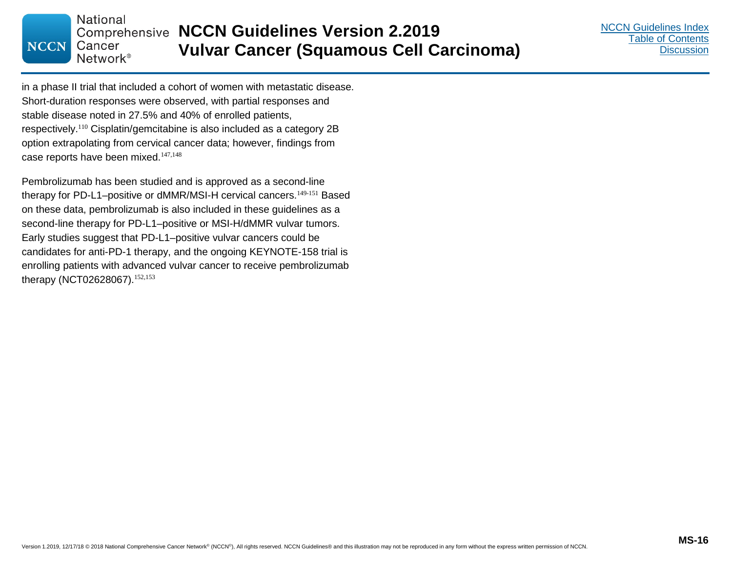in a phase II trial that included a cohort of women with metastatic disease. Short-duration responses were observed, with partial responses and stable disease noted in 27.5% and 40% of enrolled patients, respectively.[110] Cisplatin/gemcitabine is also included as a category 2B option extrapolating from cervical cancer data; however, findings from case reports have been mixed.[147,148]

Pembrolizumab has been studied and is approved as a second-line therapy for PD-L1–positive or dMMR/MSI-H cervical cancers.[149-151] Based on these data, pembrolizumab is also included in these guidelines as a second-line therapy for PD-L1–positive or MSI-H/dMMR vulvar tumors. Early studies suggest that PD-L1–positive vulvar cancers could be candidates for anti-PD-1 therapy, and the ongoing KEYNOTE-158 trial is enrolling patients with advanced vulvar cancer to receive pembrolizumab therapy (NCT02628067).[152,153]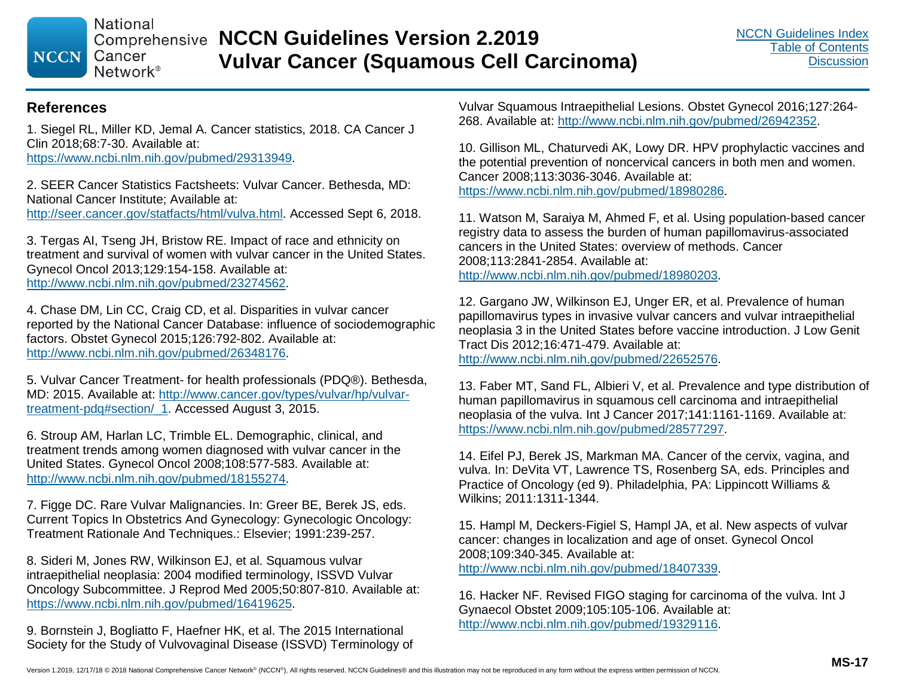## References

1. Siegel RL, Miller KD, Jemal A. Cancer statistics, 2018. CA Cancer J Clin 2018;68:7-30. Available at: https://www.ncbi.nlm.nih.gov/pubmed/29313949.

2. SEER Cancer Statistics Factsheets: Vulvar Cancer. Bethesda, MD: National Cancer Institute; Available at: http://seer.cancer.gov/statfacts/html/vulva.html. Accessed Sept 6, 2018.

3. Tergas AI, Tseng JH, Bristow RE. Impact of race and ethnicity on treatment and survival of women with vulvar cancer in the United States. Gynecol Oncol 2013;129:154-158. Available at: http://www.ncbi.nlm.nih.gov/pubmed/23274562.

4. Chase DM, Lin CC, Craig CD, et al. Disparities in vulvar cancer reported by the National Cancer Database: influence of sociodemographic factors. Obstet Gynecol 2015;126:792-802. Available at: http://www.ncbi.nlm.nih.gov/pubmed/26348176.

5. Vulvar Cancer Treatment- for health professionals (PDQ®). Bethesda, MD: 2015. Available at: http://www.cancer.gov/types/vulvar/hp/vulvar-treatment-pdq#section/_1. Accessed August 3, 2015.

6. Stroup AM, Harlan LC, Trimble EL. Demographic, clinical, and treatment trends among women diagnosed with vulvar cancer in the United States. Gynecol Oncol 2008;108:577-583. Available at: http://www.ncbi.nlm.nih.gov/pubmed/18155274.

7. Figge DC. Rare Vulvar Malignancies. In: Greer BE, Berek JS, eds. Current Topics In Obstetrics And Gynecology: Gynecologic Oncology: Treatment Rationale And Techniques.: Elsevier; 1991:239-257.

8. Sideri M, Jones RW, Wilkinson EJ, et al. Squamous vulvar intraepithelial neoplasia: 2004 modified terminology, ISSVD Vulvar Oncology Subcommittee. J Reprod Med 2005;50:807-810. Available at: https://www.ncbi.nlm.nih.gov/pubmed/16419625.

9. Bornstein J, Bogliatto F, Haefner HK, et al. The 2015 International Society for the Study of Vulvovaginal Disease (ISSVD) Terminology of Vulvar Squamous Intraepithelial Lesions. Obstet Gynecol 2016;127:264-268. Available at: http://www.ncbi.nlm.nih.gov/pubmed/26942352.

10. Gillison ML, Chaturvedi AK, Lowy DR. HPV prophylactic vaccines and the potential prevention of noncervical cancers in both men and women. Cancer 2008;113:3036-3046. Available at: https://www.ncbi.nlm.nih.gov/pubmed/18980286.

11. Watson M, Saraiya M, Ahmed F, et al. Using population-based cancer registry data to assess the burden of human papillomavirus-associated cancers in the United States: overview of methods. Cancer 2008;113:2841-2854. Available at: http://www.ncbi.nlm.nih.gov/pubmed/18980203.

12. Gargano JW, Wilkinson EJ, Unger ER, et al. Prevalence of human papillomavirus types in invasive vulvar cancers and vulvar intraepithelial neoplasia 3 in the United States before vaccine introduction. J Low Genit Tract Dis 2012;16:471-479. Available at: http://www.ncbi.nlm.nih.gov/pubmed/22652576.

13. Faber MT, Sand FL, Albieri V, et al. Prevalence and type distribution of human papillomavirus in squamous cell carcinoma and intraepithelial neoplasia of the vulva. Int J Cancer 2017;141:1161-1169. Available at: https://www.ncbi.nlm.nih.gov/pubmed/28577297.

14. Eifel PJ, Berek JS, Markman MA. Cancer of the cervix, vagina, and vulva. In: DeVita VT, Lawrence TS, Rosenberg SA, eds. Principles and Practice of Oncology (ed 9). Philadelphia, PA: Lippincott Williams & Wilkins; 2011:1311-1344.

15. Hampl M, Deckers-Figiel S, Hampl JA, et al. New aspects of vulvar cancer: changes in localization and age of onset. Gynecol Oncol 2008;109:340-345. Available at: http://www.ncbi.nlm.nih.gov/pubmed/18407339.

16. Hacker NF. Revised FIGO staging for carcinoma of the vulva. Int J Gynaecol Obstet 2009;105:105-106. Available at: http://www.ncbi.nlm.nih.gov/pubmed/19329116.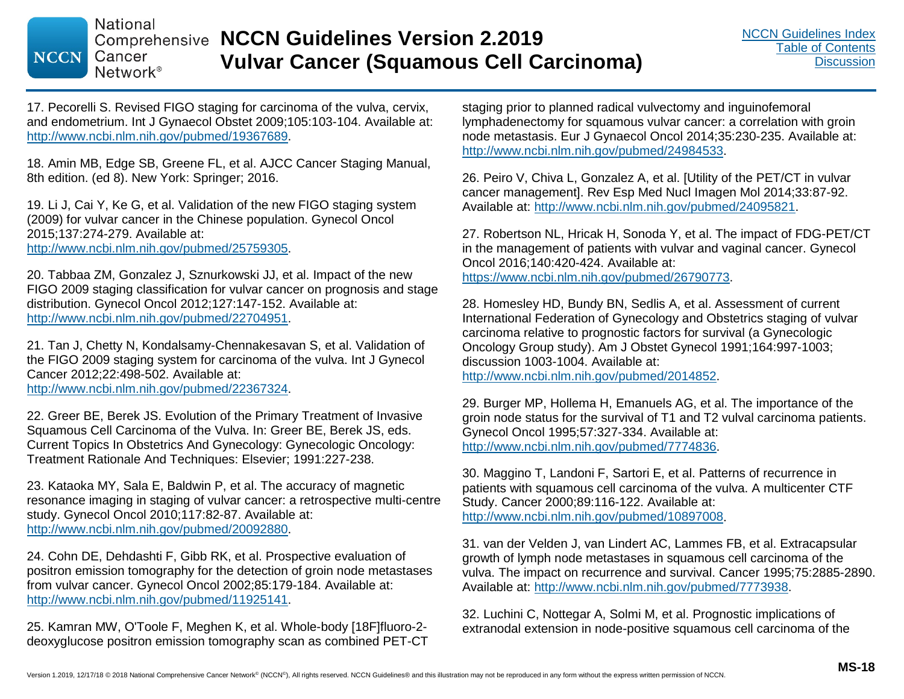17. Pecorelli S. Revised FIGO staging for carcinoma of the vulva, cervix, and endometrium. Int J Gynaecol Obstet 2009;105:103-104. Available at: http://www.ncbi.nlm.nih.gov/pubmed/19367689.

18. Amin MB, Edge SB, Greene FL, et al. AJCC Cancer Staging Manual, 8th edition. (ed 8). New York: Springer; 2016.

19. Li J, Cai Y, Ke G, et al. Validation of the new FIGO staging system (2009) for vulvar cancer in the Chinese population. Gynecol Oncol 2015;137:274-279. Available at: http://www.ncbi.nlm.nih.gov/pubmed/25759305.

20. Tabbaa ZM, Gonzalez J, Sznurkowski JJ, et al. Impact of the new FIGO 2009 staging classification for vulvar cancer on prognosis and stage distribution. Gynecol Oncol 2012;127:147-152. Available at: http://www.ncbi.nlm.nih.gov/pubmed/22704951.

21. Tan J, Chetty N, Kondalsamy-Chennakesavan S, et al. Validation of the FIGO 2009 staging system for carcinoma of the vulva. Int J Gynecol Cancer 2012;22:498-502. Available at: http://www.ncbi.nlm.nih.gov/pubmed/22367324.

22. Greer BE, Berek JS. Evolution of the Primary Treatment of Invasive Squamous Cell Carcinoma of the Vulva. In: Greer BE, Berek JS, eds. Current Topics In Obstetrics And Gynecology: Gynecologic Oncology: Treatment Rationale And Techniques: Elsevier; 1991:227-238.

23. Kataoka MY, Sala E, Baldwin P, et al. The accuracy of magnetic resonance imaging in staging of vulvar cancer: a retrospective multi-centre study. Gynecol Oncol 2010;117:82-87. Available at: http://www.ncbi.nlm.nih.gov/pubmed/20092880.

24. Cohn DE, Dehdashti F, Gibb RK, et al. Prospective evaluation of positron emission tomography for the detection of groin node metastases from vulvar cancer. Gynecol Oncol 2002;85:179-184. Available at: http://www.ncbi.nlm.nih.gov/pubmed/11925141.

25. Kamran MW, O'Toole F, Meghen K, et al. Whole-body [18F]fluoro-2-deoxyglucose positron emission tomography scan as combined PET-CT staging prior to planned radical vulvectomy and inguinofemoral lymphadenectomy for squamous vulvar cancer: a correlation with groin node metastasis. Eur J Gynaecol Oncol 2014;35:230-235. Available at: http://www.ncbi.nlm.nih.gov/pubmed/24984533.

26. Peiro V, Chiva L, Gonzalez A, et al. [Utility of the PET/CT in vulvar cancer management]. Rev Esp Med Nucl Imagen Mol 2014;33:87-92. Available at: http://www.ncbi.nlm.nih.gov/pubmed/24095821.

27. Robertson NL, Hricak H, Sonoda Y, et al. The impact of FDG-PET/CT in the management of patients with vulvar and vaginal cancer. Gynecol Oncol 2016;140:420-424. Available at: https://www.ncbi.nlm.nih.gov/pubmed/26790773.

28. Homesley HD, Bundy BN, Sedlis A, et al. Assessment of current International Federation of Gynecology and Obstetrics staging of vulvar carcinoma relative to prognostic factors for survival (a Gynecologic Oncology Group study). Am J Obstet Gynecol 1991;164:997-1003; discussion 1003-1004. Available at: http://www.ncbi.nlm.nih.gov/pubmed/2014852.

29. Burger MP, Hollema H, Emanuels AG, et al. The importance of the groin node status for the survival of T1 and T2 vulval carcinoma patients. Gynecol Oncol 1995;57:327-334. Available at: http://www.ncbi.nlm.nih.gov/pubmed/7774836.

30. Maggino T, Landoni F, Sartori E, et al. Patterns of recurrence in patients with squamous cell carcinoma of the vulva. A multicenter CTF Study. Cancer 2000;89:116-122. Available at: http://www.ncbi.nlm.nih.gov/pubmed/10897008.

31. van der Velden J, van Lindert AC, Lammes FB, et al. Extracapsular growth of lymph node metastases in squamous cell carcinoma of the vulva. The impact on recurrence and survival. Cancer 1995;75:2885-2890. Available at: http://www.ncbi.nlm.nih.gov/pubmed/7773938.

32. Luchini C, Nottegar A, Solmi M, et al. Prognostic implications of extranodal extension in node-positive squamous cell carcinoma of the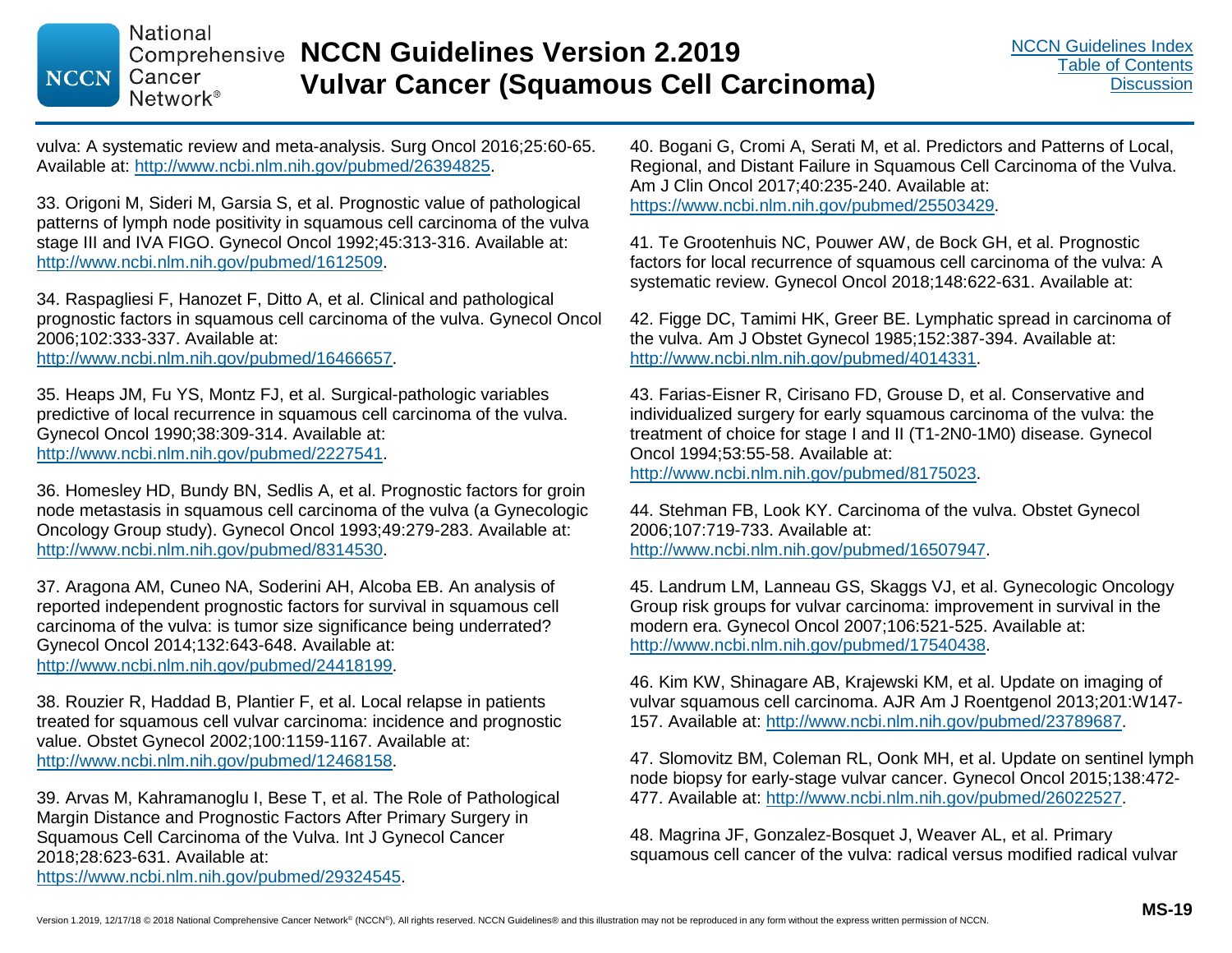vulva: A systematic review and meta-analysis. Surg Oncol 2016;25:60-65. Available at: http://www.ncbi.nlm.nih.gov/pubmed/26394825.

33. Origoni M, Sideri M, Garsia S, et al. Prognostic value of pathological patterns of lymph node positivity in squamous cell carcinoma of the vulva stage III and IVA FIGO. Gynecol Oncol 1992;45:313-316. Available at: http://www.ncbi.nlm.nih.gov/pubmed/1612509.

34. Raspagliesi F, Hanozet F, Ditto A, et al. Clinical and pathological prognostic factors in squamous cell carcinoma of the vulva. Gynecol Oncol 2006;102:333-337. Available at: http://www.ncbi.nlm.nih.gov/pubmed/16466657.

35. Heaps JM, Fu YS, Montz FJ, et al. Surgical-pathologic variables predictive of local recurrence in squamous cell carcinoma of the vulva. Gynecol Oncol 1990;38:309-314. Available at: http://www.ncbi.nlm.nih.gov/pubmed/2227541.

36. Homesley HD, Bundy BN, Sedlis A, et al. Prognostic factors for groin node metastasis in squamous cell carcinoma of the vulva (a Gynecologic Oncology Group study). Gynecol Oncol 1993;49:279-283. Available at: http://www.ncbi.nlm.nih.gov/pubmed/8314530.

37. Aragona AM, Cuneo NA, Soderini AH, Alcoba EB. An analysis of reported independent prognostic factors for survival in squamous cell carcinoma of the vulva: is tumor size significance being underrated? Gynecol Oncol 2014;132:643-648. Available at: http://www.ncbi.nlm.nih.gov/pubmed/24418199.

38. Rouzier R, Haddad B, Plantier F, et al. Local relapse in patients treated for squamous cell vulvar carcinoma: incidence and prognostic value. Obstet Gynecol 2002;100:1159-1167. Available at: http://www.ncbi.nlm.nih.gov/pubmed/12468158.

39. Arvas M, Kahramanoglu I, Bese T, et al. The Role of Pathological Margin Distance and Prognostic Factors After Primary Surgery in Squamous Cell Carcinoma of the Vulva. Int J Gynecol Cancer 2018;28:623-631. Available at: https://www.ncbi.nlm.nih.gov/pubmed/29324545.

40. Bogani G, Cromi A, Serati M, et al. Predictors and Patterns of Local, Regional, and Distant Failure in Squamous Cell Carcinoma of the Vulva. Am J Clin Oncol 2017;40:235-240. Available at: https://www.ncbi.nlm.nih.gov/pubmed/25503429.

41. Te Grootenhuis NC, Pouwer AW, de Bock GH, et al. Prognostic factors for local recurrence of squamous cell carcinoma of the vulva: A systematic review. Gynecol Oncol 2018;148:622-631. Available at:

42. Figge DC, Tamimi HK, Greer BE. Lymphatic spread in carcinoma of the vulva. Am J Obstet Gynecol 1985;152:387-394. Available at: http://www.ncbi.nlm.nih.gov/pubmed/4014331.

43. Farias-Eisner R, Cirisano FD, Grouse D, et al. Conservative and individualized surgery for early squamous carcinoma of the vulva: the treatment of choice for stage I and II (T1-2N0-1M0) disease. Gynecol Oncol 1994;53:55-58. Available at: http://www.ncbi.nlm.nih.gov/pubmed/8175023.

44. Stehman FB, Look KY. Carcinoma of the vulva. Obstet Gynecol 2006;107:719-733. Available at: http://www.ncbi.nlm.nih.gov/pubmed/16507947.

45. Landrum LM, Lanneau GS, Skaggs VJ, et al. Gynecologic Oncology Group risk groups for vulvar carcinoma: improvement in survival in the modern era. Gynecol Oncol 2007;106:521-525. Available at: http://www.ncbi.nlm.nih.gov/pubmed/17540438.

46. Kim KW, Shinagare AB, Krajewski KM, et al. Update on imaging of vulvar squamous cell carcinoma. AJR Am J Roentgenol 2013;201:W147-157. Available at: http://www.ncbi.nlm.nih.gov/pubmed/23789687.

47. Slomovitz BM, Coleman RL, Oonk MH, et al. Update on sentinel lymph node biopsy for early-stage vulvar cancer. Gynecol Oncol 2015;138:472-477. Available at: http://www.ncbi.nlm.nih.gov/pubmed/26022527.

48. Magrina JF, Gonzalez-Bosquet J, Weaver AL, et al. Primary squamous cell cancer of the vulva: radical versus modified radical vulvar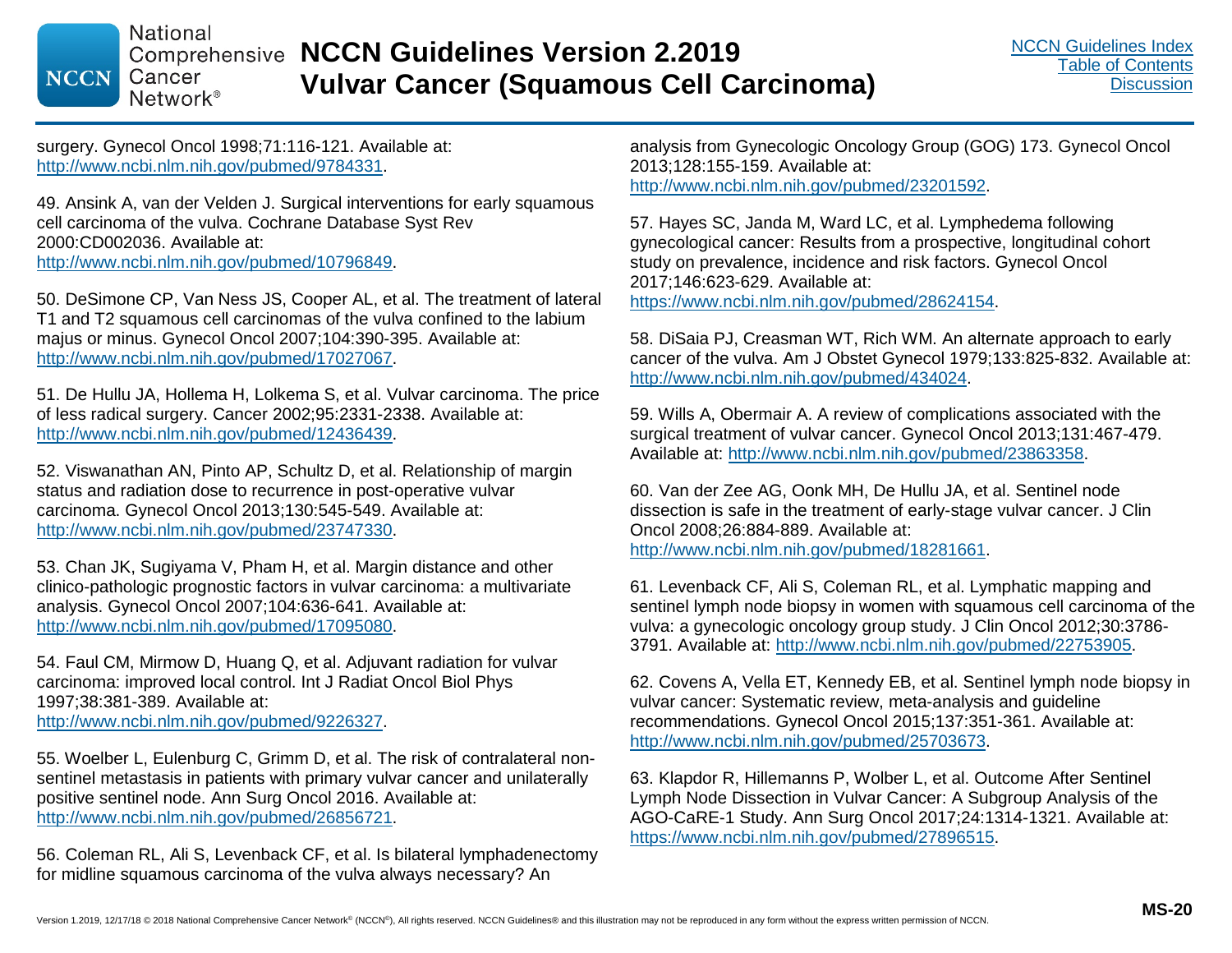surgery. Gynecol Oncol 1998;71:116-121. Available at: http://www.ncbi.nlm.nih.gov/pubmed/9784331.

49. Ansink A, van der Velden J. Surgical interventions for early squamous cell carcinoma of the vulva. Cochrane Database Syst Rev 2000:CD002036. Available at: http://www.ncbi.nlm.nih.gov/pubmed/10796849.

50. DeSimone CP, Van Ness JS, Cooper AL, et al. The treatment of lateral T1 and T2 squamous cell carcinomas of the vulva confined to the labium majus or minus. Gynecol Oncol 2007;104:390-395. Available at: http://www.ncbi.nlm.nih.gov/pubmed/17027067.

51. De Hullu JA, Hollema H, Lolkema S, et al. Vulvar carcinoma. The price of less radical surgery. Cancer 2002;95:2331-2338. Available at: http://www.ncbi.nlm.nih.gov/pubmed/12436439.

52. Viswanathan AN, Pinto AP, Schultz D, et al. Relationship of margin status and radiation dose to recurrence in post-operative vulvar carcinoma. Gynecol Oncol 2013;130:545-549. Available at: http://www.ncbi.nlm.nih.gov/pubmed/23747330.

53. Chan JK, Sugiyama V, Pham H, et al. Margin distance and other clinico-pathologic prognostic factors in vulvar carcinoma: a multivariate analysis. Gynecol Oncol 2007;104:636-641. Available at: http://www.ncbi.nlm.nih.gov/pubmed/17095080.

54. Faul CM, Mirmow D, Huang Q, et al. Adjuvant radiation for vulvar carcinoma: improved local control. Int J Radiat Oncol Biol Phys 1997;38:381-389. Available at: http://www.ncbi.nlm.nih.gov/pubmed/9226327.

55. Woelber L, Eulenburg C, Grimm D, et al. The risk of contralateral non-sentinel metastasis in patients with primary vulvar cancer and unilaterally positive sentinel node. Ann Surg Oncol 2016. Available at: http://www.ncbi.nlm.nih.gov/pubmed/26856721.

56. Coleman RL, Ali S, Levenback CF, et al. Is bilateral lymphadenectomy for midline squamous carcinoma of the vulva always necessary? An analysis from Gynecologic Oncology Group (GOG) 173. Gynecol Oncol 2013;128:155-159. Available at: http://www.ncbi.nlm.nih.gov/pubmed/23201592.

57. Hayes SC, Janda M, Ward LC, et al. Lymphedema following gynecological cancer: Results from a prospective, longitudinal cohort study on prevalence, incidence and risk factors. Gynecol Oncol 2017;146:623-629. Available at: https://www.ncbi.nlm.nih.gov/pubmed/28624154.

58. DiSaia PJ, Creasman WT, Rich WM. An alternate approach to early cancer of the vulva. Am J Obstet Gynecol 1979;133:825-832. Available at: http://www.ncbi.nlm.nih.gov/pubmed/434024.

59. Wills A, Obermair A. A review of complications associated with the surgical treatment of vulvar cancer. Gynecol Oncol 2013;131:467-479. Available at: http://www.ncbi.nlm.nih.gov/pubmed/23863358.

60. Van der Zee AG, Oonk MH, De Hullu JA, et al. Sentinel node dissection is safe in the treatment of early-stage vulvar cancer. J Clin Oncol 2008;26:884-889. Available at: http://www.ncbi.nlm.nih.gov/pubmed/18281661.

61. Levenback CF, Ali S, Coleman RL, et al. Lymphatic mapping and sentinel lymph node biopsy in women with squamous cell carcinoma of the vulva: a gynecologic oncology group study. J Clin Oncol 2012;30:3786-3791. Available at: http://www.ncbi.nlm.nih.gov/pubmed/22753905.

62. Covens A, Vella ET, Kennedy EB, et al. Sentinel lymph node biopsy in vulvar cancer: Systematic review, meta-analysis and guideline recommendations. Gynecol Oncol 2015;137:351-361. Available at: http://www.ncbi.nlm.nih.gov/pubmed/25703673.

63. Klapdor R, Hillemanns P, Wolber L, et al. Outcome After Sentinel Lymph Node Dissection in Vulvar Cancer: A Subgroup Analysis of the AGO-CaRE-1 Study. Ann Surg Oncol 2017;24:1314-1321. Available at: https://www.ncbi.nlm.nih.gov/pubmed/27896515.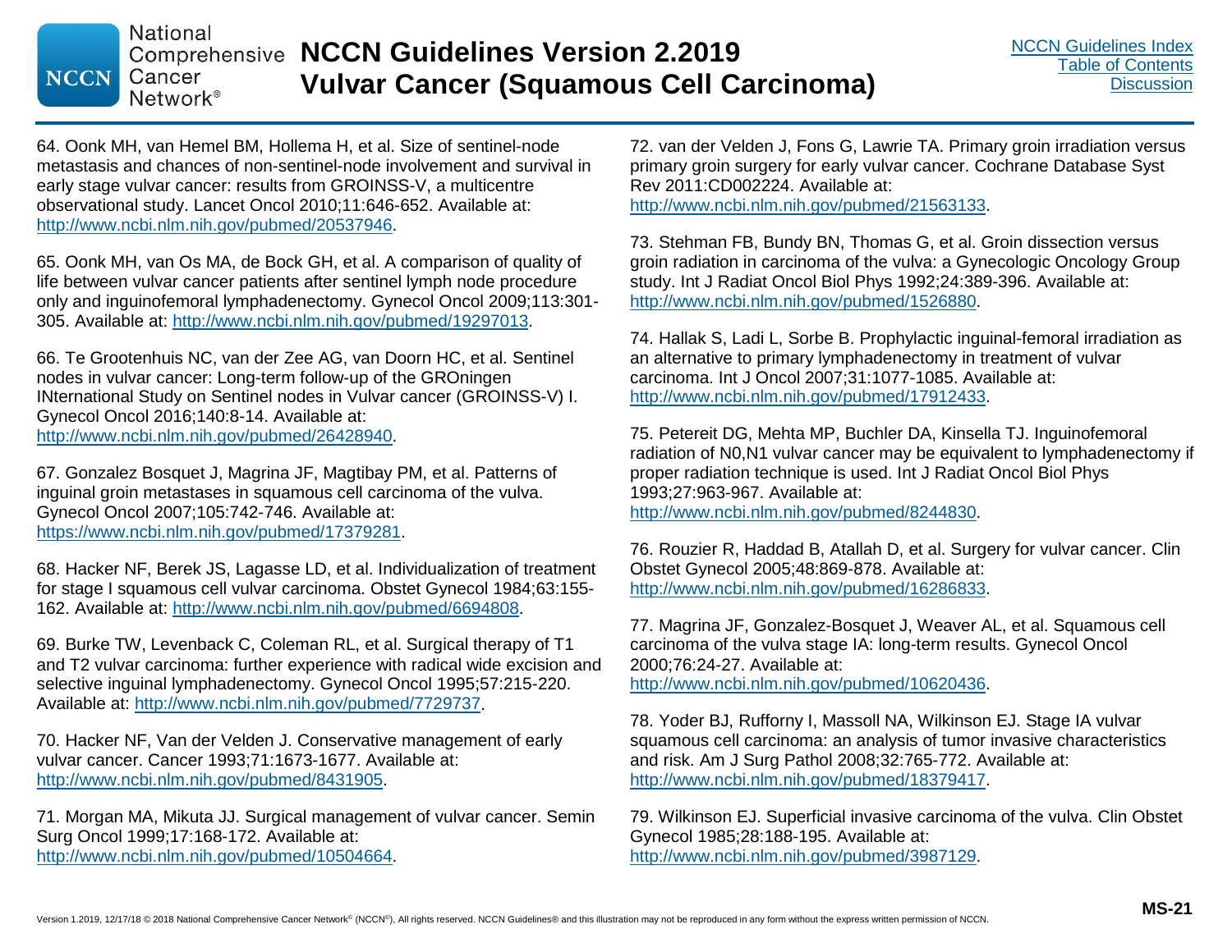64. Oonk MH, van Hemel BM, Hollema H, et al. Size of sentinel-node metastasis and chances of non-sentinel-node involvement and survival in early stage vulvar cancer: results from GROINSS-V, a multicentre observational study. Lancet Oncol 2010;11:646-652. Available at: http://www.ncbi.nlm.nih.gov/pubmed/20537946.

65. Oonk MH, van Os MA, de Bock GH, et al. A comparison of quality of life between vulvar cancer patients after sentinel lymph node procedure only and inguinofemoral lymphadenectomy. Gynecol Oncol 2009;113:301-305. Available at: http://www.ncbi.nlm.nih.gov/pubmed/19297013.

66. Te Grootenhuis NC, van der Zee AG, van Doorn HC, et al. Sentinel nodes in vulvar cancer: Long-term follow-up of the GROningen INternational Study on Sentinel nodes in Vulvar cancer (GROINSS-V) I. Gynecol Oncol 2016;140:8-14. Available at: http://www.ncbi.nlm.nih.gov/pubmed/26428940.

67. Gonzalez Bosquet J, Magrina JF, Magtibay PM, et al. Patterns of inguinal groin metastases in squamous cell carcinoma of the vulva. Gynecol Oncol 2007;105:742-746. Available at: https://www.ncbi.nlm.nih.gov/pubmed/17379281.

68. Hacker NF, Berek JS, Lagasse LD, et al. Individualization of treatment for stage I squamous cell vulvar carcinoma. Obstet Gynecol 1984;63:155-162. Available at: http://www.ncbi.nlm.nih.gov/pubmed/6694808.

69. Burke TW, Levenback C, Coleman RL, et al. Surgical therapy of T1 and T2 vulvar carcinoma: further experience with radical wide excision and selective inguinal lymphadenectomy. Gynecol Oncol 1995;57:215-220. Available at: http://www.ncbi.nlm.nih.gov/pubmed/7729737.

70. Hacker NF, Van der Velden J. Conservative management of early vulvar cancer. Cancer 1993;71:1673-1677. Available at: http://www.ncbi.nlm.nih.gov/pubmed/8431905.

71. Morgan MA, Mikuta JJ. Surgical management of vulvar cancer. Semin Surg Oncol 1999;17:168-172. Available at: http://www.ncbi.nlm.nih.gov/pubmed/10504664.

72. van der Velden J, Fons G, Lawrie TA. Primary groin irradiation versus primary groin surgery for early vulvar cancer. Cochrane Database Syst Rev 2011:CD002224. Available at: http://www.ncbi.nlm.nih.gov/pubmed/21563133.

73. Stehman FB, Bundy BN, Thomas G, et al. Groin dissection versus groin radiation in carcinoma of the vulva: a Gynecologic Oncology Group study. Int J Radiat Oncol Biol Phys 1992;24:389-396. Available at: http://www.ncbi.nlm.nih.gov/pubmed/1526880.

74. Hallak S, Ladi L, Sorbe B. Prophylactic inguinal-femoral irradiation as an alternative to primary lymphadenectomy in treatment of vulvar carcinoma. Int J Oncol 2007;31:1077-1085. Available at: http://www.ncbi.nlm.nih.gov/pubmed/17912433.

75. Petereit DG, Mehta MP, Buchler DA, Kinsella TJ. Inguinofemoral radiation of N0,N1 vulvar cancer may be equivalent to lymphadenectomy if proper radiation technique is used. Int J Radiat Oncol Biol Phys 1993;27:963-967. Available at: http://www.ncbi.nlm.nih.gov/pubmed/8244830.

76. Rouzier R, Haddad B, Atallah D, et al. Surgery for vulvar cancer. Clin Obstet Gynecol 2005;48:869-878. Available at: http://www.ncbi.nlm.nih.gov/pubmed/16286833.

77. Magrina JF, Gonzalez-Bosquet J, Weaver AL, et al. Squamous cell carcinoma of the vulva stage IA: long-term results. Gynecol Oncol 2000;76:24-27. Available at: http://www.ncbi.nlm.nih.gov/pubmed/10620436.

78. Yoder BJ, Rufforny I, Massoll NA, Wilkinson EJ. Stage IA vulvar squamous cell carcinoma: an analysis of tumor invasive characteristics and risk. Am J Surg Pathol 2008;32:765-772. Available at: http://www.ncbi.nlm.nih.gov/pubmed/18379417.

79. Wilkinson EJ. Superficial invasive carcinoma of the vulva. Clin Obstet Gynecol 1985;28:188-195. Available at: http://www.ncbi.nlm.nih.gov/pubmed/3987129.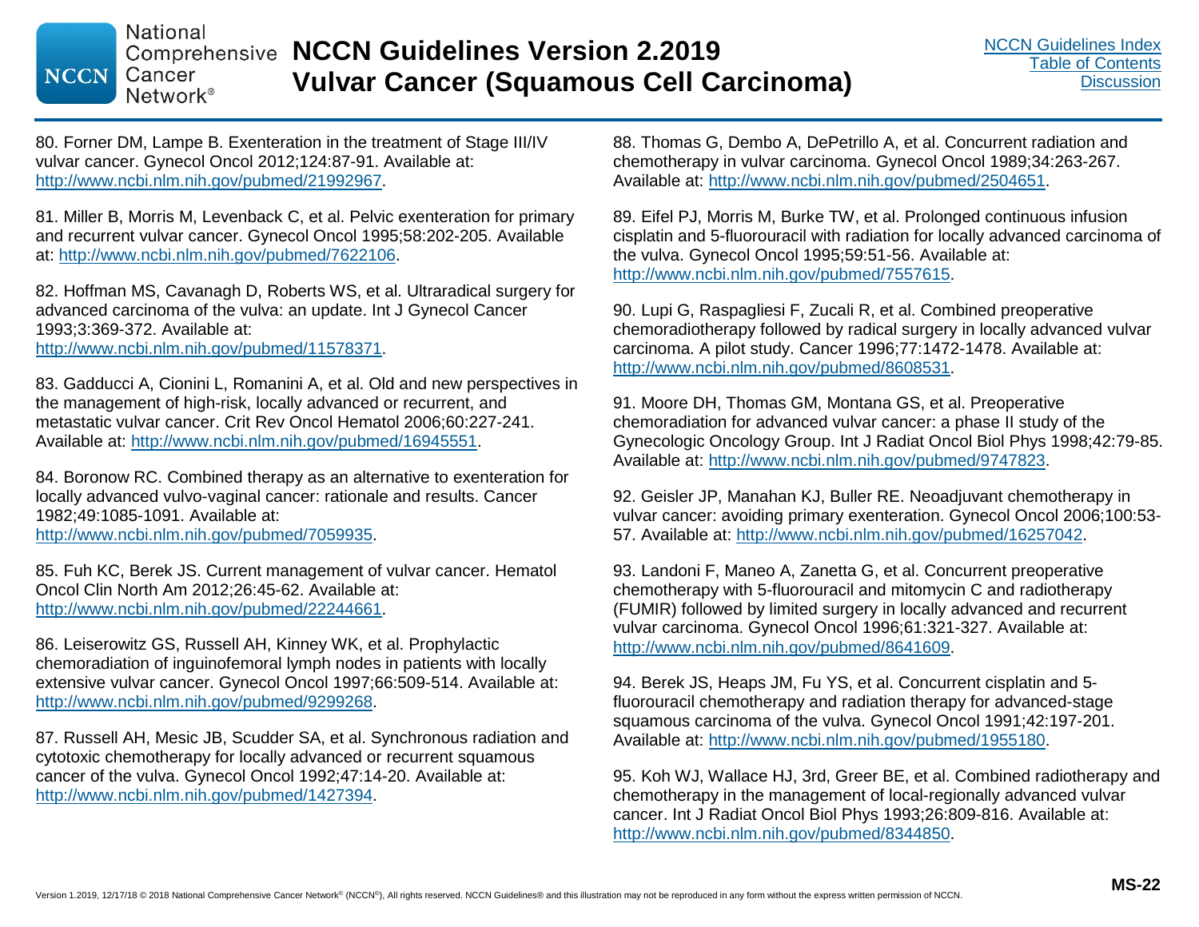80. Forner DM, Lampe B. Exenteration in the treatment of Stage III/IV vulvar cancer. Gynecol Oncol 2012;124:87-91. Available at: http://www.ncbi.nlm.nih.gov/pubmed/21992967.

81. Miller B, Morris M, Levenback C, et al. Pelvic exenteration for primary and recurrent vulvar cancer. Gynecol Oncol 1995;58:202-205. Available at: http://www.ncbi.nlm.nih.gov/pubmed/7622106.

82. Hoffman MS, Cavanagh D, Roberts WS, et al. Ultraradical surgery for advanced carcinoma of the vulva: an update. Int J Gynecol Cancer 1993;3:369-372. Available at: http://www.ncbi.nlm.nih.gov/pubmed/11578371.

83. Gadducci A, Cionini L, Romanini A, et al. Old and new perspectives in the management of high-risk, locally advanced or recurrent, and metastatic vulvar cancer. Crit Rev Oncol Hematol 2006;60:227-241. Available at: http://www.ncbi.nlm.nih.gov/pubmed/16945551.

84. Boronow RC. Combined therapy as an alternative to exenteration for locally advanced vulvo-vaginal cancer: rationale and results. Cancer 1982;49:1085-1091. Available at: http://www.ncbi.nlm.nih.gov/pubmed/7059935.

85. Fuh KC, Berek JS. Current management of vulvar cancer. Hematol Oncol Clin North Am 2012;26:45-62. Available at: http://www.ncbi.nlm.nih.gov/pubmed/22244661.

86. Leiserowitz GS, Russell AH, Kinney WK, et al. Prophylactic chemoradiation of inguinofemoral lymph nodes in patients with locally extensive vulvar cancer. Gynecol Oncol 1997;66:509-514. Available at: http://www.ncbi.nlm.nih.gov/pubmed/9299268.

87. Russell AH, Mesic JB, Scudder SA, et al. Synchronous radiation and cytotoxic chemotherapy for locally advanced or recurrent squamous cancer of the vulva. Gynecol Oncol 1992;47:14-20. Available at: http://www.ncbi.nlm.nih.gov/pubmed/1427394.

88. Thomas G, Dembo A, DePetrillo A, et al. Concurrent radiation and chemotherapy in vulvar carcinoma. Gynecol Oncol 1989;34:263-267. Available at: http://www.ncbi.nlm.nih.gov/pubmed/2504651.

89. Eifel PJ, Morris M, Burke TW, et al. Prolonged continuous infusion cisplatin and 5-fluorouracil with radiation for locally advanced carcinoma of the vulva. Gynecol Oncol 1995;59:51-56. Available at: http://www.ncbi.nlm.nih.gov/pubmed/7557615.

90. Lupi G, Raspagliesi F, Zucali R, et al. Combined preoperative chemoradiotherapy followed by radical surgery in locally advanced vulvar carcinoma. A pilot study. Cancer 1996;77:1472-1478. Available at: http://www.ncbi.nlm.nih.gov/pubmed/8608531.

91. Moore DH, Thomas GM, Montana GS, et al. Preoperative chemoradiation for advanced vulvar cancer: a phase II study of the Gynecologic Oncology Group. Int J Radiat Oncol Biol Phys 1998;42:79-85. Available at: http://www.ncbi.nlm.nih.gov/pubmed/9747823.

92. Geisler JP, Manahan KJ, Buller RE. Neoadjuvant chemotherapy in vulvar cancer: avoiding primary exenteration. Gynecol Oncol 2006;100:53-57. Available at: http://www.ncbi.nlm.nih.gov/pubmed/16257042.

93. Landoni F, Maneo A, Zanetta G, et al. Concurrent preoperative chemotherapy with 5-fluorouracil and mitomycin C and radiotherapy (FUMIR) followed by limited surgery in locally advanced and recurrent vulvar carcinoma. Gynecol Oncol 1996;61:321-327. Available at: http://www.ncbi.nlm.nih.gov/pubmed/8641609.

94. Berek JS, Heaps JM, Fu YS, et al. Concurrent cisplatin and 5-fluorouracil chemotherapy and radiation therapy for advanced-stage squamous carcinoma of the vulva. Gynecol Oncol 1991;42:197-201. Available at: http://www.ncbi.nlm.nih.gov/pubmed/1955180.

95. Koh WJ, Wallace HJ, 3rd, Greer BE, et al. Combined radiotherapy and chemotherapy in the management of local-regionally advanced vulvar cancer. Int J Radiat Oncol Biol Phys 1993;26:809-816. Available at: http://www.ncbi.nlm.nih.gov/pubmed/8344850.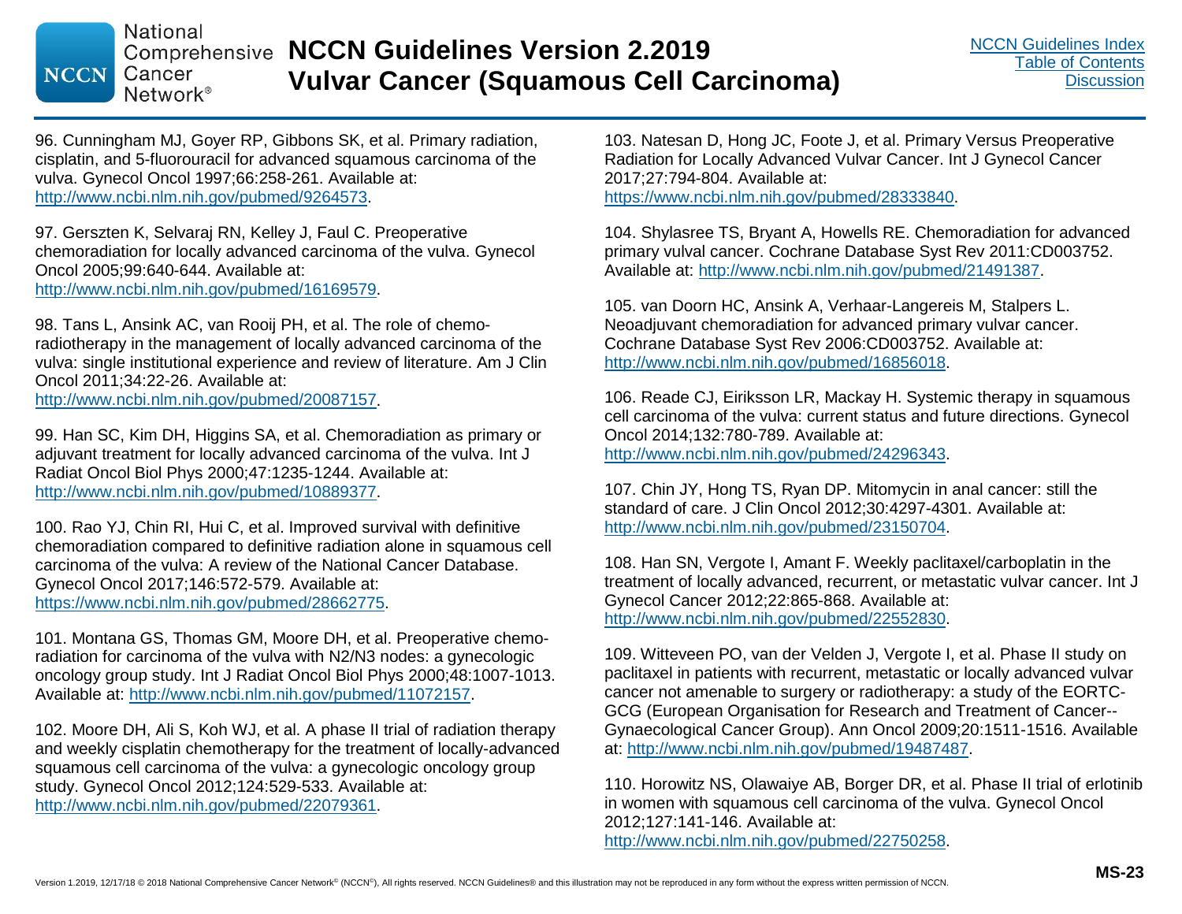96. Cunningham MJ, Goyer RP, Gibbons SK, et al. Primary radiation, cisplatin, and 5-fluorouracil for advanced squamous carcinoma of the vulva. Gynecol Oncol 1997;66:258-261. Available at: http://www.ncbi.nlm.nih.gov/pubmed/9264573.

97. Gerszten K, Selvaraj RN, Kelley J, Faul C. Preoperative chemoradiation for locally advanced carcinoma of the vulva. Gynecol Oncol 2005;99:640-644. Available at: http://www.ncbi.nlm.nih.gov/pubmed/16169579.

98. Tans L, Ansink AC, van Rooij PH, et al. The role of chemo-radiotherapy in the management of locally advanced carcinoma of the vulva: single institutional experience and review of literature. Am J Clin Oncol 2011;34:22-26. Available at: http://www.ncbi.nlm.nih.gov/pubmed/20087157.

99. Han SC, Kim DH, Higgins SA, et al. Chemoradiation as primary or adjuvant treatment for locally advanced carcinoma of the vulva. Int J Radiat Oncol Biol Phys 2000;47:1235-1244. Available at: http://www.ncbi.nlm.nih.gov/pubmed/10889377.

100. Rao YJ, Chin RI, Hui C, et al. Improved survival with definitive chemoradiation compared to definitive radiation alone in squamous cell carcinoma of the vulva: A review of the National Cancer Database. Gynecol Oncol 2017;146:572-579. Available at: https://www.ncbi.nlm.nih.gov/pubmed/28662775.

101. Montana GS, Thomas GM, Moore DH, et al. Preoperative chemo-radiation for carcinoma of the vulva with N2/N3 nodes: a gynecologic oncology group study. Int J Radiat Oncol Biol Phys 2000;48:1007-1013. Available at: http://www.ncbi.nlm.nih.gov/pubmed/11072157.

102. Moore DH, Ali S, Koh WJ, et al. A phase II trial of radiation therapy and weekly cisplatin chemotherapy for the treatment of locally-advanced squamous cell carcinoma of the vulva: a gynecologic oncology group study. Gynecol Oncol 2012;124:529-533. Available at: http://www.ncbi.nlm.nih.gov/pubmed/22079361.

103. Natesan D, Hong JC, Foote J, et al. Primary Versus Preoperative Radiation for Locally Advanced Vulvar Cancer. Int J Gynecol Cancer 2017;27:794-804. Available at: https://www.ncbi.nlm.nih.gov/pubmed/28333840.

104. Shylasree TS, Bryant A, Howells RE. Chemoradiation for advanced primary vulval cancer. Cochrane Database Syst Rev 2011:CD003752. Available at: http://www.ncbi.nlm.nih.gov/pubmed/21491387.

105. van Doorn HC, Ansink A, Verhaar-Langereis M, Stalpers L. Neoadjuvant chemoradiation for advanced primary vulvar cancer. Cochrane Database Syst Rev 2006:CD003752. Available at: http://www.ncbi.nlm.nih.gov/pubmed/16856018.

106. Reade CJ, Eiriksson LR, Mackay H. Systemic therapy in squamous cell carcinoma of the vulva: current status and future directions. Gynecol Oncol 2014;132:780-789. Available at: http://www.ncbi.nlm.nih.gov/pubmed/24296343.

107. Chin JY, Hong TS, Ryan DP. Mitomycin in anal cancer: still the standard of care. J Clin Oncol 2012;30:4297-4301. Available at: http://www.ncbi.nlm.nih.gov/pubmed/23150704.

108. Han SN, Vergote I, Amant F. Weekly paclitaxel/carboplatin in the treatment of locally advanced, recurrent, or metastatic vulvar cancer. Int J Gynecol Cancer 2012;22:865-868. Available at: http://www.ncbi.nlm.nih.gov/pubmed/22552830.

109. Witteveen PO, van der Velden J, Vergote I, et al. Phase II study on paclitaxel in patients with recurrent, metastatic or locally advanced vulvar cancer not amenable to surgery or radiotherapy: a study of the EORTC-GCG (European Organisation for Research and Treatment of Cancer--Gynaecological Cancer Group). Ann Oncol 2009;20:1511-1516. Available at: http://www.ncbi.nlm.nih.gov/pubmed/19487487.

110. Horowitz NS, Olawaiye AB, Borger DR, et al. Phase II trial of erlotinib in women with squamous cell carcinoma of the vulva. Gynecol Oncol 2012;127:141-146. Available at: http://www.ncbi.nlm.nih.gov/pubmed/22750258.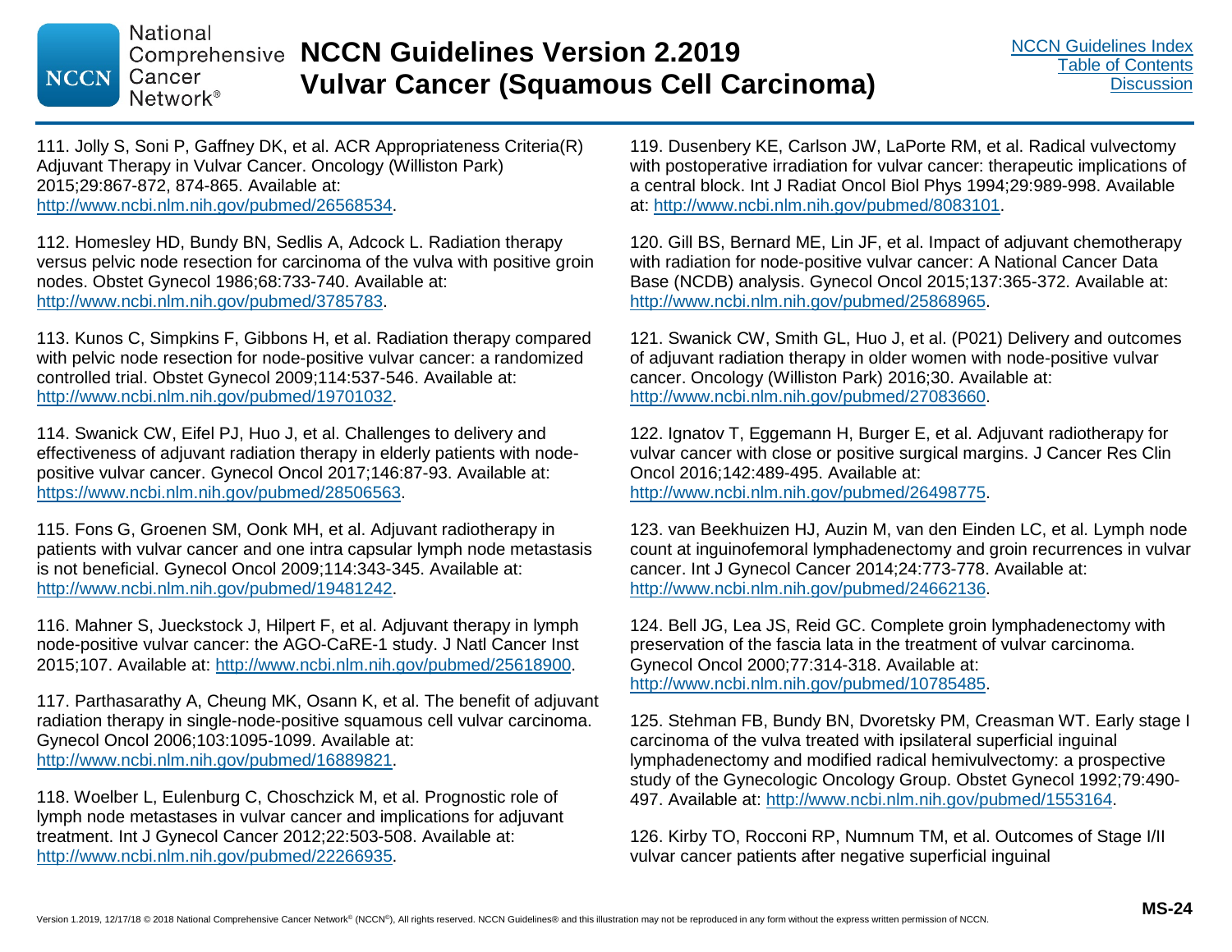111. Jolly S, Soni P, Gaffney DK, et al. ACR Appropriateness Criteria(R) Adjuvant Therapy in Vulvar Cancer. Oncology (Williston Park) 2015;29:867-872, 874-865. Available at: http://www.ncbi.nlm.nih.gov/pubmed/26568534.

112. Homesley HD, Bundy BN, Sedlis A, Adcock L. Radiation therapy versus pelvic node resection for carcinoma of the vulva with positive groin nodes. Obstet Gynecol 1986;68:733-740. Available at: http://www.ncbi.nlm.nih.gov/pubmed/3785783.

113. Kunos C, Simpkins F, Gibbons H, et al. Radiation therapy compared with pelvic node resection for node-positive vulvar cancer: a randomized controlled trial. Obstet Gynecol 2009;114:537-546. Available at: http://www.ncbi.nlm.nih.gov/pubmed/19701032.

114. Swanick CW, Eifel PJ, Huo J, et al. Challenges to delivery and effectiveness of adjuvant radiation therapy in elderly patients with node-positive vulvar cancer. Gynecol Oncol 2017;146:87-93. Available at: https://www.ncbi.nlm.nih.gov/pubmed/28506563.

115. Fons G, Groenen SM, Oonk MH, et al. Adjuvant radiotherapy in patients with vulvar cancer and one intra capsular lymph node metastasis is not beneficial. Gynecol Oncol 2009;114:343-345. Available at: http://www.ncbi.nlm.nih.gov/pubmed/19481242.

116. Mahner S, Jueckstock J, Hilpert F, et al. Adjuvant therapy in lymph node-positive vulvar cancer: the AGO-CaRE-1 study. J Natl Cancer Inst 2015;107. Available at: http://www.ncbi.nlm.nih.gov/pubmed/25618900.

117. Parthasarathy A, Cheung MK, Osann K, et al. The benefit of adjuvant radiation therapy in single-node-positive squamous cell vulvar carcinoma. Gynecol Oncol 2006;103:1095-1099. Available at: http://www.ncbi.nlm.nih.gov/pubmed/16889821.

118. Woelber L, Eulenburg C, Choschzick M, et al. Prognostic role of lymph node metastases in vulvar cancer and implications for adjuvant treatment. Int J Gynecol Cancer 2012;22:503-508. Available at: http://www.ncbi.nlm.nih.gov/pubmed/22266935.

119. Dusenbery KE, Carlson JW, LaPorte RM, et al. Radical vulvectomy with postoperative irradiation for vulvar cancer: therapeutic implications of a central block. Int J Radiat Oncol Biol Phys 1994;29:989-998. Available at: http://www.ncbi.nlm.nih.gov/pubmed/8083101.

120. Gill BS, Bernard ME, Lin JF, et al. Impact of adjuvant chemotherapy with radiation for node-positive vulvar cancer: A National Cancer Data Base (NCDB) analysis. Gynecol Oncol 2015;137:365-372. Available at: http://www.ncbi.nlm.nih.gov/pubmed/25868965.

121. Swanick CW, Smith GL, Huo J, et al. (P021) Delivery and outcomes of adjuvant radiation therapy in older women with node-positive vulvar cancer. Oncology (Williston Park) 2016;30. Available at: http://www.ncbi.nlm.nih.gov/pubmed/27083660.

122. Ignatov T, Eggemann H, Burger E, et al. Adjuvant radiotherapy for vulvar cancer with close or positive surgical margins. J Cancer Res Clin Oncol 2016;142:489-495. Available at: http://www.ncbi.nlm.nih.gov/pubmed/26498775.

123. van Beekhuizen HJ, Auzin M, van den Einden LC, et al. Lymph node count at inguinofemoral lymphadenectomy and groin recurrences in vulvar cancer. Int J Gynecol Cancer 2014;24:773-778. Available at: http://www.ncbi.nlm.nih.gov/pubmed/24662136.

124. Bell JG, Lea JS, Reid GC. Complete groin lymphadenectomy with preservation of the fascia lata in the treatment of vulvar carcinoma. Gynecol Oncol 2000;77:314-318. Available at: http://www.ncbi.nlm.nih.gov/pubmed/10785485.

125. Stehman FB, Bundy BN, Dvoretsky PM, Creasman WT. Early stage I carcinoma of the vulva treated with ipsilateral superficial inguinal lymphadenectomy and modified radical hemivulvectomy: a prospective study of the Gynecologic Oncology Group. Obstet Gynecol 1992;79:490-497. Available at: http://www.ncbi.nlm.nih.gov/pubmed/1553164.

126. Kirby TO, Rocconi RP, Numnum TM, et al. Outcomes of Stage I/II vulvar cancer patients after negative superficial inguinal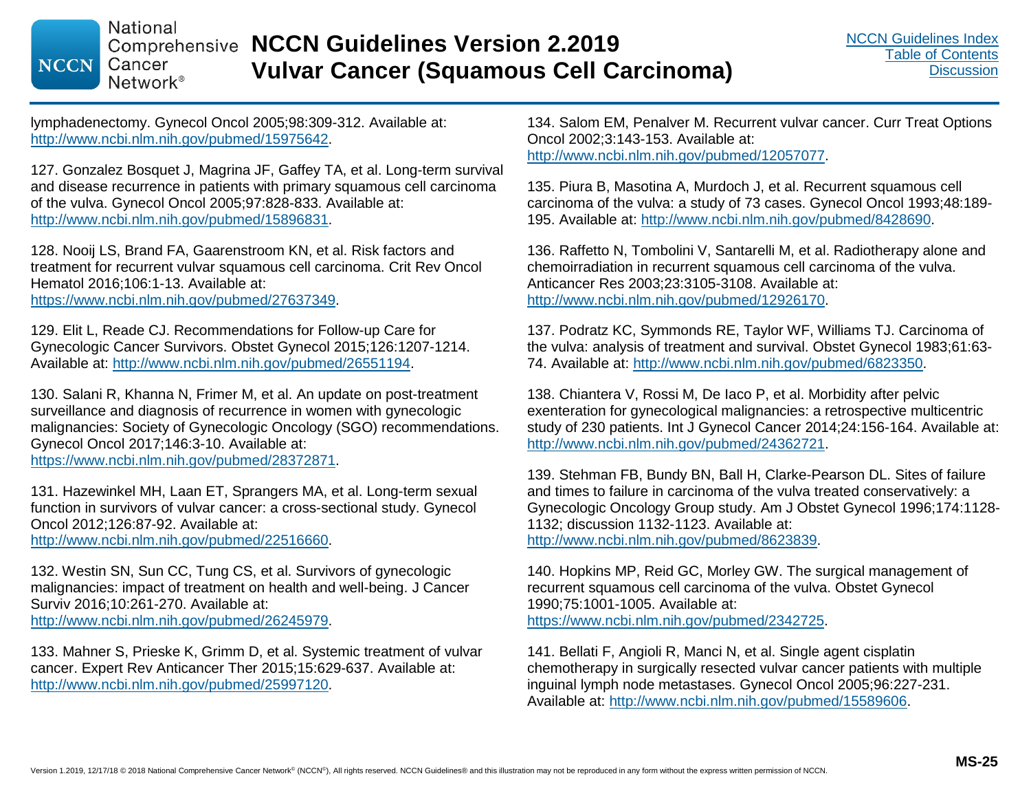lymphadenectomy. Gynecol Oncol 2005;98:309-312. Available at: http://www.ncbi.nlm.nih.gov/pubmed/15975642.

127. Gonzalez Bosquet J, Magrina JF, Gaffey TA, et al. Long-term survival and disease recurrence in patients with primary squamous cell carcinoma of the vulva. Gynecol Oncol 2005;97:828-833. Available at: http://www.ncbi.nlm.nih.gov/pubmed/15896831.

128. Nooij LS, Brand FA, Gaarenstroom KN, et al. Risk factors and treatment for recurrent vulvar squamous cell carcinoma. Crit Rev Oncol Hematol 2016;106:1-13. Available at: https://www.ncbi.nlm.nih.gov/pubmed/27637349.

129. Elit L, Reade CJ. Recommendations for Follow-up Care for Gynecologic Cancer Survivors. Obstet Gynecol 2015;126:1207-1214. Available at: http://www.ncbi.nlm.nih.gov/pubmed/26551194.

130. Salani R, Khanna N, Frimer M, et al. An update on post-treatment surveillance and diagnosis of recurrence in women with gynecologic malignancies: Society of Gynecologic Oncology (SGO) recommendations. Gynecol Oncol 2017;146:3-10. Available at: https://www.ncbi.nlm.nih.gov/pubmed/28372871.

131. Hazewinkel MH, Laan ET, Sprangers MA, et al. Long-term sexual function in survivors of vulvar cancer: a cross-sectional study. Gynecol Oncol 2012;126:87-92. Available at: http://www.ncbi.nlm.nih.gov/pubmed/22516660.

132. Westin SN, Sun CC, Tung CS, et al. Survivors of gynecologic malignancies: impact of treatment on health and well-being. J Cancer Surviv 2016;10:261-270. Available at: http://www.ncbi.nlm.nih.gov/pubmed/26245979.

133. Mahner S, Prieske K, Grimm D, et al. Systemic treatment of vulvar cancer. Expert Rev Anticancer Ther 2015;15:629-637. Available at: http://www.ncbi.nlm.nih.gov/pubmed/25997120.

134. Salom EM, Penalver M. Recurrent vulvar cancer. Curr Treat Options Oncol 2002;3:143-153. Available at: http://www.ncbi.nlm.nih.gov/pubmed/12057077.

135. Piura B, Masotina A, Murdoch J, et al. Recurrent squamous cell carcinoma of the vulva: a study of 73 cases. Gynecol Oncol 1993;48:189-195. Available at: http://www.ncbi.nlm.nih.gov/pubmed/8428690.

136. Raffetto N, Tombolini V, Santarelli M, et al. Radiotherapy alone and chemoirradiation in recurrent squamous cell carcinoma of the vulva. Anticancer Res 2003;23:3105-3108. Available at: http://www.ncbi.nlm.nih.gov/pubmed/12926170.

137. Podratz KC, Symmonds RE, Taylor WF, Williams TJ. Carcinoma of the vulva: analysis of treatment and survival. Obstet Gynecol 1983;61:63-74. Available at: http://www.ncbi.nlm.nih.gov/pubmed/6823350.

138. Chiantera V, Rossi M, De Iaco P, et al. Morbidity after pelvic exenteration for gynecological malignancies: a retrospective multicentric study of 230 patients. Int J Gynecol Cancer 2014;24:156-164. Available at: http://www.ncbi.nlm.nih.gov/pubmed/24362721.

139. Stehman FB, Bundy BN, Ball H, Clarke-Pearson DL. Sites of failure and times to failure in carcinoma of the vulva treated conservatively: a Gynecologic Oncology Group study. Am J Obstet Gynecol 1996;174:1128-1132; discussion 1132-1123. Available at: http://www.ncbi.nlm.nih.gov/pubmed/8623839.

140. Hopkins MP, Reid GC, Morley GW. The surgical management of recurrent squamous cell carcinoma of the vulva. Obstet Gynecol 1990;75:1001-1005. Available at: https://www.ncbi.nlm.nih.gov/pubmed/2342725.

141. Bellati F, Angioli R, Manci N, et al. Single agent cisplatin chemotherapy in surgically resected vulvar cancer patients with multiple inguinal lymph node metastases. Gynecol Oncol 2005;96:227-231. Available at: http://www.ncbi.nlm.nih.gov/pubmed/15589606.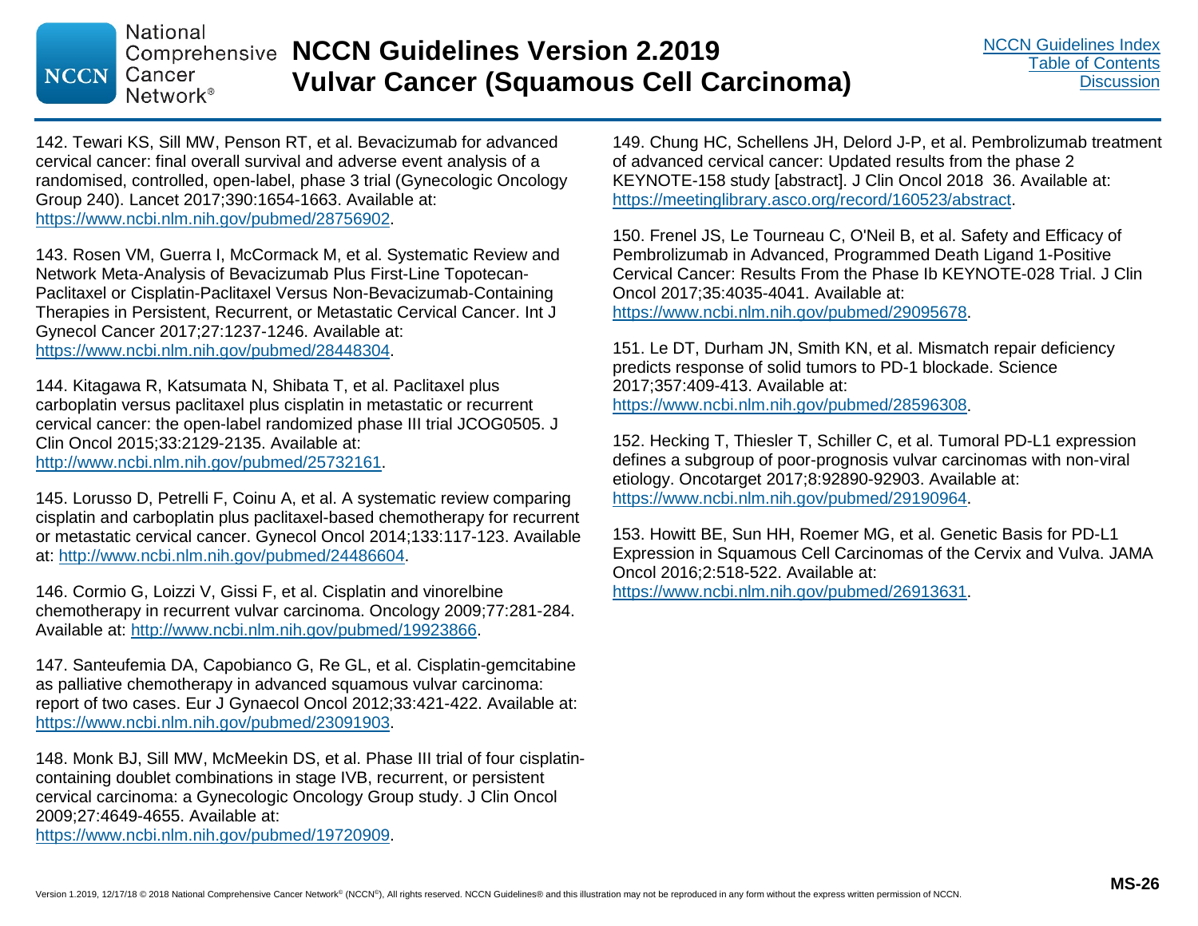142. Tewari KS, Sill MW, Penson RT, et al. Bevacizumab for advanced cervical cancer: final overall survival and adverse event analysis of a randomised, controlled, open-label, phase 3 trial (Gynecologic Oncology Group 240). Lancet 2017;390:1654-1663. Available at: https://www.ncbi.nlm.nih.gov/pubmed/28756902.

143. Rosen VM, Guerra I, McCormack M, et al. Systematic Review and Network Meta-Analysis of Bevacizumab Plus First-Line Topotecan-Paclitaxel or Cisplatin-Paclitaxel Versus Non-Bevacizumab-Containing Therapies in Persistent, Recurrent, or Metastatic Cervical Cancer. Int J Gynecol Cancer 2017;27:1237-1246. Available at: https://www.ncbi.nlm.nih.gov/pubmed/28448304.

144. Kitagawa R, Katsumata N, Shibata T, et al. Paclitaxel plus carboplatin versus paclitaxel plus cisplatin in metastatic or recurrent cervical cancer: the open-label randomized phase III trial JCOG0505. J Clin Oncol 2015;33:2129-2135. Available at: http://www.ncbi.nlm.nih.gov/pubmed/25732161.

145. Lorusso D, Petrelli F, Coinu A, et al. A systematic review comparing cisplatin and carboplatin plus paclitaxel-based chemotherapy for recurrent or metastatic cervical cancer. Gynecol Oncol 2014;133:117-123. Available at: http://www.ncbi.nlm.nih.gov/pubmed/24486604.

146. Cormio G, Loizzi V, Gissi F, et al. Cisplatin and vinorelbine chemotherapy in recurrent vulvar carcinoma. Oncology 2009;77:281-284. Available at: http://www.ncbi.nlm.nih.gov/pubmed/19923866.

147. Santeufemia DA, Capobianco G, Re GL, et al. Cisplatin-gemcitabine as palliative chemotherapy in advanced squamous vulvar carcinoma: report of two cases. Eur J Gynaecol Oncol 2012;33:421-422. Available at: https://www.ncbi.nlm.nih.gov/pubmed/23091903.

148. Monk BJ, Sill MW, McMeekin DS, et al. Phase III trial of four cisplatin-containing doublet combinations in stage IVB, recurrent, or persistent cervical carcinoma: a Gynecologic Oncology Group study. J Clin Oncol 2009;27:4649-4655. Available at: https://www.ncbi.nlm.nih.gov/pubmed/19720909.

149. Chung HC, Schellens JH, Delord J-P, et al. Pembrolizumab treatment of advanced cervical cancer: Updated results from the phase 2 KEYNOTE-158 study [abstract]. J Clin Oncol 2018 36. Available at: https://meetinglibrary.asco.org/record/160523/abstract.

150. Frenel JS, Le Tourneau C, O'Neil B, et al. Safety and Efficacy of Pembrolizumab in Advanced, Programmed Death Ligand 1-Positive Cervical Cancer: Results From the Phase Ib KEYNOTE-028 Trial. J Clin Oncol 2017;35:4035-4041. Available at: https://www.ncbi.nlm.nih.gov/pubmed/29095678.

151. Le DT, Durham JN, Smith KN, et al. Mismatch repair deficiency predicts response of solid tumors to PD-1 blockade. Science 2017;357:409-413. Available at: https://www.ncbi.nlm.nih.gov/pubmed/28596308.

152. Hecking T, Thiesler T, Schiller C, et al. Tumoral PD-L1 expression defines a subgroup of poor-prognosis vulvar carcinomas with non-viral etiology. Oncotarget 2017;8:92890-92903. Available at: https://www.ncbi.nlm.nih.gov/pubmed/29190964.

153. Howitt BE, Sun HH, Roemer MG, et al. Genetic Basis for PD-L1 Expression in Squamous Cell Carcinomas of the Cervix and Vulva. JAMA Oncol 2016;2:518-522. Available at: https://www.ncbi.nlm.nih.gov/pubmed/26913631.